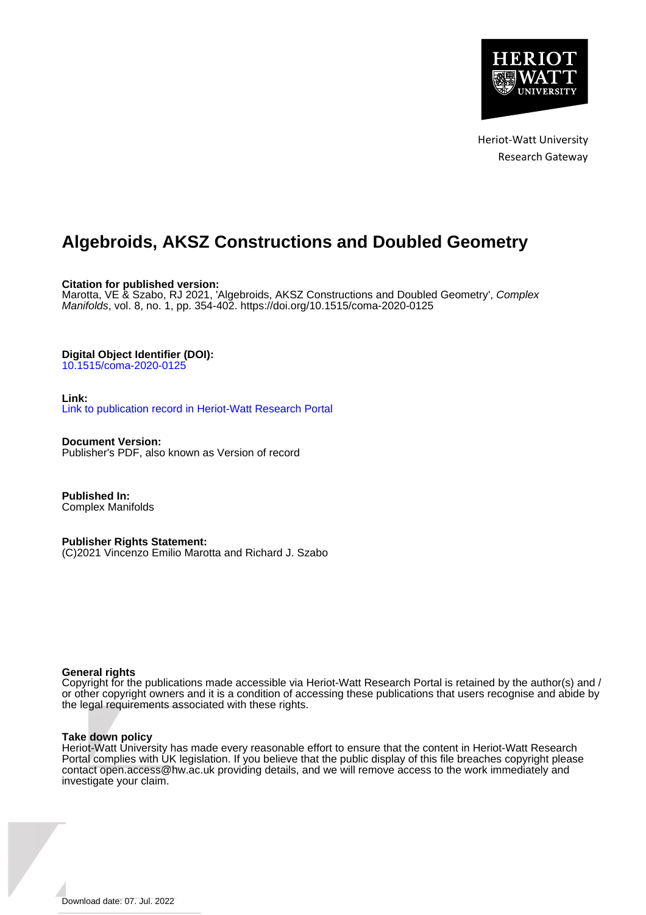Heriot-Watt University
Research Gateway

# Algebroids, AKSZ Constructions and Doubled Geometry

**Citation for published version:**
Marotta, VE & Szabo, RJ 2021, 'Algebroids, AKSZ Constructions and Doubled Geometry', *Complex Manifolds*, vol. 8, no. 1, pp. 354-402. https://doi.org/10.1515/coma-2020-0125

**Digital Object Identifier (DOI):**
10.1515/coma-2020-0125

**Link:**
Link to publication record in Heriot-Watt Research Portal

**Document Version:**
Publisher's PDF, also known as Version of record

**Published In:**
Complex Manifolds

**Publisher Rights Statement:**
(C)2021 Vincenzo Emilio Marotta and Richard J. Szabo

**General rights**
Copyright for the publications made accessible via Heriot-Watt Research Portal is retained by the author(s) and / or other copyright owners and it is a condition of accessing these publications that users recognise and abide by the legal requirements associated with these rights.

**Take down policy**
Heriot-Watt University has made every reasonable effort to ensure that the content in Heriot-Watt Research Portal complies with UK legislation. If you believe that the public display of this file breaches copyright please contact open.access@hw.ac.uk providing details, and we will remove access to the work immediately and investigate your claim.

Download date: 07. Jul. 2022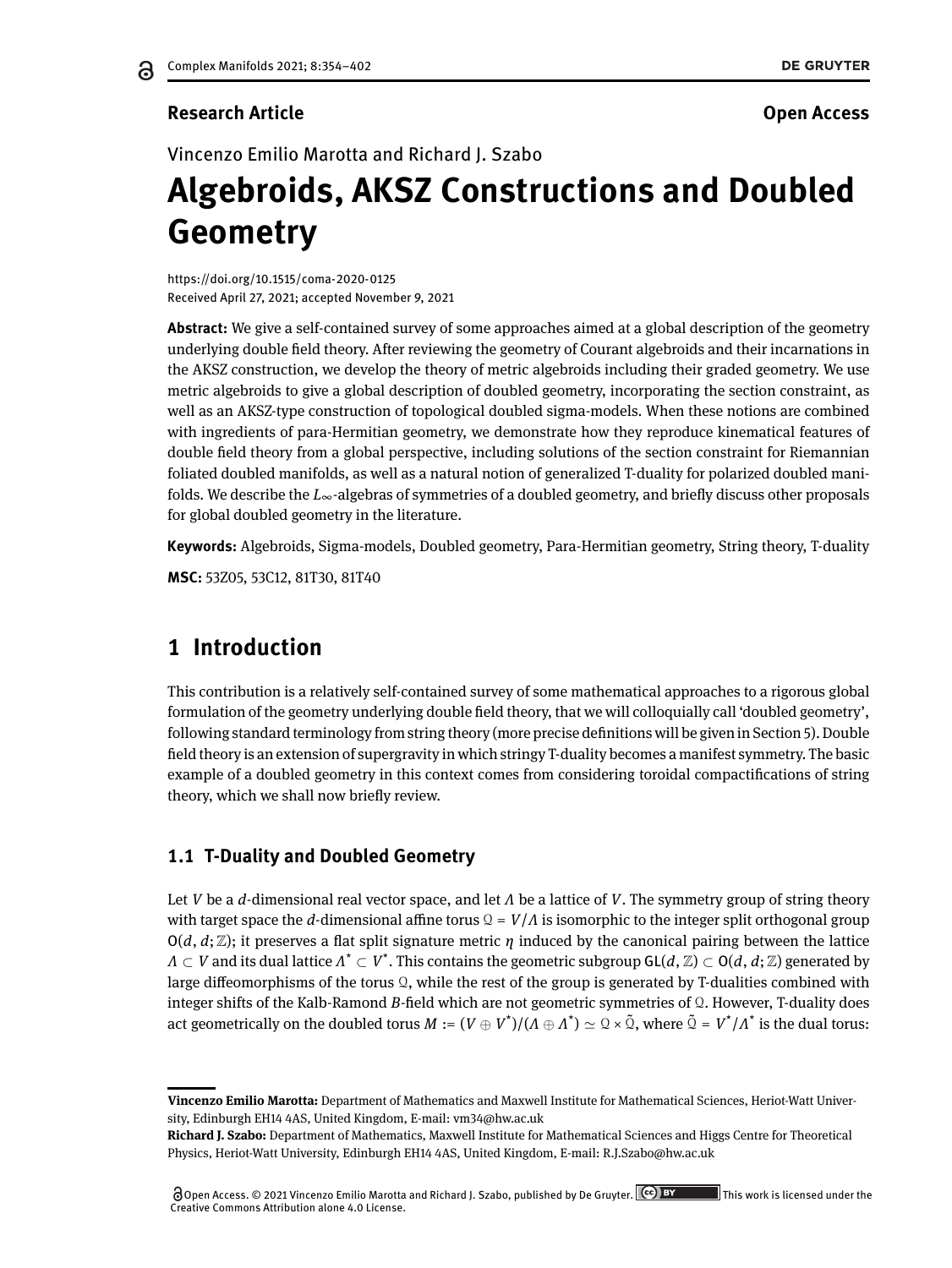Vincenzo Emilio Marotta and Richard J. Szabo

# Algebroids, AKSZ Constructions and Doubled Geometry

https://doi.org/10.1515/coma-2020-0125
Received April 27, 2021; accepted November 9, 2021

**Research Article** **Open Access**

**Abstract:** We give a self-contained survey of some approaches aimed at a global description of the geometry underlying double field theory. After reviewing the geometry of Courant algebroids and their incarnations in the AKSZ construction, we develop the theory of metric algebroids including their graded geometry. We use metric algebroids to give a global description of doubled geometry, incorporating the section constraint, as well as an AKSZ-type construction of topological doubled sigma-models. When these notions are combined with ingredients of para-Hermitian geometry, we demonstrate how they reproduce kinematical features of double field theory from a global perspective, including solutions of the section constraint for Riemannian foliated doubled manifolds, as well as a natural notion of generalized T-duality for polarized doubled manifolds. We describe the $L_\infty$-algebras of symmetries of a doubled geometry, and briefly discuss other proposals for global doubled geometry in the literature.

**Keywords:** Algebroids, Sigma-models, Doubled geometry, Para-Hermitian geometry, String theory, T-duality

**MSC:** 53Z05, 53C12, 81T30, 81T40

## 1 Introduction

This contribution is a relatively self-contained survey of some mathematical approaches to a rigorous global formulation of the geometry underlying double field theory, that we will colloquially call 'doubled geometry', following standard terminology from string theory (more precise definitions will be given in Section 5). Double field theory is an extension of supergravity in which stringy T-duality becomes a manifest symmetry. The basic example of a doubled geometry in this context comes from considering toroidal compactifications of string theory, which we shall now briefly review.

### 1.1 T-Duality and Doubled Geometry

Let $V$ be a $d$-dimensional real vector space, and let $\Lambda$ be a lattice of $V$. The symmetry group of string theory with target space the $d$-dimensional affine torus $\mathcal{Q} = V/\Lambda$ is isomorphic to the integer split orthogonal group $\mathsf{O}(d, d; \mathbb{Z})$; it preserves a flat split signature metric $\eta$ induced by the canonical pairing between the lattice $\Lambda \subset V$ and its dual lattice $\Lambda^* \subset V^*$. This contains the geometric subgroup $\mathsf{GL}(d, \mathbb{Z}) \subset \mathsf{O}(d, d; \mathbb{Z})$ generated by large diffeomorphisms of the torus $\mathcal{Q}$, while the rest of the group is generated by T-dualities combined with integer shifts of the Kalb-Ramond $B$-field which are not geometric symmetries of $\mathcal{Q}$. However, T-duality does act geometrically on the doubled torus $M := (V \oplus V^*)/(\Lambda \oplus \Lambda^*) \simeq \mathcal{Q} \times \tilde{\mathcal{Q}}$, where $\tilde{\mathcal{Q}} = V^*/\Lambda^*$ is the dual torus:

**Vincenzo Emilio Marotta:** Department of Mathematics and Maxwell Institute for Mathematical Sciences, Heriot-Watt University, Edinburgh EH14 4AS, United Kingdom, E-mail: vm34@hw.ac.uk

**Richard J. Szabo:** Department of Mathematics, Maxwell Institute for Mathematical Sciences and Higgs Centre for Theoretical Physics, Heriot-Watt University, Edinburgh EH14 4AS, United Kingdom, E-mail: R.J.Szabo@hw.ac.uk

Open Access. © 2021 Vincenzo Emilio Marotta and Richard J. Szabo, published by De Gruyter. This work is licensed under the Creative Commons Attribution alone 4.0 License.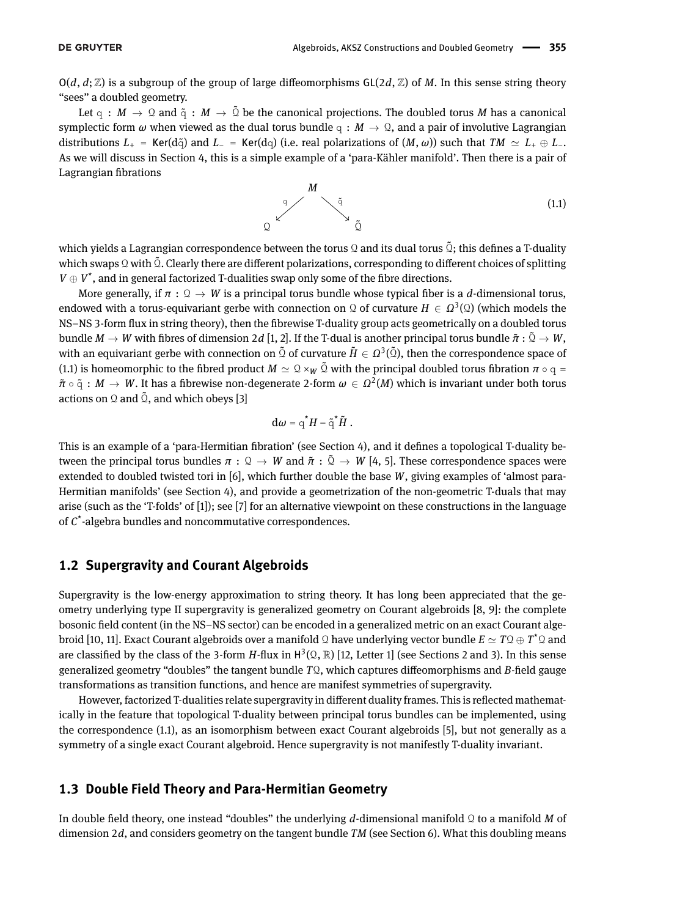$\mathsf{O}(d,d;\mathbb{Z})$ is a subgroup of the group of large diffeomorphisms $\mathsf{GL}(2d,\mathbb{Z})$ of $M$. In this sense string theory "sees" a doubled geometry.

Let $\mathrm{q} : M \to \mathcal{Q}$ and $\tilde{\mathrm{q}} : M \to \tilde{\mathcal{Q}}$ be the canonical projections. The doubled torus $M$ has a canonical symplectic form $\omega$ when viewed as the dual torus bundle $\mathrm{q} : M \to \mathcal{Q}$, and a pair of involutive Lagrangian distributions $L_+ = \mathsf{Ker}(\mathrm{d}\tilde{\mathrm{q}})$ and $L_- = \mathsf{Ker}(\mathrm{d}\mathrm{q})$ (i.e. real polarizations of $(M,\omega)$) such that $TM \simeq L_+ \oplus L_-$. As we will discuss in Section 4, this is a simple example of a 'para-Kähler manifold'. Then there is a pair of Lagrangian fibrations

$$\begin{array}{ccc} & M & \\ {}^{\mathrm{q}}\swarrow & & \searrow^{\tilde{\mathrm{q}}} \\ \mathcal{Q} & & \tilde{\mathcal{Q}} \end{array} \tag{1.1}$$

which yields a Lagrangian correspondence between the torus $\mathcal{Q}$ and its dual torus $\tilde{\mathcal{Q}}$; this defines a T-duality which swaps $\mathcal{Q}$ with $\tilde{\mathcal{Q}}$. Clearly there are different polarizations, corresponding to different choices of splitting $V \oplus V^*$, and in general factorized T-dualities swap only some of the fibre directions.

More generally, if $\pi : \mathcal{Q} \to W$ is a principal torus bundle whose typical fiber is a $d$-dimensional torus, endowed with a torus-equivariant gerbe with connection on $\mathcal{Q}$ of curvature $H \in \Omega^3(\mathcal{Q})$ (which models the NS–NS 3-form flux in string theory), then the fibrewise T-duality group acts geometrically on a doubled torus bundle $M \to W$ with fibres of dimension $2d$ [1, 2]. If the T-dual is another principal torus bundle $\tilde{\pi} : \tilde{\mathcal{Q}} \to W$, with an equivariant gerbe with connection on $\tilde{\mathcal{Q}}$ of curvature $\tilde{H} \in \Omega^3(\tilde{\mathcal{Q}})$, then the correspondence space of (1.1) is homeomorphic to the fibred product $M \simeq \mathcal{Q} \times_W \tilde{\mathcal{Q}}$ with the principal doubled torus fibration $\pi \circ \mathrm{q} = \tilde{\pi} \circ \tilde{\mathrm{q}} : M \to W$. It has a fibrewise non-degenerate 2-form $\omega \in \Omega^2(M)$ which is invariant under both torus actions on $\mathcal{Q}$ and $\tilde{\mathcal{Q}}$, and which obeys [3]

$$\mathrm{d}\omega = \mathrm{q}^* H - \tilde{\mathrm{q}}^* \tilde{H} \ .$$

This is an example of a 'para-Hermitian fibration' (see Section 4), and it defines a topological T-duality between the principal torus bundles $\pi : \mathcal{Q} \to W$ and $\tilde{\pi} : \tilde{\mathcal{Q}} \to W$ [4, 5]. These correspondence spaces were extended to doubled twisted tori in [6], which further double the base $W$, giving examples of 'almost para-Hermitian manifolds' (see Section 4), and provide a geometrization of the non-geometric T-duals that may arise (such as the 'T-folds' of [1]); see [7] for an alternative viewpoint on these constructions in the language of $C^*$-algebra bundles and noncommutative correspondences.

## 1.2 Supergravity and Courant Algebroids

Supergravity is the low-energy approximation to string theory. It has long been appreciated that the geometry underlying type II supergravity is generalized geometry on Courant algebroids [8, 9]: the complete bosonic field content (in the NS–NS sector) can be encoded in a generalized metric on an exact Courant algebroid [10, 11]. Exact Courant algebroids over a manifold $\mathcal{Q}$ have underlying vector bundle $E \simeq T\mathcal{Q} \oplus T^*\mathcal{Q}$ and are classified by the class of the 3-form $H$-flux in $\mathsf{H}^3(\mathcal{Q},\mathbb{R})$ [12, Letter 1] (see Sections 2 and 3). In this sense generalized geometry "doubles" the tangent bundle $T\mathcal{Q}$, which captures diffeomorphisms and $B$-field gauge transformations as transition functions, and hence are manifest symmetries of supergravity.

However, factorized T-dualities relate supergravity in different duality frames. This is reflected mathematically in the feature that topological T-duality between principal torus bundles can be implemented, using the correspondence (1.1), as an isomorphism between exact Courant algebroids [5], but not generally as a symmetry of a single exact Courant algebroid. Hence supergravity is not manifestly T-duality invariant.

## 1.3 Double Field Theory and Para-Hermitian Geometry

In double field theory, one instead "doubles" the underlying $d$-dimensional manifold $\mathcal{Q}$ to a manifold $M$ of dimension $2d$, and considers geometry on the tangent bundle $TM$ (see Section 6). What this doubling means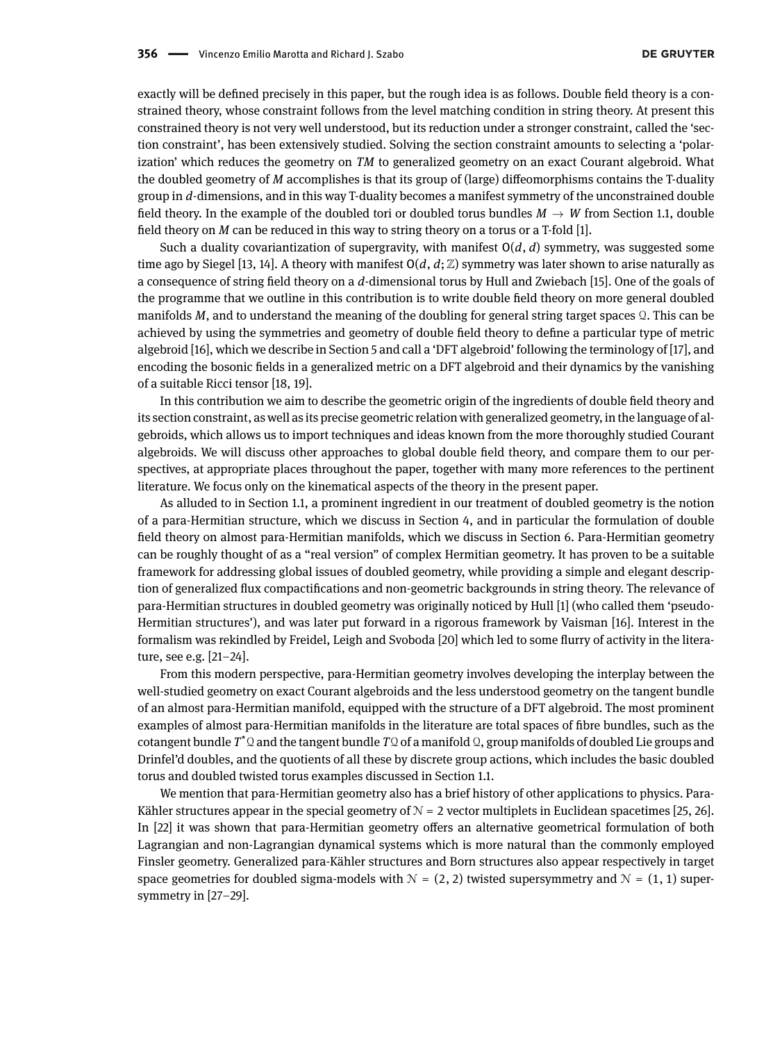exactly will be defined precisely in this paper, but the rough idea is as follows. Double field theory is a constrained theory, whose constraint follows from the level matching condition in string theory. At present this constrained theory is not very well understood, but its reduction under a stronger constraint, called the 'section constraint', has been extensively studied. Solving the section constraint amounts to selecting a 'polarization' which reduces the geometry on $TM$ to generalized geometry on an exact Courant algebroid. What the doubled geometry of $M$ accomplishes is that its group of (large) diffeomorphisms contains the T-duality group in $d$-dimensions, and in this way T-duality becomes a manifest symmetry of the unconstrained double field theory. In the example of the doubled tori or doubled torus bundles $M \to W$ from Section 1.1, double field theory on $M$ can be reduced in this way to string theory on a torus or a T-fold [1].

Such a duality covariantization of supergravity, with manifest $\mathsf{O}(d, d)$ symmetry, was suggested some time ago by Siegel [13, 14]. A theory with manifest $\mathsf{O}(d, d; \mathbb{Z})$ symmetry was later shown to arise naturally as a consequence of string field theory on a $d$-dimensional torus by Hull and Zwiebach [15]. One of the goals of the programme that we outline in this contribution is to write double field theory on more general doubled manifolds $M$, and to understand the meaning of the doubling for general string target spaces $\mathcal{Q}$. This can be achieved by using the symmetries and geometry of double field theory to define a particular type of metric algebroid [16], which we describe in Section 5 and call a 'DFT algebroid' following the terminology of [17], and encoding the bosonic fields in a generalized metric on a DFT algebroid and their dynamics by the vanishing of a suitable Ricci tensor [18, 19].

In this contribution we aim to describe the geometric origin of the ingredients of double field theory and its section constraint, as well as its precise geometric relation with generalized geometry, in the language of algebroids, which allows us to import techniques and ideas known from the more thoroughly studied Courant algebroids. We will discuss other approaches to global double field theory, and compare them to our perspectives, at appropriate places throughout the paper, together with many more references to the pertinent literature. We focus only on the kinematical aspects of the theory in the present paper.

As alluded to in Section 1.1, a prominent ingredient in our treatment of doubled geometry is the notion of a para-Hermitian structure, which we discuss in Section 4, and in particular the formulation of double field theory on almost para-Hermitian manifolds, which we discuss in Section 6. Para-Hermitian geometry can be roughly thought of as a "real version" of complex Hermitian geometry. It has proven to be a suitable framework for addressing global issues of doubled geometry, while providing a simple and elegant description of generalized flux compactifications and non-geometric backgrounds in string theory. The relevance of para-Hermitian structures in doubled geometry was originally noticed by Hull [1] (who called them 'pseudo-Hermitian structures'), and was later put forward in a rigorous framework by Vaisman [16]. Interest in the formalism was rekindled by Freidel, Leigh and Svoboda [20] which led to some flurry of activity in the literature, see e.g. [21–24].

From this modern perspective, para-Hermitian geometry involves developing the interplay between the well-studied geometry on exact Courant algebroids and the less understood geometry on the tangent bundle of an almost para-Hermitian manifold, equipped with the structure of a DFT algebroid. The most prominent examples of almost para-Hermitian manifolds in the literature are total spaces of fibre bundles, such as the cotangent bundle $T^*\mathcal{Q}$ and the tangent bundle $T\mathcal{Q}$ of a manifold $\mathcal{Q}$, group manifolds of doubled Lie groups and Drinfel'd doubles, and the quotients of all these by discrete group actions, which includes the basic doubled torus and doubled twisted torus examples discussed in Section 1.1.

We mention that para-Hermitian geometry also has a brief history of other applications to physics. Para-Kähler structures appear in the special geometry of $\mathcal{N} = 2$ vector multiplets in Euclidean spacetimes [25, 26]. In [22] it was shown that para-Hermitian geometry offers an alternative geometrical formulation of both Lagrangian and non-Lagrangian dynamical systems which is more natural than the commonly employed Finsler geometry. Generalized para-Kähler structures and Born structures also appear respectively in target space geometries for doubled sigma-models with $\mathcal{N} = (2, 2)$ twisted supersymmetry and $\mathcal{N} = (1, 1)$ supersymmetry in [27–29].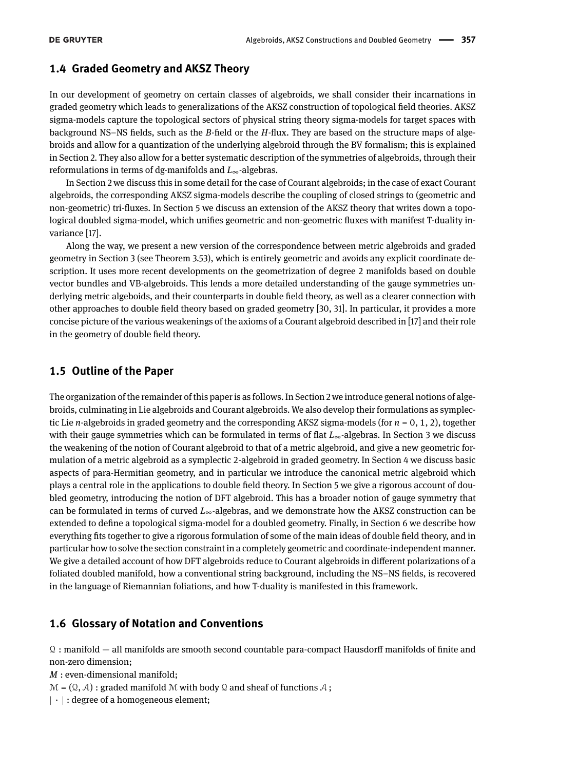## 1.4 Graded Geometry and AKSZ Theory

In our development of geometry on certain classes of algebroids, we shall consider their incarnations in graded geometry which leads to generalizations of the AKSZ construction of topological field theories. AKSZ sigma-models capture the topological sectors of physical string theory sigma-models for target spaces with background NS–NS fields, such as the *B*-field or the *H*-flux. They are based on the structure maps of algebroids and allow for a quantization of the underlying algebroid through the BV formalism; this is explained in Section 2. They also allow for a better systematic description of the symmetries of algebroids, through their reformulations in terms of dg-manifolds and $L_\infty$-algebras.

In Section 2 we discuss this in some detail for the case of Courant algebroids; in the case of exact Courant algebroids, the corresponding AKSZ sigma-models describe the coupling of closed strings to (geometric and non-geometric) tri-fluxes. In Section 5 we discuss an extension of the AKSZ theory that writes down a topological doubled sigma-model, which unifies geometric and non-geometric fluxes with manifest T-duality invariance [17].

Along the way, we present a new version of the correspondence between metric algebroids and graded geometry in Section 3 (see Theorem 3.53), which is entirely geometric and avoids any explicit coordinate description. It uses more recent developments on the geometrization of degree 2 manifolds based on double vector bundles and VB-algebroids. This lends a more detailed understanding of the gauge symmetries underlying metric algeboids, and their counterparts in double field theory, as well as a clearer connection with other approaches to double field theory based on graded geometry [30, 31]. In particular, it provides a more concise picture of the various weakenings of the axioms of a Courant algebroid described in [17] and their role in the geometry of double field theory.

## 1.5 Outline of the Paper

The organization of the remainder of this paper is as follows. In Section 2 we introduce general notions of algebroids, culminating in Lie algebroids and Courant algebroids. We also develop their formulations as symplectic Lie *n*-algebroids in graded geometry and the corresponding AKSZ sigma-models (for $n = 0, 1, 2$), together with their gauge symmetries which can be formulated in terms of flat $L_\infty$-algebras. In Section 3 we discuss the weakening of the notion of Courant algebroid to that of a metric algebroid, and give a new geometric formulation of a metric algebroid as a symplectic 2-algebroid in graded geometry. In Section 4 we discuss basic aspects of para-Hermitian geometry, and in particular we introduce the canonical metric algebroid which plays a central role in the applications to double field theory. In Section 5 we give a rigorous account of doubled geometry, introducing the notion of DFT algebroid. This has a broader notion of gauge symmetry that can be formulated in terms of curved $L_\infty$-algebras, and we demonstrate how the AKSZ construction can be extended to define a topological sigma-model for a doubled geometry. Finally, in Section 6 we describe how everything fits together to give a rigorous formulation of some of the main ideas of double field theory, and in particular how to solve the section constraint in a completely geometric and coordinate-independent manner. We give a detailed account of how DFT algebroids reduce to Courant algebroids in different polarizations of a foliated doubled manifold, how a conventional string background, including the NS–NS fields, is recovered in the language of Riemannian foliations, and how T-duality is manifested in this framework.

## 1.6 Glossary of Notation and Conventions

$\mathcal{Q}$ : manifold — all manifolds are smooth second countable para-compact Hausdorff manifolds of finite and non-zero dimension;
$M$ : even-dimensional manifold;
$\mathcal{M} = (\mathcal{Q}, \mathcal{A})$ : graded manifold $\mathcal{M}$ with body $\mathcal{Q}$ and sheaf of functions $\mathcal{A}$ ;
$|\cdot|$ : degree of a homogeneous element;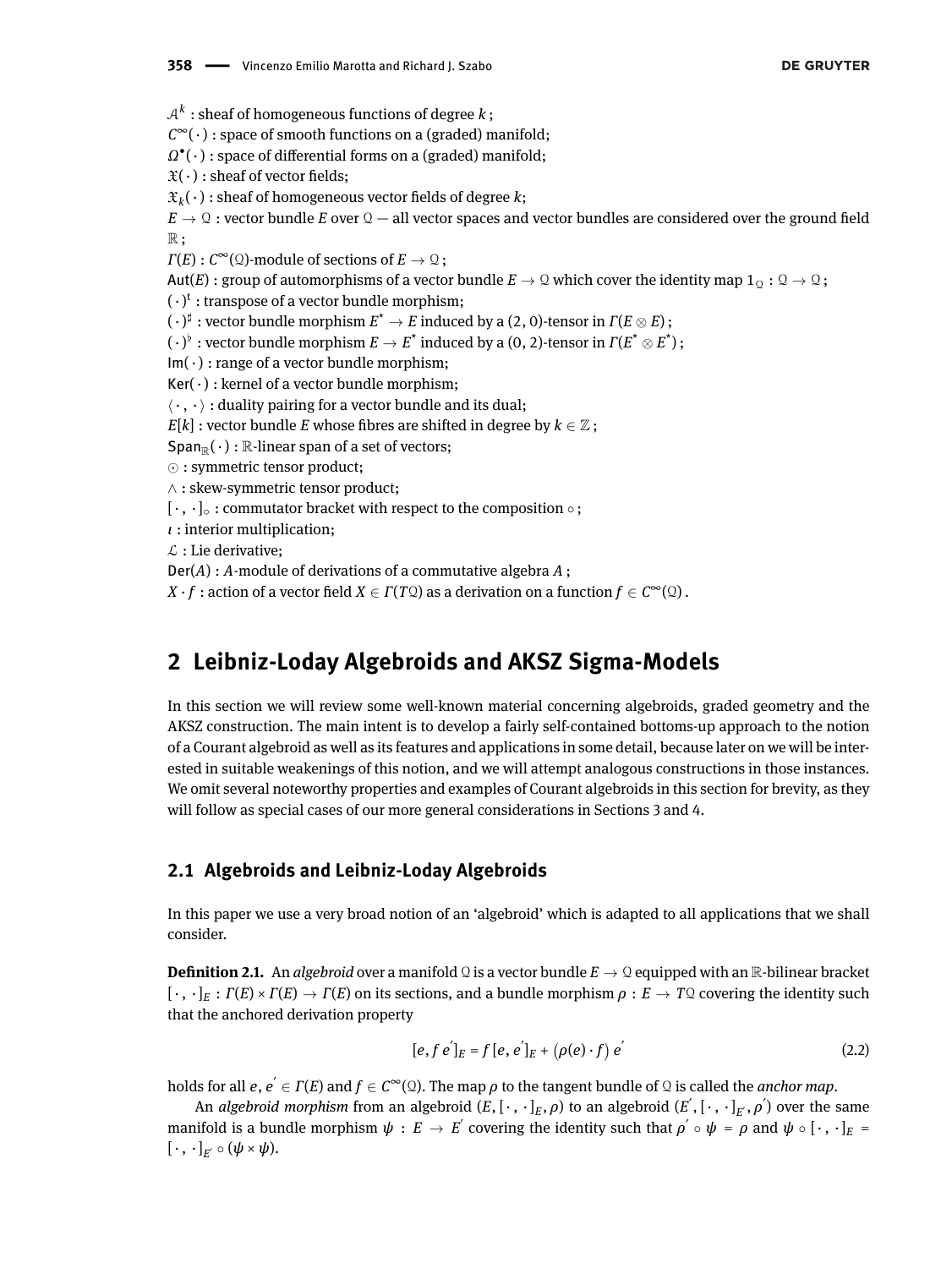$\mathcal{A}^k$ : sheaf of homogeneous functions of degree $k$ ;
$C^\infty(\,\cdot\,)$ : space of smooth functions on a (graded) manifold;
$\Omega^\bullet(\,\cdot\,)$ : space of differential forms on a (graded) manifold;
$\mathfrak{X}(\,\cdot\,)$ : sheaf of vector fields;
$\mathfrak{X}_k(\,\cdot\,)$ : sheaf of homogeneous vector fields of degree $k$;
$E \to \mathcal{Q}$ : vector bundle $E$ over $\mathcal{Q}$ — all vector spaces and vector bundles are considered over the ground field $\mathbb{R}$ ;
$\Gamma(E)$ : $C^\infty(\mathcal{Q})$-module of sections of $E \to \mathcal{Q}$ ;
$\mathsf{Aut}(E)$ : group of automorphisms of a vector bundle $E \to \mathcal{Q}$ which cover the identity map $1_{\mathcal{Q}} : \mathcal{Q} \to \mathcal{Q}$ ;
$(\,\cdot\,)^{\mathrm{t}}$ : transpose of a vector bundle morphism;
$(\,\cdot\,)^\sharp$ : vector bundle morphism $E^* \to E$ induced by a $(2,0)$-tensor in $\Gamma(E \otimes E)$ ;
$(\,\cdot\,)^\flat$ : vector bundle morphism $E \to E^*$ induced by a $(0,2)$-tensor in $\Gamma(E^* \otimes E^*)$ ;
$\mathsf{Im}(\,\cdot\,)$ : range of a vector bundle morphism;
$\mathsf{Ker}(\,\cdot\,)$ : kernel of a vector bundle morphism;
$\langle\,\cdot\,,\,\cdot\,\rangle$ : duality pairing for a vector bundle and its dual;
$E[k]$ : vector bundle $E$ whose fibres are shifted in degree by $k \in \mathbb{Z}$ ;
$\mathsf{Span}_{\mathbb{R}}(\,\cdot\,)$ : $\mathbb{R}$-linear span of a set of vectors;
$\odot$ : symmetric tensor product;
$\wedge$ : skew-symmetric tensor product;
$[\,\cdot\,,\,\cdot\,]_\circ$ : commutator bracket with respect to the composition $\circ$ ;
$\iota$ : interior multiplication;
$\mathcal{L}$ : Lie derivative;
$\mathsf{Der}(A)$ : $A$-module of derivations of a commutative algebra $A$ ;
$X \cdot f$ : action of a vector field $X \in \Gamma(T\mathcal{Q})$ as a derivation on a function $f \in C^\infty(\mathcal{Q})$ .

## 2 Leibniz-Loday Algebroids and AKSZ Sigma-Models

In this section we will review some well-known material concerning algebroids, graded geometry and the AKSZ construction. The main intent is to develop a fairly self-contained bottoms-up approach to the notion of a Courant algebroid as well as its features and applications in some detail, because later on we will be interested in suitable weakenings of this notion, and we will attempt analogous constructions in those instances. We omit several noteworthy properties and examples of Courant algebroids in this section for brevity, as they will follow as special cases of our more general considerations in Sections 3 and 4.

### 2.1 Algebroids and Leibniz-Loday Algebroids

In this paper we use a very broad notion of an 'algebroid' which is adapted to all applications that we shall consider.

**Definition 2.1.** An *algebroid* over a manifold $\mathcal{Q}$ is a vector bundle $E \to \mathcal{Q}$ equipped with an $\mathbb{R}$-bilinear bracket $[\,\cdot\,,\,\cdot\,]_E : \Gamma(E) \times \Gamma(E) \to \Gamma(E)$ on its sections, and a bundle morphism $\rho : E \to T\mathcal{Q}$ covering the identity such that the anchored derivation property

$$[e, f\,e']_E = f\,[e, e']_E + \big(\rho(e) \cdot f\big)\, e' \tag{2.2}$$

holds for all $e, e' \in \Gamma(E)$ and $f \in C^\infty(\mathcal{Q})$. The map $\rho$ to the tangent bundle of $\mathcal{Q}$ is called the *anchor map*.

An *algebroid morphism* from an algebroid $(E, [\,\cdot\,,\,\cdot\,]_E, \rho)$ to an algebroid $(E', [\,\cdot\,,\,\cdot\,]_{E'}, \rho')$ over the same manifold is a bundle morphism $\psi : E \to E'$ covering the identity such that $\rho' \circ \psi = \rho$ and $\psi \circ [\,\cdot\,,\,\cdot\,]_E = [\,\cdot\,,\,\cdot\,]_{E'} \circ (\psi \times \psi)$.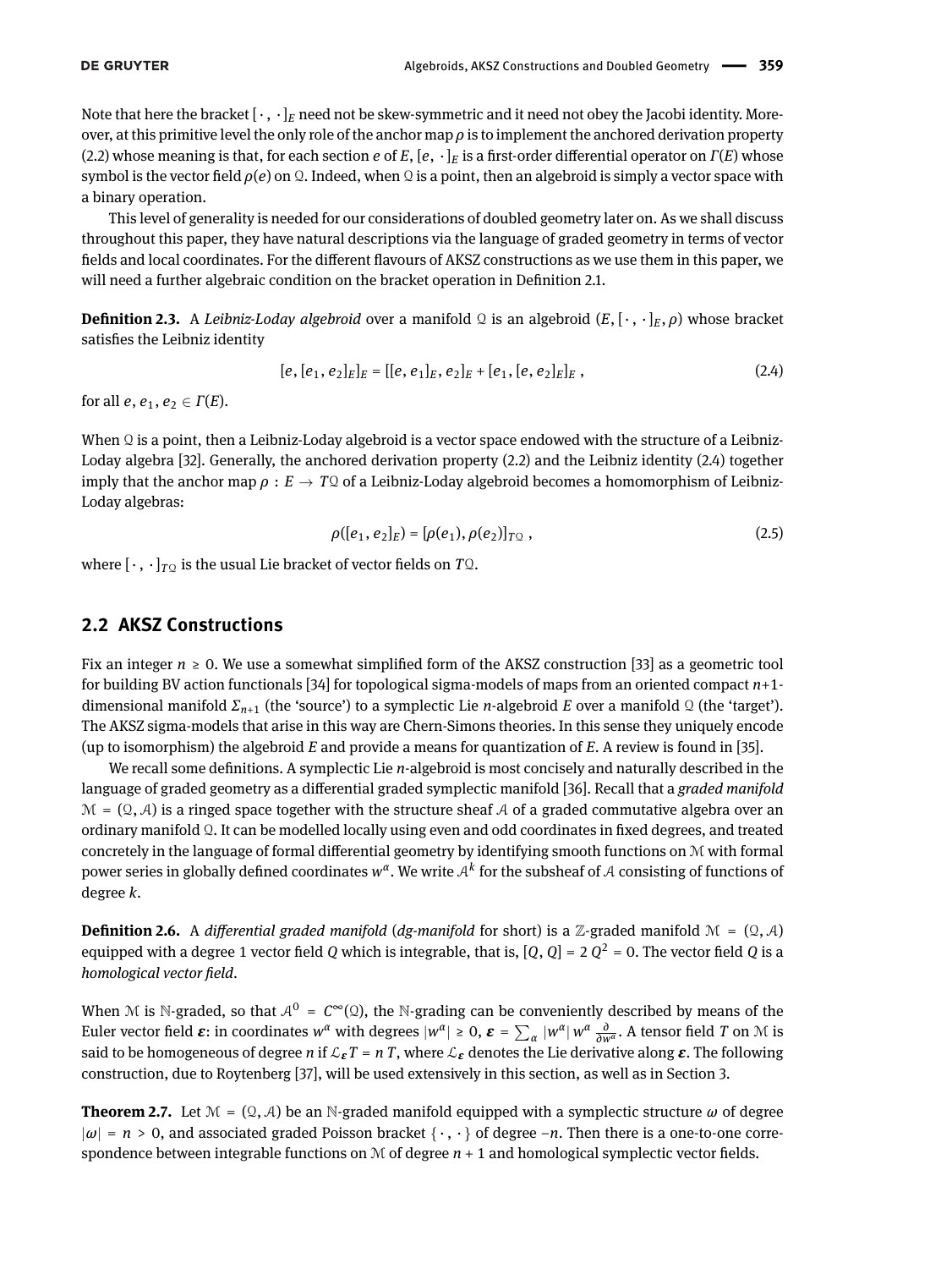Note that here the bracket $[\,\cdot\,,\,\cdot\,]_E$ need not be skew-symmetric and it need not obey the Jacobi identity. Moreover, at this primitive level the only role of the anchor map $\rho$ is to implement the anchored derivation property (2.2) whose meaning is that, for each section $e$ of $E$, $[e,\,\cdot\,]_E$ is a first-order differential operator on $\Gamma(E)$ whose symbol is the vector field $\rho(e)$ on $\mathcal{Q}$. Indeed, when $\mathcal{Q}$ is a point, then an algebroid is simply a vector space with a binary operation.

This level of generality is needed for our considerations of doubled geometry later on. As we shall discuss throughout this paper, they have natural descriptions via the language of graded geometry in terms of vector fields and local coordinates. For the different flavours of AKSZ constructions as we use them in this paper, we will need a further algebraic condition on the bracket operation in Definition 2.1.

**Definition 2.3.** A *Leibniz-Loday algebroid* over a manifold $\mathcal{Q}$ is an algebroid $(E, [\,\cdot\,,\,\cdot\,]_E, \rho)$ whose bracket satisfies the Leibniz identity

$$[e, [e_1, e_2]_E]_E = [[e, e_1]_E, e_2]_E + [e_1, [e, e_2]_E]_E \ , \tag{2.4}$$

for all $e, e_1, e_2 \in \Gamma(E)$.

When $\mathcal{Q}$ is a point, then a Leibniz-Loday algebroid is a vector space endowed with the structure of a Leibniz-Loday algebra [32]. Generally, the anchored derivation property (2.2) and the Leibniz identity (2.4) together imply that the anchor map $\rho : E \to T\mathcal{Q}$ of a Leibniz-Loday algebroid becomes a homomorphism of Leibniz-Loday algebras:

$$\rho([e_1, e_2]_E) = [\rho(e_1), \rho(e_2)]_{T\mathcal{Q}} \ , \tag{2.5}$$

where $[\,\cdot\,,\,\cdot\,]_{T\mathcal{Q}}$ is the usual Lie bracket of vector fields on $T\mathcal{Q}$.

## 2.2 AKSZ Constructions

Fix an integer $n \geq 0$. We use a somewhat simplified form of the AKSZ construction [33] as a geometric tool for building BV action functionals [34] for topological sigma-models of maps from an oriented compact $n+1$-dimensional manifold $\Sigma_{n+1}$ (the 'source') to a symplectic Lie $n$-algebroid $E$ over a manifold $\mathcal{Q}$ (the 'target'). The AKSZ sigma-models that arise in this way are Chern-Simons theories. In this sense they uniquely encode (up to isomorphism) the algebroid $E$ and provide a means for quantization of $E$. A review is found in [35].

We recall some definitions. A symplectic Lie $n$-algebroid is most concisely and naturally described in the language of graded geometry as a differential graded symplectic manifold [36]. Recall that a *graded manifold* $\mathcal{M} = (\mathcal{Q}, \mathcal{A})$ is a ringed space together with the structure sheaf $\mathcal{A}$ of a graded commutative algebra over an ordinary manifold $\mathcal{Q}$. It can be modelled locally using even and odd coordinates in fixed degrees, and treated concretely in the language of formal differential geometry by identifying smooth functions on $\mathcal{M}$ with formal power series in globally defined coordinates $w^\alpha$. We write $\mathcal{A}^k$ for the subsheaf of $\mathcal{A}$ consisting of functions of degree $k$.

**Definition 2.6.** A *differential graded manifold* (*dg-manifold* for short) is a $\mathbb{Z}$-graded manifold $\mathcal{M} = (\mathcal{Q}, \mathcal{A})$ equipped with a degree 1 vector field $Q$ which is integrable, that is, $[Q, Q] = 2\,Q^2 = 0$. The vector field $Q$ is a *homological vector field*.

When $\mathcal{M}$ is $\mathbb{N}$-graded, so that $\mathcal{A}^0 = C^\infty(\mathcal{Q})$, the $\mathbb{N}$-grading can be conveniently described by means of the Euler vector field $\boldsymbol{\varepsilon}$: in coordinates $w^\alpha$ with degrees $|w^\alpha| \geq 0$, $\boldsymbol{\varepsilon} = \sum_\alpha |w^\alpha|\, w^\alpha \, \frac{\partial}{\partial w^\alpha}$. A tensor field $T$ on $\mathcal{M}$ is said to be homogeneous of degree $n$ if $\mathcal{L}_{\boldsymbol{\varepsilon}} T = n\, T$, where $\mathcal{L}_{\boldsymbol{\varepsilon}}$ denotes the Lie derivative along $\boldsymbol{\varepsilon}$. The following construction, due to Roytenberg [37], will be used extensively in this section, as well as in Section 3.

**Theorem 2.7.** Let $\mathcal{M} = (\mathcal{Q}, \mathcal{A})$ be an $\mathbb{N}$-graded manifold equipped with a symplectic structure $\omega$ of degree $|\omega| = n > 0$, and associated graded Poisson bracket $\{\,\cdot\,,\,\cdot\,\}$ of degree $-n$. Then there is a one-to-one correspondence between integrable functions on $\mathcal{M}$ of degree $n+1$ and homological symplectic vector fields.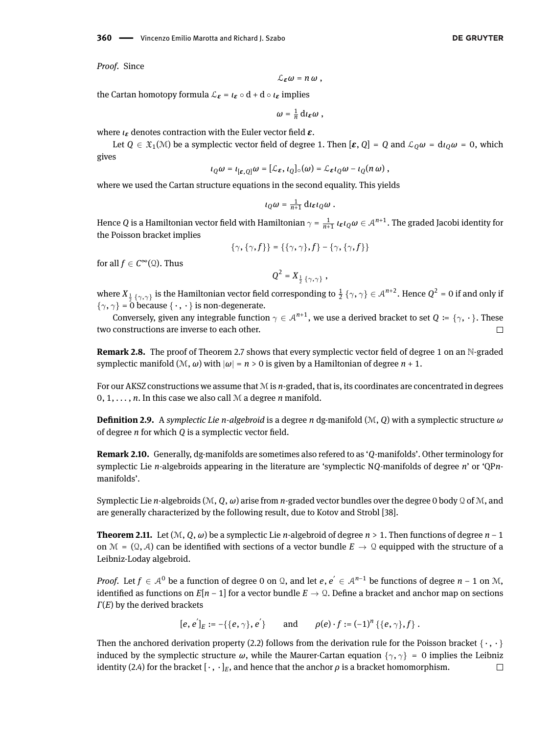*Proof.* Since

$$\mathcal{L}_{\boldsymbol{\varepsilon}}\omega = n\,\omega\ ,$$

the Cartan homotopy formula $\mathcal{L}_{\boldsymbol{\varepsilon}} = \iota_{\boldsymbol{\varepsilon}} \circ \mathrm{d} + \mathrm{d} \circ \iota_{\boldsymbol{\varepsilon}}$ implies

$$\omega = \tfrac{1}{n}\,\mathrm{d}\iota_{\boldsymbol{\varepsilon}}\omega\ ,$$

where $\iota_{\boldsymbol{\varepsilon}}$ denotes contraction with the Euler vector field $\boldsymbol{\varepsilon}$.

Let $Q \in \mathfrak{X}_1(\mathcal{M})$ be a symplectic vector field of degree 1. Then $[\boldsymbol{\varepsilon}, Q] = Q$ and $\mathcal{L}_Q\omega = \mathrm{d}\iota_Q\omega = 0$, which gives

$$\iota_Q\omega = \iota_{[\boldsymbol{\varepsilon},Q]}\omega = [\mathcal{L}_{\boldsymbol{\varepsilon}}, \iota_Q]_\circ(\omega) = \mathcal{L}_{\boldsymbol{\varepsilon}}\iota_Q\omega - \iota_Q(n\,\omega)\ ,$$

where we used the Cartan structure equations in the second equality. This yields

$$\iota_Q\omega = \tfrac{1}{n+1}\,\mathrm{d}\iota_{\boldsymbol{\varepsilon}}\iota_Q\omega\ .$$

Hence $Q$ is a Hamiltonian vector field with Hamiltonian $\gamma = \frac{1}{n+1}\,\iota_{\boldsymbol{\varepsilon}}\iota_Q\omega \in \mathcal{A}^{n+1}$. The graded Jacobi identity for the Poisson bracket implies

$$\{\gamma, \{\gamma, f\}\} = \{\{\gamma, \gamma\}, f\} - \{\gamma, \{\gamma, f\}\}$$

for all $f \in C^\infty(\mathcal{Q})$. Thus

$$Q^2 = X_{\frac{1}{2}\{\gamma,\gamma\}}\ ,$$

where $X_{\frac{1}{2}\{\gamma,\gamma\}}$ is the Hamiltonian vector field corresponding to $\frac{1}{2}\{\gamma, \gamma\} \in \mathcal{A}^{n+2}$. Hence $Q^2 = 0$ if and only if $\{\gamma, \gamma\} = 0$ because $\{\,\cdot\,, \cdot\,\}$ is non-degenerate.

Conversely, given any integrable function $\gamma \in \mathcal{A}^{n+1}$, we use a derived bracket to set $Q := \{\gamma, \,\cdot\,\}$. These two constructions are inverse to each other. □

**Remark 2.8.** The proof of Theorem 2.7 shows that every symplectic vector field of degree 1 on an $\mathbb{N}$-graded symplectic manifold $(\mathcal{M}, \omega)$ with $|\omega| = n > 0$ is given by a Hamiltonian of degree $n + 1$.

For our AKSZ constructions we assume that $\mathcal{M}$ is $n$-graded, that is, its coordinates are concentrated in degrees $0, 1, \dots, n$. In this case we also call $\mathcal{M}$ a degree $n$ manifold.

**Definition 2.9.** A *symplectic Lie n-algebroid* is a degree $n$ dg-manifold $(\mathcal{M}, Q)$ with a symplectic structure $\omega$ of degree $n$ for which $Q$ is a symplectic vector field.

**Remark 2.10.** Generally, dg-manifolds are sometimes also refered to as '$Q$-manifolds'. Other terminology for symplectic Lie $n$-algebroids appearing in the literature are 'symplectic N$Q$-manifolds of degree $n$' or 'QP$n$-manifolds'.

Symplectic Lie $n$-algebroids $(\mathcal{M}, Q, \omega)$ arise from $n$-graded vector bundles over the degree 0 body $\mathcal{Q}$ of $\mathcal{M}$, and are generally characterized by the following result, due to Kotov and Strobl [38].

**Theorem 2.11.** *Let $(\mathcal{M}, Q, \omega)$ be a symplectic Lie $n$-algebroid of degree $n > 1$. Then functions of degree $n - 1$ on $\mathcal{M} = (\mathcal{Q}, \mathcal{A})$ can be identified with sections of a vector bundle $E \to \mathcal{Q}$ equipped with the structure of a Leibniz-Loday algebroid.*

*Proof.* Let $f \in \mathcal{A}^0$ be a function of degree 0 on $\mathcal{Q}$, and let $e, e' \in \mathcal{A}^{n-1}$ be functions of degree $n - 1$ on $\mathcal{M}$, identified as functions on $E[n-1]$ for a vector bundle $E \to \mathcal{Q}$. Define a bracket and anchor map on sections $\Gamma(E)$ by the derived brackets

$$[e, e']_E := -\{\{e, \gamma\}, e'\} \qquad \text{and} \qquad \rho(e) \cdot f := (-1)^n \{\{e, \gamma\}, f\}\ .$$

Then the anchored derivation property (2.2) follows from the derivation rule for the Poisson bracket $\{\,\cdot\,, \cdot\,\}$ induced by the symplectic structure $\omega$, while the Maurer-Cartan equation $\{\gamma, \gamma\} = 0$ implies the Leibniz identity (2.4) for the bracket $[\,\cdot\,, \cdot\,]_E$, and hence that the anchor $\rho$ is a bracket homomorphism. □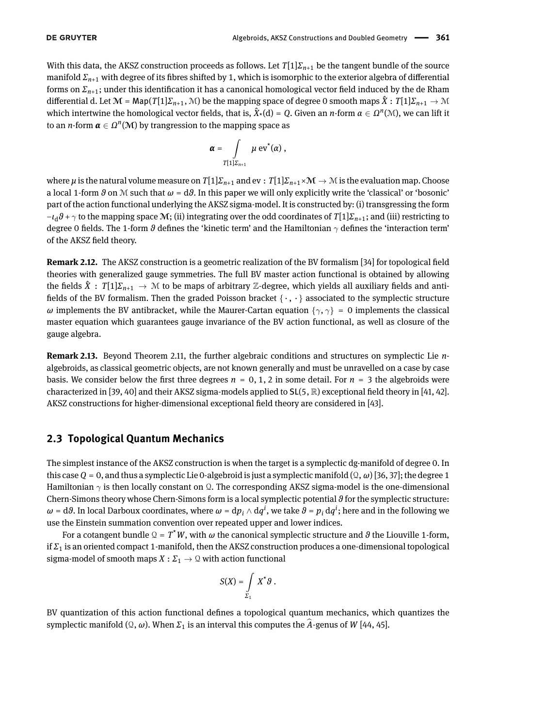With this data, the AKSZ construction proceeds as follows. Let $T[1]\Sigma_{n+1}$ be the tangent bundle of the source manifold $\Sigma_{n+1}$ with degree of its fibres shifted by 1, which is isomorphic to the exterior algebra of differential forms on $\Sigma_{n+1}$; under this identification it has a canonical homological vector field induced by the de Rham differential d. Let $\mathcal{M} = \mathsf{Map}(T[1]\Sigma_{n+1}, \mathcal{M})$ be the mapping space of degree 0 smooth maps $\hat{X} : T[1]\Sigma_{n+1} \to \mathcal{M}$ which intertwine the homological vector fields, that is, $\hat{X}_*(\mathrm{d}) = Q$. Given an $n$-form $\alpha \in \Omega^n(\mathcal{M})$, we can lift it to an $n$-form $\boldsymbol{\alpha} \in \Omega^n(\mathcal{M})$ by transgression to the mapping space as

$$\boldsymbol{\alpha} = \int_{T[1]\Sigma_{n+1}} \mu \, \mathrm{ev}^*(\alpha) \, ,$$

where $\mu$ is the natural volume measure on $T[1]\Sigma_{n+1}$ and $\mathrm{ev} : T[1]\Sigma_{n+1} \times \mathcal{M} \to \mathcal{M}$ is the evaluation map. Choose a local 1-form $\vartheta$ on $\mathcal{M}$ such that $\omega = \mathrm{d}\vartheta$. In this paper we will only explicitly write the 'classical' or 'bosonic' part of the action functional underlying the AKSZ sigma-model. It is constructed by: (i) transgressing the form $-\iota_{\mathrm{d}}\vartheta + \gamma$ to the mapping space $\mathcal{M}$; (ii) integrating over the odd coordinates of $T[1]\Sigma_{n+1}$; and (iii) restricting to degree 0 fields. The 1-form $\vartheta$ defines the 'kinetic term' and the Hamiltonian $\gamma$ defines the 'interaction term' of the AKSZ field theory.

**Remark 2.12.** The AKSZ construction is a geometric realization of the BV formalism [34] for topological field theories with generalized gauge symmetries. The full BV master action functional is obtained by allowing the fields $\hat{X} : T[1]\Sigma_{n+1} \to \mathcal{M}$ to be maps of arbitrary $\mathbb{Z}$-degree, which yields all auxiliary fields and antifields of the BV formalism. Then the graded Poisson bracket $\{\,\cdot\,,\,\cdot\,\}$ associated to the symplectic structure $\omega$ implements the BV antibracket, while the Maurer-Cartan equation $\{\gamma, \gamma\} = 0$ implements the classical master equation which guarantees gauge invariance of the BV action functional, as well as closure of the gauge algebra.

**Remark 2.13.** Beyond Theorem 2.11, the further algebraic conditions and structures on symplectic Lie $n$-algebroids, as classical geometric objects, are not known generally and must be unravelled on a case by case basis. We consider below the first three degrees $n = 0, 1, 2$ in some detail. For $n = 3$ the algebroids were characterized in [39, 40] and their AKSZ sigma-models applied to $\mathsf{SL}(5, \mathbb{R})$ exceptional field theory in [41, 42]. AKSZ constructions for higher-dimensional exceptional field theory are considered in [43].

## 2.3 Topological Quantum Mechanics

The simplest instance of the AKSZ construction is when the target is a symplectic dg-manifold of degree 0. In this case $Q = 0$, and thus a symplectic Lie 0-algebroid is just a symplectic manifold $(\mathcal{Q}, \omega)$ [36, 37]; the degree 1 Hamiltonian $\gamma$ is then locally constant on $\mathcal{Q}$. The corresponding AKSZ sigma-model is the one-dimensional Chern-Simons theory whose Chern-Simons form is a local symplectic potential $\vartheta$ for the symplectic structure: $\omega = \mathrm{d}\vartheta$. In local Darboux coordinates, where $\omega = \mathrm{d}p_i \wedge \mathrm{d}q^i$, we take $\vartheta = p_i \, \mathrm{d}q^i$; here and in the following we use the Einstein summation convention over repeated upper and lower indices.

For a cotangent bundle $\mathcal{Q} = T^*W$, with $\omega$ the canonical symplectic structure and $\vartheta$ the Liouville 1-form, if $\Sigma_1$ is an oriented compact 1-manifold, then the AKSZ construction produces a one-dimensional topological sigma-model of smooth maps $X : \Sigma_1 \to \mathcal{Q}$ with action functional

$$S(X) = \int_{\Sigma_1} X^*\vartheta \, .$$

BV quantization of this action functional defines a topological quantum mechanics, which quantizes the symplectic manifold $(\mathcal{Q}, \omega)$. When $\Sigma_1$ is an interval this computes the $\widehat{A}$-genus of $W$ [44, 45].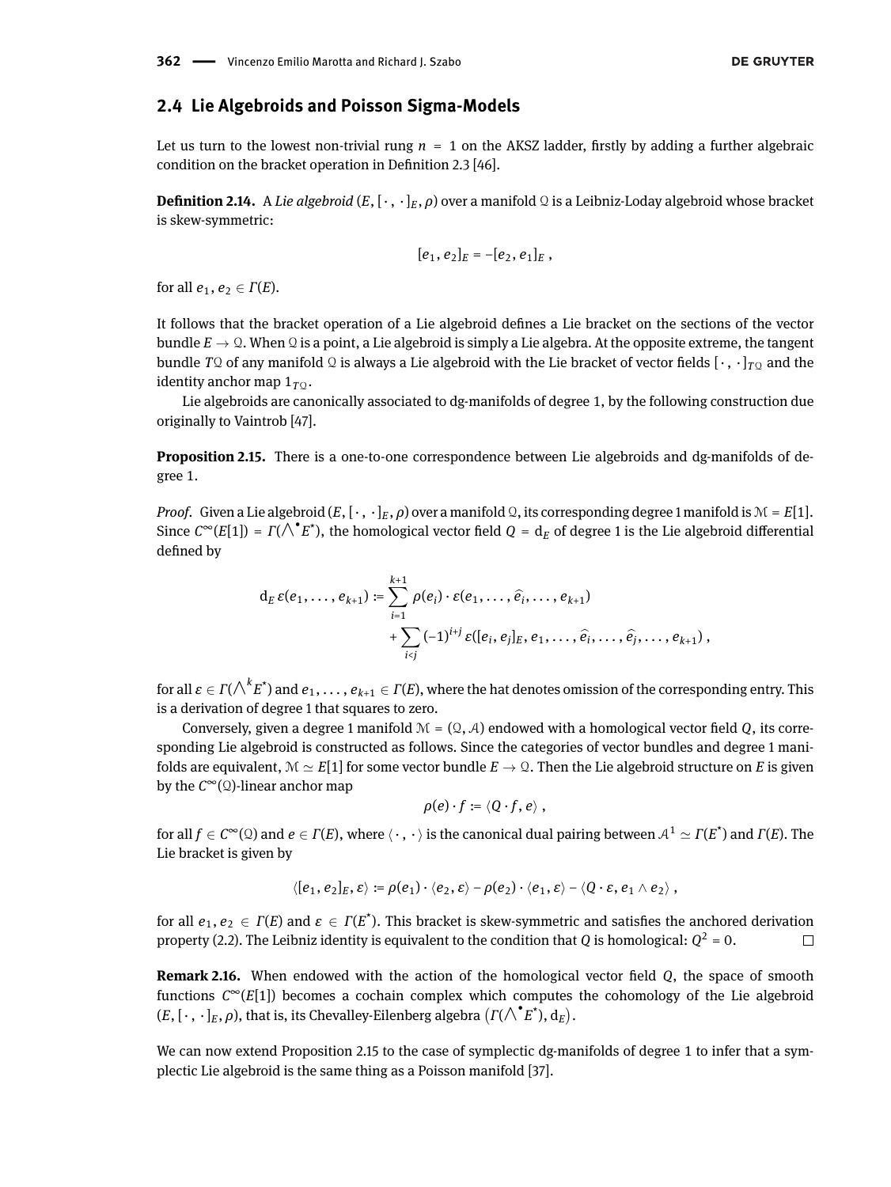## 2.4 Lie Algebroids and Poisson Sigma-Models

Let us turn to the lowest non-trivial rung $n = 1$ on the AKSZ ladder, firstly by adding a further algebraic condition on the bracket operation in Definition 2.3 [46].

**Definition 2.14.** A *Lie algebroid* $(E, [\,\cdot\,,\,\cdot\,]_E, \rho)$ over a manifold $\mathcal{Q}$ is a Leibniz-Loday algebroid whose bracket is skew-symmetric:

$$[e_1, e_2]_E = -[e_2, e_1]_E \ ,$$

for all $e_1, e_2 \in \Gamma(E)$.

It follows that the bracket operation of a Lie algebroid defines a Lie bracket on the sections of the vector bundle $E \to \mathcal{Q}$. When $\mathcal{Q}$ is a point, a Lie algebroid is simply a Lie algebra. At the opposite extreme, the tangent bundle $T\mathcal{Q}$ of any manifold $\mathcal{Q}$ is always a Lie algebroid with the Lie bracket of vector fields $[\,\cdot\,,\,\cdot\,]_{T\mathcal{Q}}$ and the identity anchor map $1_{T\mathcal{Q}}$.

Lie algebroids are canonically associated to dg-manifolds of degree 1, by the following construction due originally to Vaintrob [47].

**Proposition 2.15.** There is a one-to-one correspondence between Lie algebroids and dg-manifolds of degree 1.

*Proof.* Given a Lie algebroid $(E, [\,\cdot\,,\,\cdot\,]_E, \rho)$ over a manifold $\mathcal{Q}$, its corresponding degree 1 manifold is $\mathcal{M} = E[1]$. Since $C^\infty(E[1]) = \Gamma(\bigwedge^\bullet E^*)$, the homological vector field $Q = \mathrm{d}_E$ of degree 1 is the Lie algebroid differential defined by

$$\begin{aligned}\mathrm{d}_E\, \varepsilon(e_1, \dots, e_{k+1}) \coloneqq \sum_{i=1}^{k+1} \rho(e_i) \cdot \varepsilon(e_1, \dots, \widehat{e}_i, \dots, e_{k+1}) \\ + \sum_{i<j} (-1)^{i+j}\, \varepsilon([e_i, e_j]_E, e_1, \dots, \widehat{e}_i, \dots, \widehat{e}_j, \dots, e_{k+1}) \ ,\end{aligned}$$

for all $\varepsilon \in \Gamma(\bigwedge^k E^*)$ and $e_1, \dots, e_{k+1} \in \Gamma(E)$, where the hat denotes omission of the corresponding entry. This is a derivation of degree 1 that squares to zero.

Conversely, given a degree 1 manifold $\mathcal{M} = (\mathcal{Q}, \mathcal{A})$ endowed with a homological vector field $Q$, its corresponding Lie algebroid is constructed as follows. Since the categories of vector bundles and degree 1 manifolds are equivalent, $\mathcal{M} \simeq E[1]$ for some vector bundle $E \to \mathcal{Q}$. Then the Lie algebroid structure on $E$ is given by the $C^\infty(\mathcal{Q})$-linear anchor map

$$\rho(e) \cdot f \coloneqq \langle Q \cdot f, e \rangle \ ,$$

for all $f \in C^\infty(\mathcal{Q})$ and $e \in \Gamma(E)$, where $\langle\,\cdot\,,\,\cdot\,\rangle$ is the canonical dual pairing between $\mathcal{A}^1 \simeq \Gamma(E^*)$ and $\Gamma(E)$. The Lie bracket is given by

$$\langle [e_1, e_2]_E, \varepsilon \rangle \coloneqq \rho(e_1) \cdot \langle e_2, \varepsilon \rangle - \rho(e_2) \cdot \langle e_1, \varepsilon \rangle - \langle Q \cdot \varepsilon, e_1 \wedge e_2 \rangle \ ,$$

for all $e_1, e_2 \in \Gamma(E)$ and $\varepsilon \in \Gamma(E^*)$. This bracket is skew-symmetric and satisfies the anchored derivation property (2.2). The Leibniz identity is equivalent to the condition that $Q$ is homological: $Q^2 = 0$. ☐

**Remark 2.16.** When endowed with the action of the homological vector field $Q$, the space of smooth functions $C^\infty(E[1])$ becomes a cochain complex which computes the cohomology of the Lie algebroid $(E, [\,\cdot\,,\,\cdot\,]_E, \rho)$, that is, its Chevalley-Eilenberg algebra $\big(\Gamma(\bigwedge^\bullet E^*), \mathrm{d}_E\big)$.

We can now extend Proposition 2.15 to the case of symplectic dg-manifolds of degree 1 to infer that a symplectic Lie algebroid is the same thing as a Poisson manifold [37].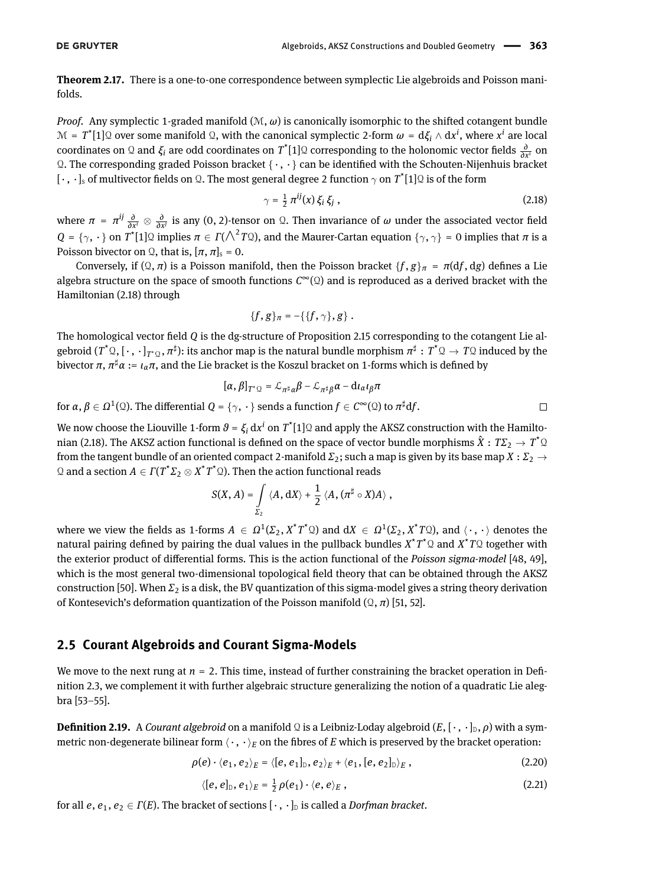**Theorem 2.17.** There is a one-to-one correspondence between symplectic Lie algebroids and Poisson manifolds.

*Proof.* Any symplectic 1-graded manifold $(\mathcal{M}, \omega)$ is canonically isomorphic to the shifted cotangent bundle $\mathcal{M} = T^*[1]\mathcal{Q}$ over some manifold $\mathcal{Q}$, with the canonical symplectic 2-form $\omega = \mathrm{d}\xi_i \wedge \mathrm{d}x^i$, where $x^i$ are local coordinates on $\mathcal{Q}$ and $\xi_i$ are odd coordinates on $T^*[1]\mathcal{Q}$ corresponding to the holonomic vector fields $\frac{\partial}{\partial x^i}$ on $\mathcal{Q}$. The corresponding graded Poisson bracket $\{\,\cdot\,,\,\cdot\,\}$ can be identified with the Schouten-Nijenhuis bracket $[\,\cdot\,,\,\cdot\,]_{\mathrm{S}}$ of multivector fields on $\mathcal{Q}$. The most general degree 2 function $\gamma$ on $T^*[1]\mathcal{Q}$ is of the form

$$\gamma = \tfrac{1}{2}\,\pi^{ij}(x)\,\xi_i\,\xi_j\ , \tag{2.18}$$

where $\pi = \pi^{ij}\,\frac{\partial}{\partial x^i}\otimes\frac{\partial}{\partial x^j}$ is any $(0,2)$-tensor on $\mathcal{Q}$. Then invariance of $\omega$ under the associated vector field $Q = \{\gamma,\,\cdot\,\}$ on $T^*[1]\mathcal{Q}$ implies $\pi \in \Gamma(\bigwedge^2 T\mathcal{Q})$, and the Maurer-Cartan equation $\{\gamma,\gamma\} = 0$ implies that $\pi$ is a Poisson bivector on $\mathcal{Q}$, that is, $[\pi,\pi]_{\mathrm{S}} = 0$.

Conversely, if $(\mathcal{Q},\pi)$ is a Poisson manifold, then the Poisson bracket $\{f,g\}_\pi = \pi(\mathrm{d}f,\mathrm{d}g)$ defines a Lie algebra structure on the space of smooth functions $C^\infty(\mathcal{Q})$ and is reproduced as a derived bracket with the Hamiltonian (2.18) through

$$\{f,g\}_\pi = -\{\{f,\gamma\},g\}\ .$$

The homological vector field $Q$ is the dg-structure of Proposition 2.15 corresponding to the cotangent Lie algebroid $(T^*\mathcal{Q},[\,\cdot\,,\,\cdot\,]_{T^*\mathcal{Q}},\pi^\sharp)$: its anchor map is the natural bundle morphism $\pi^\sharp : T^*\mathcal{Q} \to T\mathcal{Q}$ induced by the bivector $\pi$, $\pi^\sharp\alpha := \iota_\alpha\pi$, and the Lie bracket is the Koszul bracket on 1-forms which is defined by

$$[\alpha,\beta]_{T^*\mathcal{Q}} = \mathcal{L}_{\pi^\sharp\alpha}\beta - \mathcal{L}_{\pi^\sharp\beta}\alpha - \mathrm{d}\iota_\alpha\iota_\beta\pi$$

for $\alpha,\beta \in \Omega^1(\mathcal{Q})$. The differential $Q = \{\gamma,\,\cdot\,\}$ sends a function $f \in C^\infty(\mathcal{Q})$ to $\pi^\sharp\mathrm{d}f$. □

We now choose the Liouville 1-form $\vartheta = \xi_i\,\mathrm{d}x^i$ on $T^*[1]\mathcal{Q}$ and apply the AKSZ construction with the Hamiltonian (2.18). The AKSZ action functional is defined on the space of vector bundle morphisms $\hat{X} : T\Sigma_2 \to T^*\mathcal{Q}$ from the tangent bundle of an oriented compact 2-manifold $\Sigma_2$; such a map is given by its base map $X : \Sigma_2 \to \mathcal{Q}$ and a section $A \in \Gamma(T^*\Sigma_2 \otimes X^*T^*\mathcal{Q})$. Then the action functional reads

$$S(X,A) = \int_{\Sigma_2} \langle A, \mathrm{d}X\rangle + \frac{1}{2}\,\langle A, (\pi^\sharp\circ X)A\rangle\ ,$$

where we view the fields as 1-forms $A \in \Omega^1(\Sigma_2, X^*T^*\mathcal{Q})$ and $\mathrm{d}X \in \Omega^1(\Sigma_2, X^*T\mathcal{Q})$, and $\langle\,\cdot\,,\,\cdot\,\rangle$ denotes the natural pairing defined by pairing the dual values in the pullback bundles $X^*T^*\mathcal{Q}$ and $X^*T\mathcal{Q}$ together with the exterior product of differential forms. This is the action functional of the *Poisson sigma-model* [48, 49], which is the most general two-dimensional topological field theory that can be obtained through the AKSZ construction [50]. When $\Sigma_2$ is a disk, the BV quantization of this sigma-model gives a string theory derivation of Kontesevich's deformation quantization of the Poisson manifold $(\mathcal{Q},\pi)$ [51, 52].

## 2.5 Courant Algebroids and Courant Sigma-Models

We move to the next rung at $n = 2$. This time, instead of further constraining the bracket operation in Definition 2.3, we complement it with further algebraic structure generalizing the notion of a quadratic Lie algebra [53–55].

**Definition 2.19.** A *Courant algebroid* on a manifold $\mathcal{Q}$ is a Leibniz-Loday algebroid $(E,[\,\cdot\,,\,\cdot\,]_{\mathrm{D}},\rho)$ with a symmetric non-degenerate bilinear form $\langle\,\cdot\,,\,\cdot\,\rangle_E$ on the fibres of $E$ which is preserved by the bracket operation:

$$\rho(e)\cdot\langle e_1,e_2\rangle_E = \langle [e,e_1]_{\mathrm{D}},e_2\rangle_E + \langle e_1,[e,e_2]_{\mathrm{D}}\rangle_E\ , \tag{2.20}$$

$$\langle [e,e]_{\mathrm{D}},e_1\rangle_E = \tfrac{1}{2}\,\rho(e_1)\cdot\langle e,e\rangle_E\ , \tag{2.21}$$

for all $e,e_1,e_2 \in \Gamma(E)$. The bracket of sections $[\,\cdot\,,\,\cdot\,]_{\mathrm{D}}$ is called a *Dorfman bracket*.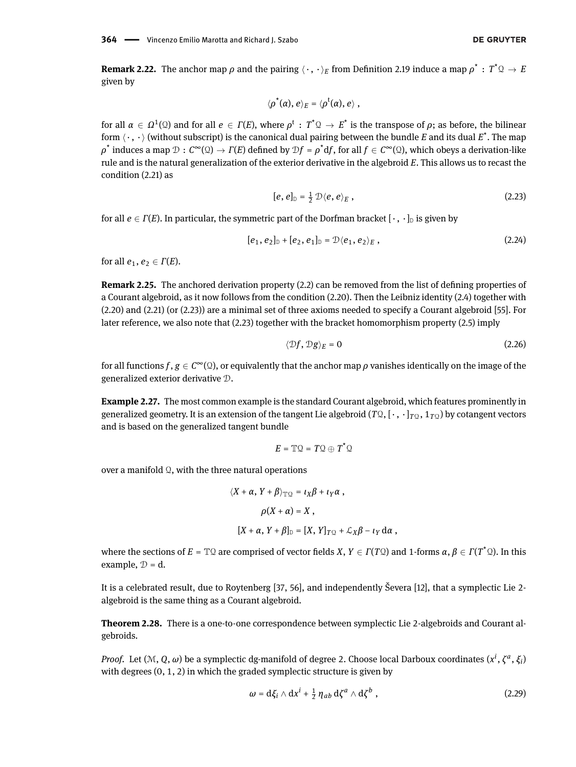**Remark 2.22.** The anchor map $\rho$ and the pairing $\langle\,\cdot\,,\,\cdot\,\rangle_E$ from Definition 2.19 induce a map $\rho^\star : T^*\mathcal{Q} \to E$ given by

$$\langle \rho^\star(\alpha), e\rangle_E = \langle \rho^{\mathrm{t}}(\alpha), e\rangle \ ,$$

for all $\alpha \in \Omega^1(\mathcal{Q})$ and for all $e \in \Gamma(E)$, where $\rho^{\mathrm{t}} : T^*\mathcal{Q} \to E^*$ is the transpose of $\rho$; as before, the bilinear form $\langle\,\cdot\,,\,\cdot\,\rangle$ (without subscript) is the canonical dual pairing between the bundle $E$ and its dual $E^*$. The map $\rho^\star$ induces a map $\mathcal{D} : C^\infty(\mathcal{Q}) \to \Gamma(E)$ defined by $\mathcal{D}f = \rho^\star \mathrm{d}f$, for all $f \in C^\infty(\mathcal{Q})$, which obeys a derivation-like rule and is the natural generalization of the exterior derivative in the algebroid $E$. This allows us to recast the condition (2.21) as

$$[e, e]_{\mathrm{D}} = \tfrac{1}{2}\, \mathcal{D}\langle e, e\rangle_E \ , \tag{2.23}$$

for all $e \in \Gamma(E)$. In particular, the symmetric part of the Dorfman bracket $[\,\cdot\,,\,\cdot\,]_{\mathrm{D}}$ is given by

$$[e_1, e_2]_{\mathrm{D}} + [e_2, e_1]_{\mathrm{D}} = \mathcal{D}\langle e_1, e_2\rangle_E \ , \tag{2.24}$$

for all $e_1, e_2 \in \Gamma(E)$.

**Remark 2.25.** The anchored derivation property (2.2) can be removed from the list of defining properties of a Courant algebroid, as it now follows from the condition (2.20). Then the Leibniz identity (2.4) together with (2.20) and (2.21) (or (2.23)) are a minimal set of three axioms needed to specify a Courant algebroid [55]. For later reference, we also note that (2.23) together with the bracket homomorphism property (2.5) imply

$$\langle \mathcal{D}f, \mathcal{D}g\rangle_E = 0 \tag{2.26}$$

for all functions $f, g \in C^\infty(\mathcal{Q})$, or equivalently that the anchor map $\rho$ vanishes identically on the image of the generalized exterior derivative $\mathcal{D}$.

**Example 2.27.** The most common example is the standard Courant algebroid, which features prominently in generalized geometry. It is an extension of the tangent Lie algebroid $(T\mathcal{Q}, [\,\cdot\,,\,\cdot\,]_{T\mathcal{Q}}, 1_{T\mathcal{Q}})$ by cotangent vectors and is based on the generalized tangent bundle

$$E = \mathbb{T}\mathcal{Q} = T\mathcal{Q} \oplus T^*\mathcal{Q}$$

over a manifold $\mathcal{Q}$, with the three natural operations

$$\begin{aligned}
\langle X + \alpha, Y + \beta\rangle_{\mathbb{T}\mathcal{Q}} &= \iota_X\beta + \iota_Y\alpha \ , \\
\rho(X + \alpha) &= X \ , \\
[X + \alpha, Y + \beta]_{\mathrm{D}} &= [X, Y]_{T\mathcal{Q}} + \mathcal{L}_X\beta - \iota_Y\,\mathrm{d}\alpha \ ,
\end{aligned}$$

where the sections of $E = \mathbb{T}\mathcal{Q}$ are comprised of vector fields $X, Y \in \Gamma(T\mathcal{Q})$ and 1-forms $\alpha, \beta \in \Gamma(T^*\mathcal{Q})$. In this example, $\mathcal{D} = \mathrm{d}$.

It is a celebrated result, due to Roytenberg [37, 56], and independently Ševera [12], that a symplectic Lie 2-algebroid is the same thing as a Courant algebroid.

**Theorem 2.28.** There is a one-to-one correspondence between symplectic Lie 2-algebroids and Courant algebroids.

*Proof.* Let $(\mathcal{M}, Q, \omega)$ be a symplectic dg-manifold of degree 2. Choose local Darboux coordinates $(x^i, \zeta^a, \xi_i)$ with degrees $(0, 1, 2)$ in which the graded symplectic structure is given by

$$\omega = \mathrm{d}\xi_i \wedge \mathrm{d}x^i + \tfrac{1}{2}\,\eta_{ab}\,\mathrm{d}\zeta^a \wedge \mathrm{d}\zeta^b \ , \tag{2.29}$$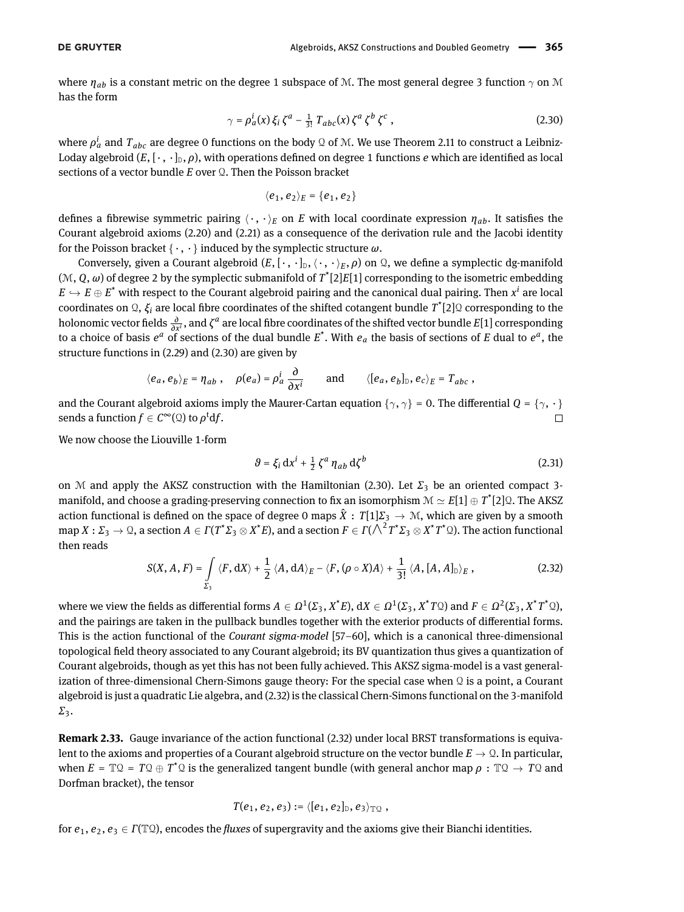where $\eta_{ab}$ is a constant metric on the degree 1 subspace of $\mathcal{M}$. The most general degree 3 function $\gamma$ on $\mathcal{M}$ has the form

$$\gamma = \rho^i_a(x)\,\xi_i\,\zeta^a - \tfrac{1}{3!}\,T_{abc}(x)\,\zeta^a\,\zeta^b\,\zeta^c\ , \tag{2.30}$$

where $\rho^i_a$ and $T_{abc}$ are degree 0 functions on the body $\mathcal{Q}$ of $\mathcal{M}$. We use Theorem 2.11 to construct a Leibniz-Loday algebroid $(E, [\,\cdot\,,\,\cdot\,]_{\mathrm{D}}, \rho)$, with operations defined on degree 1 functions $e$ which are identified as local sections of a vector bundle $E$ over $\mathcal{Q}$. Then the Poisson bracket

$$\langle e_1, e_2\rangle_E = \{e_1, e_2\}$$

defines a fibrewise symmetric pairing $\langle\,\cdot\,,\,\cdot\,\rangle_E$ on $E$ with local coordinate expression $\eta_{ab}$. It satisfies the Courant algebroid axioms (2.20) and (2.21) as a consequence of the derivation rule and the Jacobi identity for the Poisson bracket $\{\,\cdot\,,\,\cdot\,\}$ induced by the symplectic structure $\omega$.

Conversely, given a Courant algebroid $(E, [\,\cdot\,,\,\cdot\,]_{\mathrm{D}}, \langle\,\cdot\,,\,\cdot\,\rangle_E, \rho)$ on $\mathcal{Q}$, we define a symplectic dg-manifold $(\mathcal{M}, Q, \omega)$ of degree 2 by the symplectic submanifold of $T^*[2]E[1]$ corresponding to the isometric embedding $E \hookrightarrow E \oplus E^*$ with respect to the Courant algebroid pairing and the canonical dual pairing. Then $x^i$ are local coordinates on $\mathcal{Q}$, $\xi_i$ are local fibre coordinates of the shifted cotangent bundle $T^*[2]\mathcal{Q}$ corresponding to the holonomic vector fields $\frac{\partial}{\partial x^i}$, and $\zeta^a$ are local fibre coordinates of the shifted vector bundle $E[1]$ corresponding to a choice of basis $e^a$ of sections of the dual bundle $E^*$. With $e_a$ the basis of sections of $E$ dual to $e^a$, the structure functions in (2.29) and (2.30) are given by

$$\langle e_a, e_b\rangle_E = \eta_{ab}\ , \quad \rho(e_a) = \rho^i_a\,\frac{\partial}{\partial x^i} \qquad \text{and} \qquad \langle [e_a, e_b]_{\mathrm{D}}, e_c\rangle_E = T_{abc}\ ,$$

and the Courant algebroid axioms imply the Maurer-Cartan equation $\{\gamma, \gamma\} = 0$. The differential $Q = \{\gamma,\,\cdot\,\}$ sends a function $f \in C^\infty(\mathcal{Q})$ to $\rho^{\mathrm{t}}\mathrm{d}f$. □

We now choose the Liouville 1-form

$$\vartheta = \xi_i\,\mathrm{d}x^i + \tfrac{1}{2}\,\zeta^a\,\eta_{ab}\,\mathrm{d}\zeta^b \tag{2.31}$$

on $\mathcal{M}$ and apply the AKSZ construction with the Hamiltonian (2.30). Let $\Sigma_3$ be an oriented compact 3-manifold, and choose a grading-preserving connection to fix an isomorphism $\mathcal{M} \simeq E[1] \oplus T^*[2]\mathcal{Q}$. The AKSZ action functional is defined on the space of degree 0 maps $\hat{X} : T[1]\Sigma_3 \to \mathcal{M}$, which are given by a smooth map $X : \Sigma_3 \to \mathcal{Q}$, a section $A \in \Gamma(T^*\Sigma_3 \otimes X^*E)$, and a section $F \in \Gamma(\bigwedge^2 T^*\Sigma_3 \otimes X^*T^*\mathcal{Q})$. The action functional then reads

$$S(X, A, F) = \int_{\Sigma_3} \langle F, \mathrm{d}X\rangle + \frac{1}{2}\,\langle A, \mathrm{d}A\rangle_E - \langle F, (\rho\circ X)A\rangle + \frac{1}{3!}\,\langle A, [A, A]_{\mathrm{D}}\rangle_E\ , \tag{2.32}$$

where we view the fields as differential forms $A \in \Omega^1(\Sigma_3, X^*E)$, $\mathrm{d}X \in \Omega^1(\Sigma_3, X^*T\mathcal{Q})$ and $F \in \Omega^2(\Sigma_3, X^*T^*\mathcal{Q})$, and the pairings are taken in the pullback bundles together with the exterior products of differential forms. This is the action functional of the *Courant sigma-model* [57–60], which is a canonical three-dimensional topological field theory associated to any Courant algebroid; its BV quantization thus gives a quantization of Courant algebroids, though as yet this has not been fully achieved. This AKSZ sigma-model is a vast generalization of three-dimensional Chern-Simons gauge theory: For the special case when $\mathcal{Q}$ is a point, a Courant algebroid is just a quadratic Lie algebra, and (2.32) is the classical Chern-Simons functional on the 3-manifold $\Sigma_3$.

**Remark 2.33.** Gauge invariance of the action functional (2.32) under local BRST transformations is equivalent to the axioms and properties of a Courant algebroid structure on the vector bundle $E \to \mathcal{Q}$. In particular, when $E = \mathbb{T}\mathcal{Q} = T\mathcal{Q} \oplus T^*\mathcal{Q}$ is the generalized tangent bundle (with general anchor map $\rho : \mathbb{T}\mathcal{Q} \to T\mathcal{Q}$ and Dorfman bracket), the tensor

$$T(e_1, e_2, e_3) := \langle [e_1, e_2]_{\mathrm{D}}, e_3\rangle_{\mathbb{T}\mathcal{Q}}\ ,$$

for $e_1, e_2, e_3 \in \Gamma(\mathbb{T}\mathcal{Q})$, encodes the *fluxes* of supergravity and the axioms give their Bianchi identities.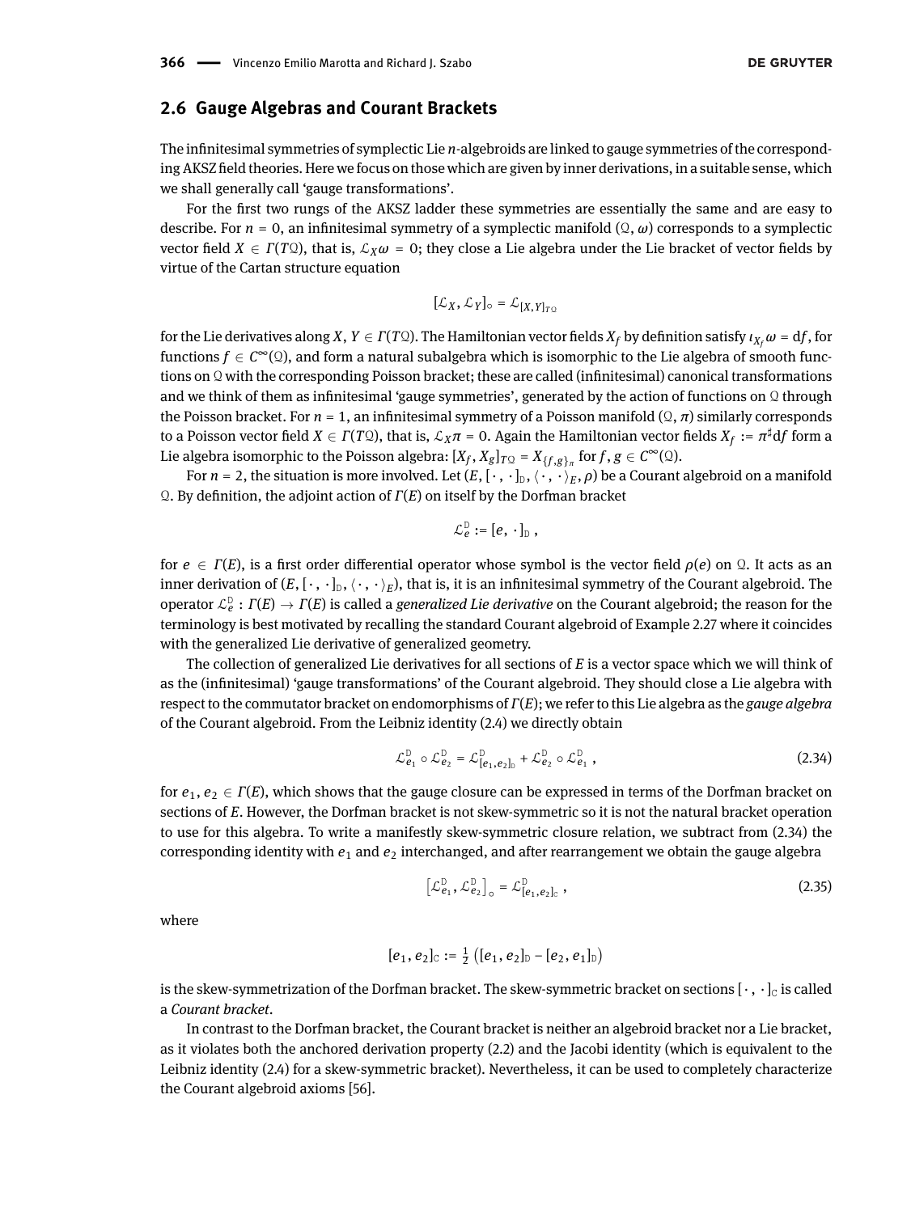## 2.6 Gauge Algebras and Courant Brackets

The infinitesimal symmetries of symplectic Lie $n$-algebroids are linked to gauge symmetries of the corresponding AKSZ field theories. Here we focus on those which are given by inner derivations, in a suitable sense, which we shall generally call 'gauge transformations'.

For the first two rungs of the AKSZ ladder these symmetries are essentially the same and are easy to describe. For $n = 0$, an infinitesimal symmetry of a symplectic manifold $(\mathcal{Q}, \omega)$ corresponds to a symplectic vector field $X \in \Gamma(T\mathcal{Q})$, that is, $\mathcal{L}_X \omega = 0$; they close a Lie algebra under the Lie bracket of vector fields by virtue of the Cartan structure equation

$$[\mathcal{L}_X, \mathcal{L}_Y]_\circ = \mathcal{L}_{[X,Y]_{T\mathcal{Q}}}$$

for the Lie derivatives along $X, Y \in \Gamma(T\mathcal{Q})$. The Hamiltonian vector fields $X_f$ by definition satisfy $\iota_{X_f}\omega = \mathrm{d}f$, for functions $f \in C^\infty(\mathcal{Q})$, and form a natural subalgebra which is isomorphic to the Lie algebra of smooth functions on $\mathcal{Q}$ with the corresponding Poisson bracket; these are called (infinitesimal) canonical transformations and we think of them as infinitesimal 'gauge symmetries', generated by the action of functions on $\mathcal{Q}$ through the Poisson bracket. For $n = 1$, an infinitesimal symmetry of a Poisson manifold $(\mathcal{Q}, \pi)$ similarly corresponds to a Poisson vector field $X \in \Gamma(T\mathcal{Q})$, that is, $\mathcal{L}_X \pi = 0$. Again the Hamiltonian vector fields $X_f := \pi^\sharp \mathrm{d}f$ form a Lie algebra isomorphic to the Poisson algebra: $[X_f, X_g]_{T\mathcal{Q}} = X_{\{f,g\}_\pi}$ for $f, g \in C^\infty(\mathcal{Q})$.

For $n = 2$, the situation is more involved. Let $(E, [\,\cdot\,,\,\cdot\,]_{\mathrm{D}}, \langle\,\cdot\,,\,\cdot\,\rangle_E, \rho)$ be a Courant algebroid on a manifold $\mathcal{Q}$. By definition, the adjoint action of $\Gamma(E)$ on itself by the Dorfman bracket

$$\mathcal{L}^{\mathrm{D}}_e := [e,\,\cdot\,]_{\mathrm{D}} \ ,$$

for $e \in \Gamma(E)$, is a first order differential operator whose symbol is the vector field $\rho(e)$ on $\mathcal{Q}$. It acts as an inner derivation of $(E, [\,\cdot\,,\,\cdot\,]_{\mathrm{D}}, \langle\,\cdot\,,\,\cdot\,\rangle_E)$, that is, it is an infinitesimal symmetry of the Courant algebroid. The operator $\mathcal{L}^{\mathrm{D}}_e : \Gamma(E) \to \Gamma(E)$ is called a *generalized Lie derivative* on the Courant algebroid; the reason for the terminology is best motivated by recalling the standard Courant algebroid of Example 2.27 where it coincides with the generalized Lie derivative of generalized geometry.

The collection of generalized Lie derivatives for all sections of $E$ is a vector space which we will think of as the (infinitesimal) 'gauge transformations' of the Courant algebroid. They should close a Lie algebra with respect to the commutator bracket on endomorphisms of $\Gamma(E)$; we refer to this Lie algebra as the *gauge algebra* of the Courant algebroid. From the Leibniz identity (2.4) we directly obtain

$$\mathcal{L}^{\mathrm{D}}_{e_1} \circ \mathcal{L}^{\mathrm{D}}_{e_2} = \mathcal{L}^{\mathrm{D}}_{[e_1,e_2]_{\mathrm{D}}} + \mathcal{L}^{\mathrm{D}}_{e_2} \circ \mathcal{L}^{\mathrm{D}}_{e_1} \ , \tag{2.34}$$

for $e_1, e_2 \in \Gamma(E)$, which shows that the gauge closure can be expressed in terms of the Dorfman bracket on sections of $E$. However, the Dorfman bracket is not skew-symmetric so it is not the natural bracket operation to use for this algebra. To write a manifestly skew-symmetric closure relation, we subtract from (2.34) the corresponding identity with $e_1$ and $e_2$ interchanged, and after rearrangement we obtain the gauge algebra

$$\big[\mathcal{L}^{\mathrm{D}}_{e_1}, \mathcal{L}^{\mathrm{D}}_{e_2}\big]_\circ = \mathcal{L}^{\mathrm{D}}_{[e_1,e_2]_{\mathrm{C}}} \ , \tag{2.35}$$

where

$$[e_1, e_2]_{\mathrm{C}} := \tfrac{1}{2}\big([e_1, e_2]_{\mathrm{D}} - [e_2, e_1]_{\mathrm{D}}\big)$$

is the skew-symmetrization of the Dorfman bracket. The skew-symmetric bracket on sections $[\,\cdot\,,\,\cdot\,]_{\mathrm{C}}$ is called a *Courant bracket*.

In contrast to the Dorfman bracket, the Courant bracket is neither an algebroid bracket nor a Lie bracket, as it violates both the anchored derivation property (2.2) and the Jacobi identity (which is equivalent to the Leibniz identity (2.4) for a skew-symmetric bracket). Nevertheless, it can be used to completely characterize the Courant algebroid axioms [56].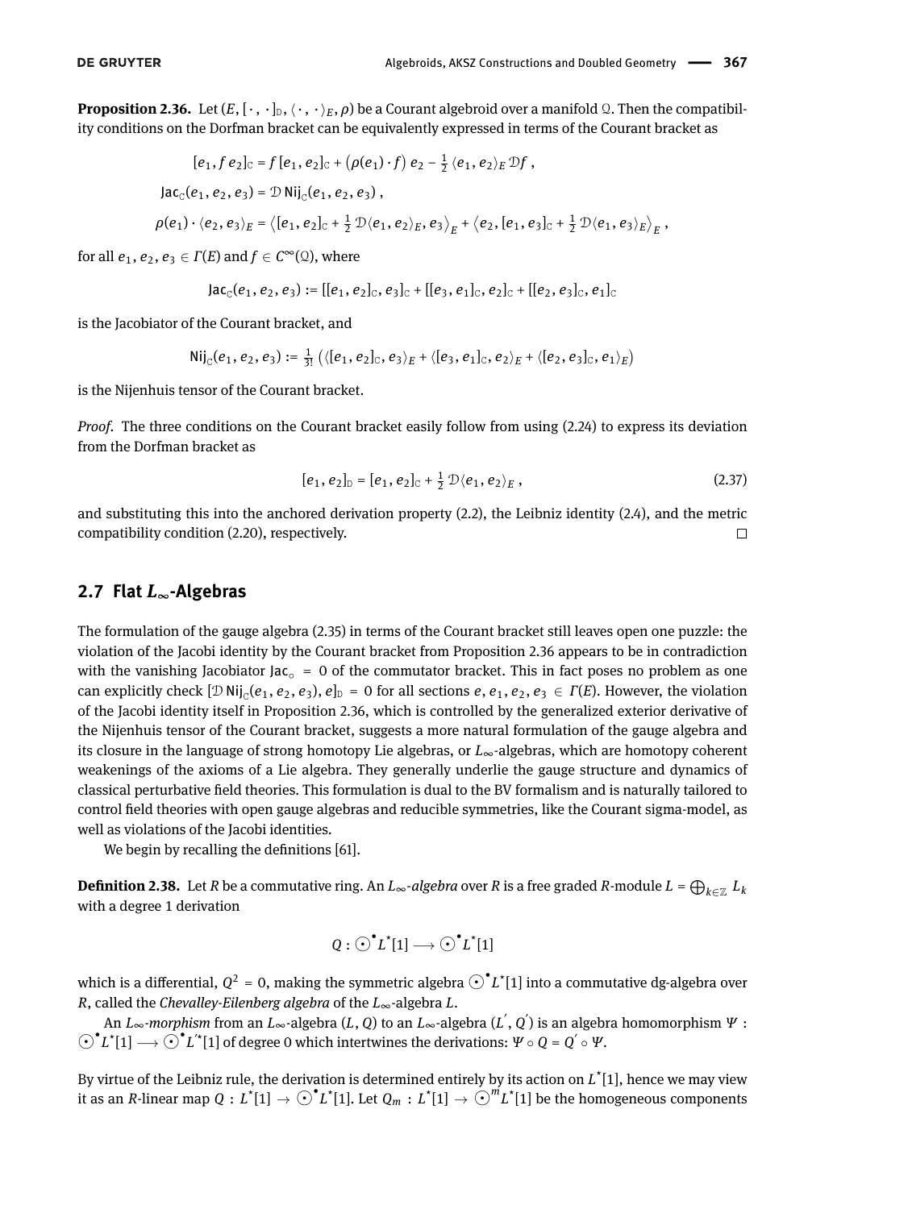**Proposition 2.36.** Let $(E, [\,\cdot\,,\,\cdot\,]_{\rm D}, \langle\,\cdot\,,\,\cdot\,\rangle_E, \rho)$ be a Courant algebroid over a manifold $\mathcal{Q}$. Then the compatibility conditions on the Dorfman bracket can be equivalently expressed in terms of the Courant bracket as

$$
\begin{aligned}
[e_1, f\, e_2]_{\rm C} &= f\,[e_1, e_2]_{\rm C} + \big(\rho(e_1)\cdot f\big)\, e_2 - \tfrac{1}{2}\,\langle e_1, e_2\rangle_E\, \mathcal{D}f \,, \\
\mathsf{Jac}_{\rm C}(e_1, e_2, e_3) &= \mathcal{D}\,\mathsf{Nij}_{\rm C}(e_1, e_2, e_3) \,, \\
\rho(e_1)\cdot\langle e_2, e_3\rangle_E &= \big\langle [e_1, e_2]_{\rm C} + \tfrac{1}{2}\,\mathcal{D}\langle e_1, e_2\rangle_E, e_3\big\rangle_E + \big\langle e_2, [e_1, e_3]_{\rm C} + \tfrac{1}{2}\,\mathcal{D}\langle e_1, e_3\rangle_E\big\rangle_E \,,
\end{aligned}
$$

for all $e_1, e_2, e_3 \in \Gamma(E)$ and $f \in C^\infty(\mathcal{Q})$, where

$$
\mathsf{Jac}_{\rm C}(e_1, e_2, e_3) := [[e_1, e_2]_{\rm C}, e_3]_{\rm C} + [[e_3, e_1]_{\rm C}, e_2]_{\rm C} + [[e_2, e_3]_{\rm C}, e_1]_{\rm C}
$$

is the Jacobiator of the Courant bracket, and

$$
\mathsf{Nij}_{\rm C}(e_1, e_2, e_3) := \tfrac{1}{3!}\,\big(\langle [e_1, e_2]_{\rm C}, e_3\rangle_E + \langle [e_3, e_1]_{\rm C}, e_2\rangle_E + \langle [e_2, e_3]_{\rm C}, e_1\rangle_E\big)
$$

is the Nijenhuis tensor of the Courant bracket.

*Proof.* The three conditions on the Courant bracket easily follow from using (2.24) to express its deviation from the Dorfman bracket as

$$
[e_1, e_2]_{\rm D} = [e_1, e_2]_{\rm C} + \tfrac{1}{2}\,\mathcal{D}\langle e_1, e_2\rangle_E \,, \tag{2.37}
$$

and substituting this into the anchored derivation property (2.2), the Leibniz identity (2.4), and the metric compatibility condition (2.20), respectively. □

## 2.7 Flat $L_\infty$-Algebras

The formulation of the gauge algebra (2.35) in terms of the Courant bracket still leaves open one puzzle: the violation of the Jacobi identity by the Courant bracket from Proposition 2.36 appears to be in contradiction with the vanishing Jacobiator $\mathsf{Jac}_\circ = 0$ of the commutator bracket. This in fact poses no problem as one can explicitly check $[\mathcal{D}\,\mathsf{Nij}_{\rm C}(e_1, e_2, e_3), e]_{\rm D} = 0$ for all sections $e, e_1, e_2, e_3 \in \Gamma(E)$. However, the violation of the Jacobi identity itself in Proposition 2.36, which is controlled by the generalized exterior derivative of the Nijenhuis tensor of the Courant bracket, suggests a more natural formulation of the gauge algebra and its closure in the language of strong homotopy Lie algebras, or $L_\infty$-algebras, which are homotopy coherent weakenings of the axioms of a Lie algebra. They generally underlie the gauge structure and dynamics of classical perturbative field theories. This formulation is dual to the BV formalism and is naturally tailored to control field theories with open gauge algebras and reducible symmetries, like the Courant sigma-model, as well as violations of the Jacobi identities.

We begin by recalling the definitions [61].

**Definition 2.38.** Let $R$ be a commutative ring. An *$L_\infty$-algebra* over $R$ is a free graded $R$-module $L = \bigoplus_{k\in\mathbb{Z}} L_k$ with a degree 1 derivation

$$
Q : \textstyle{\bigodot}^\bullet L^\star[1] \longrightarrow \textstyle{\bigodot}^\bullet L^\star[1]
$$

which is a differential, $Q^2 = 0$, making the symmetric algebra $\bigodot^\bullet L^\star[1]$ into a commutative dg-algebra over $R$, called the *Chevalley-Eilenberg algebra* of the $L_\infty$-algebra $L$.

An *$L_\infty$-morphism* from an $L_\infty$-algebra $(L, Q)$ to an $L_\infty$-algebra $(L', Q')$ is an algebra homomorphism $\Psi : \bigodot^\bullet L^\star[1] \longrightarrow \bigodot^\bullet L'^\star[1]$ of degree 0 which intertwines the derivations: $\Psi \circ Q = Q' \circ \Psi$.

By virtue of the Leibniz rule, the derivation is determined entirely by its action on $L^\star[1]$, hence we may view it as an $R$-linear map $Q : L^\star[1] \to \bigodot^\bullet L^\star[1]$. Let $Q_m : L^\star[1] \to \bigodot^m L^\star[1]$ be the homogeneous components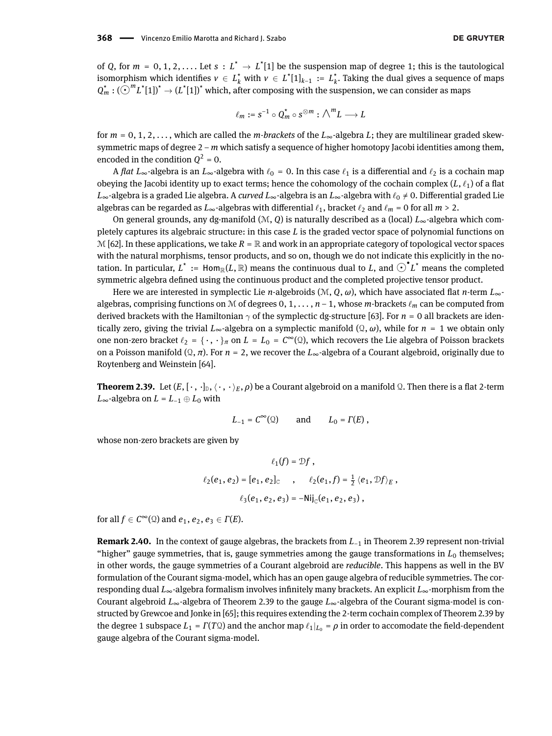of $Q$, for $m = 0, 1, 2, \ldots$. Let $s : L^\star \to L^\star[1]$ be the suspension map of degree 1; this is the tautological isomorphism which identifies $v \in L^\star_k$ with $v \in L^\star[1]_{k-1} := L^\star_k$. Taking the dual gives a sequence of maps $Q^\star_m : (\bigodot^m L^\star[1])^\star \to (L^\star[1])^\star$ which, after composing with the suspension, we can consider as maps

$$\ell_m := s^{-1} \circ Q^\star_m \circ s^{\otimes m} : \bigwedge^m L \longrightarrow L$$

for $m = 0, 1, 2, \ldots$, which are called the *m-brackets* of the $L_\infty$-algebra $L$; they are multilinear graded skew-symmetric maps of degree $2 - m$ which satisfy a sequence of higher homotopy Jacobi identities among them, encoded in the condition $Q^2 = 0$.

A *flat* $L_\infty$-algebra is an $L_\infty$-algebra with $\ell_0 = 0$. In this case $\ell_1$ is a differential and $\ell_2$ is a cochain map obeying the Jacobi identity up to exact terms; hence the cohomology of the cochain complex $(L, \ell_1)$ of a flat $L_\infty$-algebra is a graded Lie algebra. A *curved* $L_\infty$-algebra is an $L_\infty$-algebra with $\ell_0 \neq 0$. Differential graded Lie algebras can be regarded as $L_\infty$-algebras with differential $\ell_1$, bracket $\ell_2$ and $\ell_m = 0$ for all $m > 2$.

On general grounds, any dg-manifold $(\mathcal{M}, Q)$ is naturally described as a (local) $L_\infty$-algebra which completely captures its algebraic structure: in this case $L$ is the graded vector space of polynomial functions on $\mathcal{M}$ [62]. In these applications, we take $R = \mathbb{R}$ and work in an appropriate category of topological vector spaces with the natural morphisms, tensor products, and so on, though we do not indicate this explicitly in the notation. In particular, $L^\star := \mathsf{Hom}_\mathbb{R}(L, \mathbb{R})$ means the continuous dual to $L$, and $\bigodot^\bullet L^\star$ means the completed symmetric algebra defined using the continuous product and the completed projective tensor product.

Here we are interested in symplectic Lie $n$-algebroids $(\mathcal{M}, Q, \omega)$, which have associated flat $n$-term $L_\infty$-algebras, comprising functions on $\mathcal{M}$ of degrees $0, 1, \ldots, n-1$, whose $m$-brackets $\ell_m$ can be computed from derived brackets with the Hamiltonian $\gamma$ of the symplectic dg-structure [63]. For $n = 0$ all brackets are identically zero, giving the trivial $L_\infty$-algebra on a symplectic manifold $(\mathcal{Q}, \omega)$, while for $n = 1$ we obtain only one non-zero bracket $\ell_2 = \{\,\cdot\,,\,\cdot\,\}_\pi$ on $L = L_0 = C^\infty(\mathcal{Q})$, which recovers the Lie algebra of Poisson brackets on a Poisson manifold $(\mathcal{Q}, \pi)$. For $n = 2$, we recover the $L_\infty$-algebra of a Courant algebroid, originally due to Roytenberg and Weinstein [64].

**Theorem 2.39.** Let $(E, [\,\cdot\,,\,\cdot\,]_\mathrm{D}, \langle\,\cdot\,,\,\cdot\,\rangle_E, \rho)$ be a Courant algebroid on a manifold $\mathcal{Q}$. Then there is a flat 2-term $L_\infty$-algebra on $L = L_{-1} \oplus L_0$ with

$$L_{-1} = C^\infty(\mathcal{Q}) \qquad \text{and} \qquad L_0 = \Gamma(E) ,$$

whose non-zero brackets are given by

$$\ell_1(f) = \mathcal{D}f ,$$
$$\ell_2(e_1, e_2) = [e_1, e_2]_\mathrm{C} \quad , \qquad \ell_2(e_1, f) = \tfrac{1}{2}\,\langle e_1, \mathcal{D}f\rangle_E ,$$
$$\ell_3(e_1, e_2, e_3) = -\mathsf{Nij}_\mathrm{C}(e_1, e_2, e_3) ,$$

for all $f \in C^\infty(\mathcal{Q})$ and $e_1, e_2, e_3 \in \Gamma(E)$.

**Remark 2.40.** In the context of gauge algebras, the brackets from $L_{-1}$ in Theorem 2.39 represent non-trivial "higher" gauge symmetries, that is, gauge symmetries among the gauge transformations in $L_0$ themselves; in other words, the gauge symmetries of a Courant algebroid are *reducible*. This happens as well in the BV formulation of the Courant sigma-model, which has an open gauge algebra of reducible symmetries. The corresponding dual $L_\infty$-algebra formalism involves infinitely many brackets. An explicit $L_\infty$-morphism from the Courant algebroid $L_\infty$-algebra of Theorem 2.39 to the gauge $L_\infty$-algebra of the Courant sigma-model is constructed by Grewcoe and Jonke in [65]; this requires extending the 2-term cochain complex of Theorem 2.39 by the degree 1 subspace $L_1 = \Gamma(T\mathcal{Q})$ and the anchor map $\ell_1|_{L_0} = \rho$ in order to accomodate the field-dependent gauge algebra of the Courant sigma-model.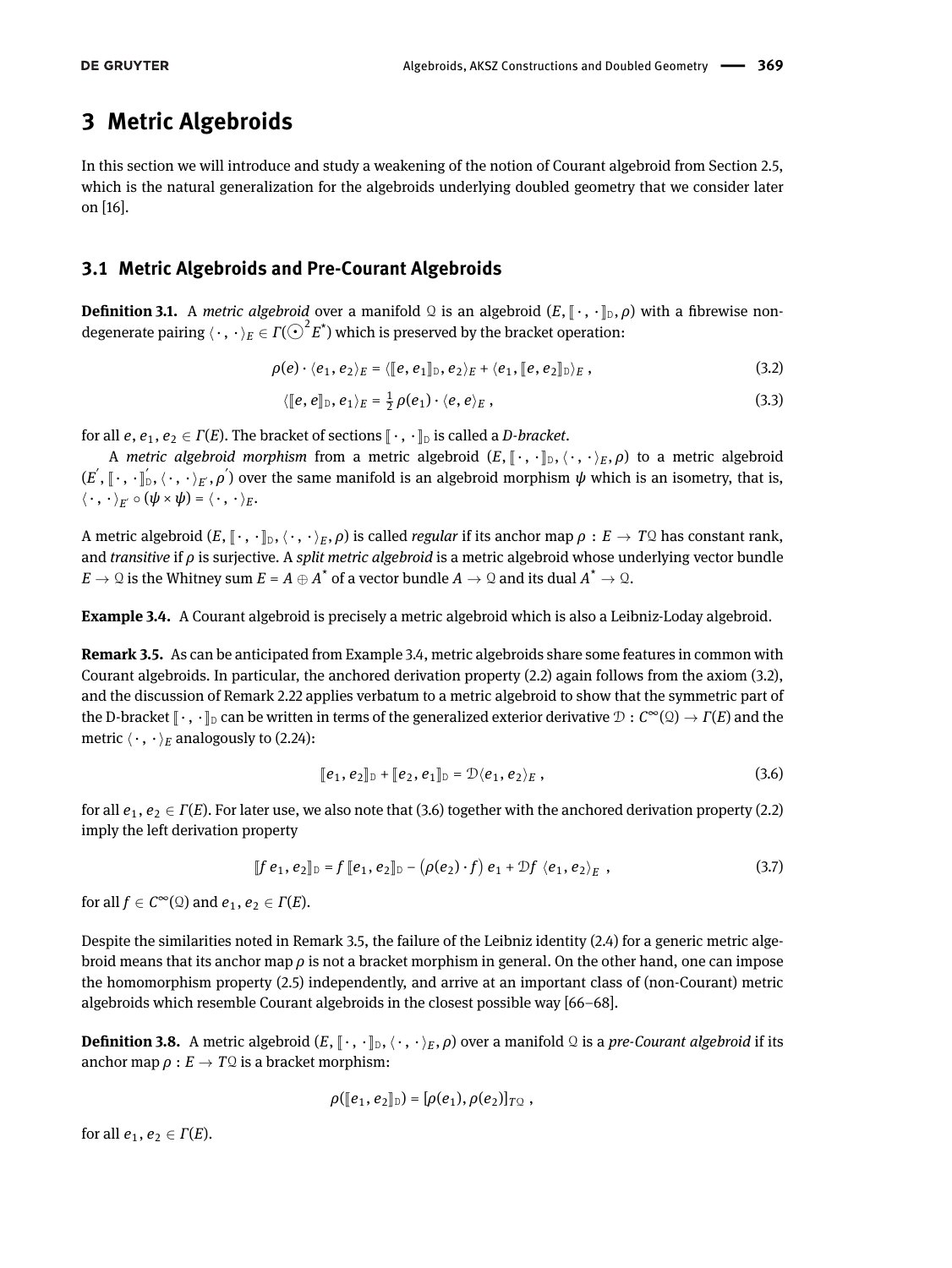# 3 Metric Algebroids

In this section we will introduce and study a weakening of the notion of Courant algebroid from Section 2.5, which is the natural generalization for the algebroids underlying doubled geometry that we consider later on [16].

## 3.1 Metric Algebroids and Pre-Courant Algebroids

**Definition 3.1.** A *metric algebroid* over a manifold $\mathcal{Q}$ is an algebroid $(E, [\![\cdot\,,\cdot]\!]_{\mathrm{D}}, \rho)$ with a fibrewise non-degenerate pairing $\langle\cdot\,,\cdot\rangle_E \in \Gamma(\bigodot^2 E^*)$ which is preserved by the bracket operation:

$$\rho(e)\cdot\langle e_1, e_2\rangle_E = \langle [\![e, e_1]\!]_{\mathrm{D}}, e_2\rangle_E + \langle e_1, [\![e, e_2]\!]_{\mathrm{D}}\rangle_E\ , \tag{3.2}$$

$$\langle [\![e, e]\!]_{\mathrm{D}}, e_1\rangle_E = \tfrac{1}{2}\,\rho(e_1)\cdot\langle e, e\rangle_E\ , \tag{3.3}$$

for all $e, e_1, e_2 \in \Gamma(E)$. The bracket of sections $[\![\cdot\,,\cdot]\!]_{\mathrm{D}}$ is called a *D-bracket*.

A *metric algebroid morphism* from a metric algebroid $(E, [\![\cdot\,,\cdot]\!]_{\mathrm{D}}, \langle\cdot\,,\cdot\rangle_E, \rho)$ to a metric algebroid $(E', [\![\cdot\,,\cdot]\!]'_{\mathrm{D}}, \langle\cdot\,,\cdot\rangle_{E'}, \rho')$ over the same manifold is an algebroid morphism $\psi$ which is an isometry, that is, $\langle\cdot\,,\cdot\rangle_{E'}\circ(\psi\times\psi) = \langle\cdot\,,\cdot\rangle_E$.

A metric algebroid $(E, [\![\cdot\,,\cdot]\!]_{\mathrm{D}}, \langle\cdot\,,\cdot\rangle_E, \rho)$ is called *regular* if its anchor map $\rho : E \to T\mathcal{Q}$ has constant rank, and *transitive* if $\rho$ is surjective. A *split metric algebroid* is a metric algebroid whose underlying vector bundle $E \to \mathcal{Q}$ is the Whitney sum $E = A \oplus A^*$ of a vector bundle $A \to \mathcal{Q}$ and its dual $A^* \to \mathcal{Q}$.

**Example 3.4.** A Courant algebroid is precisely a metric algebroid which is also a Leibniz-Loday algebroid.

**Remark 3.5.** As can be anticipated from Example 3.4, metric algebroids share some features in common with Courant algebroids. In particular, the anchored derivation property (2.2) again follows from the axiom (3.2), and the discussion of Remark 2.22 applies verbatim to a metric algebroid to show that the symmetric part of the D-bracket $[\![\cdot\,,\cdot]\!]_{\mathrm{D}}$ can be written in terms of the generalized exterior derivative $\mathcal{D} : C^\infty(\mathcal{Q}) \to \Gamma(E)$ and the metric $\langle\cdot\,,\cdot\rangle_E$ analogously to (2.24):

$$[\![e_1, e_2]\!]_{\mathrm{D}} + [\![e_2, e_1]\!]_{\mathrm{D}} = \mathcal{D}\langle e_1, e_2\rangle_E\ , \tag{3.6}$$

for all $e_1, e_2 \in \Gamma(E)$. For later use, we also note that (3.6) together with the anchored derivation property (2.2) imply the left derivation property

$$[\![f\, e_1, e_2]\!]_{\mathrm{D}} = f\,[\![e_1, e_2]\!]_{\mathrm{D}} - \big(\rho(e_2)\cdot f\big)\, e_1 + \mathcal{D}f\ \langle e_1, e_2\rangle_E\ , \tag{3.7}$$

for all $f \in C^\infty(\mathcal{Q})$ and $e_1, e_2 \in \Gamma(E)$.

Despite the similarities noted in Remark 3.5, the failure of the Leibniz identity (2.4) for a generic metric algebroid means that its anchor map $\rho$ is not a bracket morphism in general. On the other hand, one can impose the homomorphism property (2.5) independently, and arrive at an important class of (non-Courant) metric algebroids which resemble Courant algebroids in the closest possible way [66–68].

**Definition 3.8.** A metric algebroid $(E, [\![\cdot\,,\cdot]\!]_{\mathrm{D}}, \langle\cdot\,,\cdot\rangle_E, \rho)$ over a manifold $\mathcal{Q}$ is a *pre-Courant algebroid* if its anchor map $\rho : E \to T\mathcal{Q}$ is a bracket morphism:

$$\rho([\![e_1, e_2]\!]_{\mathrm{D}}) = [\rho(e_1), \rho(e_2)]_{T\mathcal{Q}}\ ,$$

for all $e_1, e_2 \in \Gamma(E)$.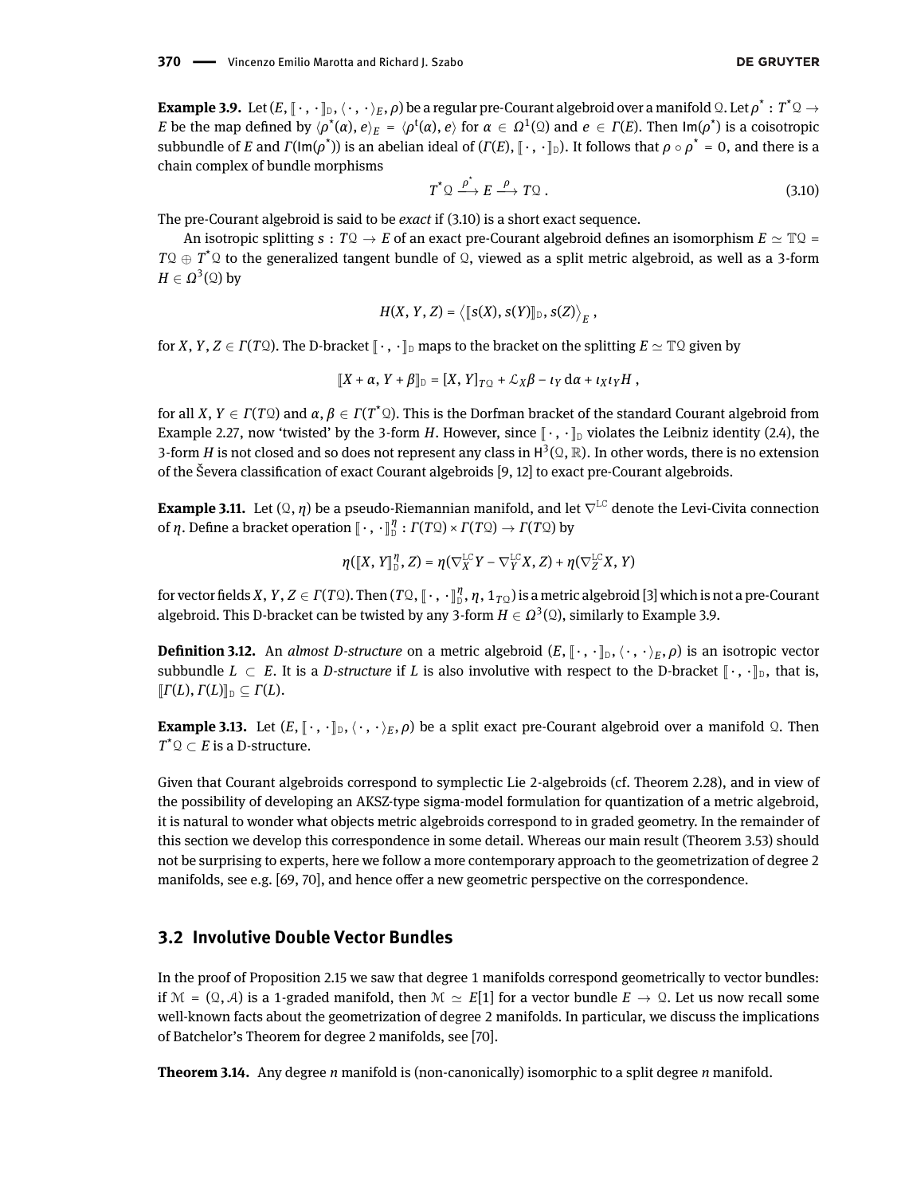**Example 3.9.** Let $(E, [\![\,\cdot\,,\,\cdot\,]\!]_{\mathrm{D}}, \langle\,\cdot\,,\,\cdot\,\rangle_E, \rho)$ be a regular pre-Courant algebroid over a manifold $\mathcal{Q}$. Let $\rho^\star : T^*\mathcal{Q} \to E$ be the map defined by $\langle \rho^\star(\alpha), e\rangle_E = \langle \rho^{\mathrm{t}}(\alpha), e\rangle$ for $\alpha \in \Omega^1(\mathcal{Q})$ and $e \in \Gamma(E)$. Then $\mathsf{Im}(\rho^\star)$ is a coisotropic subbundle of $E$ and $\Gamma(\mathsf{Im}(\rho^\star))$ is an abelian ideal of $(\Gamma(E), [\![\,\cdot\,,\,\cdot\,]\!]_{\mathrm{D}})$. It follows that $\rho \circ \rho^\star = 0$, and there is a chain complex of bundle morphisms

$$T^*\mathcal{Q} \xrightarrow{\ \rho^\star\ } E \xrightarrow{\ \rho\ } T\mathcal{Q} \ . \tag{3.10}$$

The pre-Courant algebroid is said to be *exact* if (3.10) is a short exact sequence.

An isotropic splitting $s : T\mathcal{Q} \to E$ of an exact pre-Courant algebroid defines an isomorphism $E \simeq \mathbb{T}\mathcal{Q} = T\mathcal{Q} \oplus T^*\mathcal{Q}$ to the generalized tangent bundle of $\mathcal{Q}$, viewed as a split metric algebroid, as well as a 3-form $H \in \Omega^3(\mathcal{Q})$ by

$$H(X, Y, Z) = \big\langle [\![ s(X), s(Y) ]\!]_{\mathrm{D}}, s(Z) \big\rangle_E \ ,$$

for $X, Y, Z \in \Gamma(T\mathcal{Q})$. The D-bracket $[\![\,\cdot\,,\,\cdot\,]\!]_{\mathrm{D}}$ maps to the bracket on the splitting $E \simeq \mathbb{T}\mathcal{Q}$ given by

$$[\![ X + \alpha, Y + \beta ]\!]_{\mathrm{D}} = [X, Y]_{T\mathcal{Q}} + \mathcal{L}_X \beta - \iota_Y \,\mathrm{d}\alpha + \iota_X \iota_Y H \ ,$$

for all $X, Y \in \Gamma(T\mathcal{Q})$ and $\alpha, \beta \in \Gamma(T^*\mathcal{Q})$. This is the Dorfman bracket of the standard Courant algebroid from Example 2.27, now 'twisted' by the 3-form $H$. However, since $[\![\,\cdot\,,\,\cdot\,]\!]_{\mathrm{D}}$ violates the Leibniz identity (2.4), the 3-form $H$ is not closed and so does not represent any class in $\mathsf{H}^3(\mathcal{Q}, \mathbb{R})$. In other words, there is no extension of the Ševera classification of exact Courant algebroids [9, 12] to exact pre-Courant algebroids.

**Example 3.11.** Let $(\mathcal{Q}, \eta)$ be a pseudo-Riemannian manifold, and let $\nabla^{\mathrm{LC}}$ denote the Levi-Civita connection of $\eta$. Define a bracket operation $[\![\,\cdot\,,\,\cdot\,]\!]^\eta_{\mathrm{D}} : \Gamma(T\mathcal{Q}) \times \Gamma(T\mathcal{Q}) \to \Gamma(T\mathcal{Q})$ by

$$\eta([\![ X, Y ]\!]^\eta_{\mathrm{D}}, Z) = \eta(\nabla^{\mathrm{LC}}_X Y - \nabla^{\mathrm{LC}}_Y X, Z) + \eta(\nabla^{\mathrm{LC}}_Z X, Y)$$

for vector fields $X, Y, Z \in \Gamma(T\mathcal{Q})$. Then $(T\mathcal{Q}, [\![\,\cdot\,,\,\cdot\,]\!]^\eta_{\mathrm{D}}, \eta, 1_{T\mathcal{Q}})$ is a metric algebroid [3] which is not a pre-Courant algebroid. This D-bracket can be twisted by any 3-form $H \in \Omega^3(\mathcal{Q})$, similarly to Example 3.9.

**Definition 3.12.** An *almost D-structure* on a metric algebroid $(E, [\![\,\cdot\,,\,\cdot\,]\!]_{\mathrm{D}}, \langle\,\cdot\,,\,\cdot\,\rangle_E, \rho)$ is an isotropic vector subbundle $L \subset E$. It is a *D-structure* if $L$ is also involutive with respect to the D-bracket $[\![\,\cdot\,,\,\cdot\,]\!]_{\mathrm{D}}$, that is, $[\![ \Gamma(L), \Gamma(L) ]\!]_{\mathrm{D}} \subseteq \Gamma(L)$.

**Example 3.13.** Let $(E, [\![\,\cdot\,,\,\cdot\,]\!]_{\mathrm{D}}, \langle\,\cdot\,,\,\cdot\,\rangle_E, \rho)$ be a split exact pre-Courant algebroid over a manifold $\mathcal{Q}$. Then $T^*\mathcal{Q} \subset E$ is a D-structure.

Given that Courant algebroids correspond to symplectic Lie 2-algebroids (cf. Theorem 2.28), and in view of the possibility of developing an AKSZ-type sigma-model formulation for quantization of a metric algebroid, it is natural to wonder what objects metric algebroids correspond to in graded geometry. In the remainder of this section we develop this correspondence in some detail. Whereas our main result (Theorem 3.53) should not be surprising to experts, here we follow a more contemporary approach to the geometrization of degree 2 manifolds, see e.g. [69, 70], and hence offer a new geometric perspective on the correspondence.

## 3.2 Involutive Double Vector Bundles

In the proof of Proposition 2.15 we saw that degree 1 manifolds correspond geometrically to vector bundles: if $\mathcal{M} = (\mathcal{Q}, \mathcal{A})$ is a 1-graded manifold, then $\mathcal{M} \simeq E[1]$ for a vector bundle $E \to \mathcal{Q}$. Let us now recall some well-known facts about the geometrization of degree 2 manifolds. In particular, we discuss the implications of Batchelor's Theorem for degree 2 manifolds, see [70].

**Theorem 3.14.** Any degree $n$ manifold is (non-canonically) isomorphic to a split degree $n$ manifold.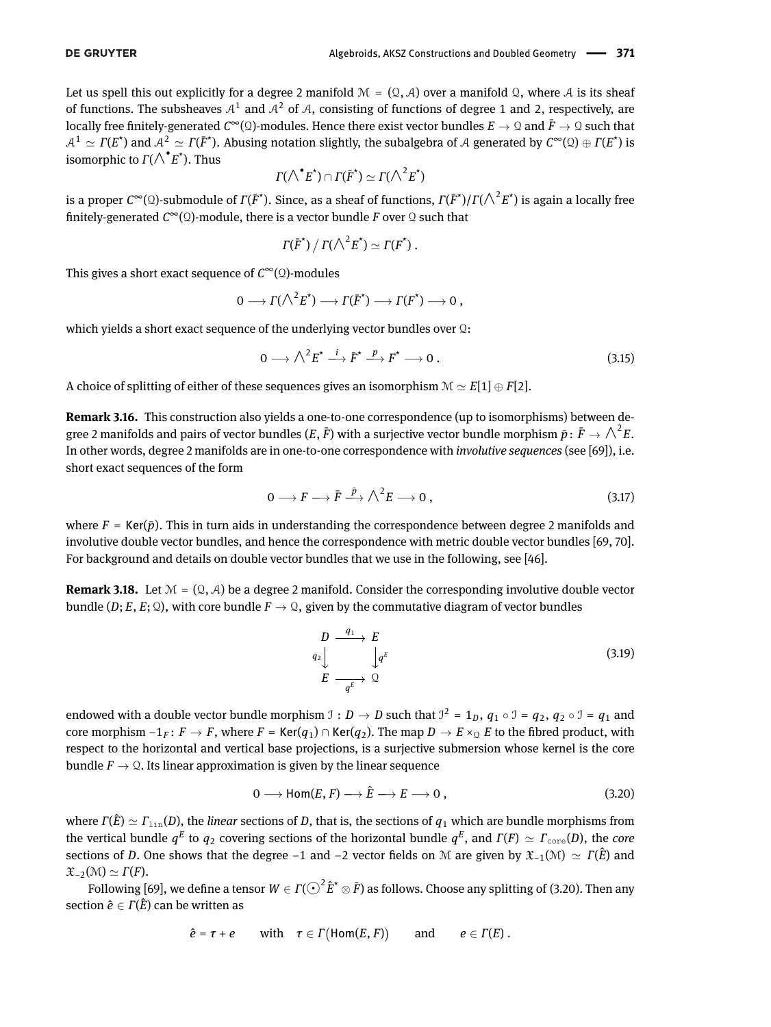Let us spell this out explicitly for a degree 2 manifold $\mathcal{M} = (\mathcal{Q}, \mathcal{A})$ over a manifold $\mathcal{Q}$, where $\mathcal{A}$ is its sheaf of functions. The subsheaves $\mathcal{A}^1$ and $\mathcal{A}^2$ of $\mathcal{A}$, consisting of functions of degree 1 and 2, respectively, are locally free finitely-generated $C^\infty(\mathcal{Q})$-modules. Hence there exist vector bundles $E \to \mathcal{Q}$ and $\bar{F} \to \mathcal{Q}$ such that $\mathcal{A}^1 \simeq \Gamma(E^\star)$ and $\mathcal{A}^2 \simeq \Gamma(\bar{F}^\star)$. Abusing notation slightly, the subalgebra of $\mathcal{A}$ generated by $C^\infty(\mathcal{Q}) \oplus \Gamma(E^\star)$ is isomorphic to $\Gamma(\bigwedge^\bullet E^\star)$. Thus

$$\Gamma(\textstyle\bigwedge^\bullet E^\star) \cap \Gamma(\bar{F}^\star) \simeq \Gamma(\textstyle\bigwedge^2 E^\star)$$

is a proper $C^\infty(\mathcal{Q})$-submodule of $\Gamma(\bar{F}^\star)$. Since, as a sheaf of functions, $\Gamma(\bar{F}^\star)/\Gamma(\bigwedge^2 E^\star)$ is again a locally free finitely-generated $C^\infty(\mathcal{Q})$-module, there is a vector bundle $F$ over $\mathcal{Q}$ such that

$$\Gamma(\bar{F}^\star) \,/\, \Gamma(\textstyle\bigwedge^2 E^\star) \simeq \Gamma(F^\star) \ .$$

This gives a short exact sequence of $C^\infty(\mathcal{Q})$-modules

$$0 \longrightarrow \Gamma(\textstyle\bigwedge^2 E^\star) \longrightarrow \Gamma(\bar{F}^\star) \longrightarrow \Gamma(F^\star) \longrightarrow 0 \ ,$$

which yields a short exact sequence of the underlying vector bundles over $\mathcal{Q}$:

$$0 \longrightarrow \textstyle\bigwedge^2 E^\star \xrightarrow{\ i\ } \bar{F}^\star \xrightarrow{\ p\ } F^\star \longrightarrow 0 \ . \tag{3.15}$$

A choice of splitting of either of these sequences gives an isomorphism $\mathcal{M} \simeq E[1] \oplus F[2]$.

**Remark 3.16.** This construction also yields a one-to-one correspondence (up to isomorphisms) between degree 2 manifolds and pairs of vector bundles $(E, \bar{F})$ with a surjective vector bundle morphism $\bar{p}\colon \bar{F} \to \bigwedge^2 E$. In other words, degree 2 manifolds are in one-to-one correspondence with *involutive sequences* (see [69]), i.e. short exact sequences of the form

$$0 \longrightarrow F \longrightarrow \bar{F} \xrightarrow{\ \bar{p}\ } \textstyle\bigwedge^2 E \longrightarrow 0 \ , \tag{3.17}$$

where $F = \mathsf{Ker}(\bar{p})$. This in turn aids in understanding the correspondence between degree 2 manifolds and involutive double vector bundles, and hence the correspondence with metric double vector bundles [69, 70]. For background and details on double vector bundles that we use in the following, see [46].

**Remark 3.18.** Let $\mathcal{M} = (\mathcal{Q}, \mathcal{A})$ be a degree 2 manifold. Consider the corresponding involutive double vector bundle $(D; E, E; \mathcal{Q})$, with core bundle $F \to \mathcal{Q}$, given by the commutative diagram of vector bundles

$$\begin{array}{ccc} D & \xrightarrow{\ q_1\ } & E \\ {\scriptstyle q_2}\big\downarrow & & \big\downarrow{\scriptstyle q^E} \\ E & \xrightarrow[\ q^E\ ]{} & \mathcal{Q} \end{array} \tag{3.19}$$

endowed with a double vector bundle morphism $\mathcal{J}: D \to D$ such that $\mathcal{J}^2 = 1_D$, $q_1 \circ \mathcal{J} = q_2$, $q_2 \circ \mathcal{J} = q_1$ and core morphism $-1_F\colon F \to F$, where $F = \mathsf{Ker}(q_1) \cap \mathsf{Ker}(q_2)$. The map $D \to E \times_{\mathcal{Q}} E$ to the fibred product, with respect to the horizontal and vertical base projections, is a surjective submersion whose kernel is the core bundle $F \to \mathcal{Q}$. Its linear approximation is given by the linear sequence

$$0 \longrightarrow \mathsf{Hom}(E, F) \longrightarrow \hat{E} \longrightarrow E \longrightarrow 0 \ , \tag{3.20}$$

where $\Gamma(\hat{E}) \simeq \Gamma_{\texttt{lin}}(D)$, the *linear* sections of $D$, that is, the sections of $q_1$ which are bundle morphisms from the vertical bundle $q^E$ to $q_2$ covering sections of the horizontal bundle $q^E$, and $\Gamma(F) \simeq \Gamma_{\texttt{core}}(D)$, the *core* sections of $D$. One shows that the degree $-1$ and $-2$ vector fields on $\mathcal{M}$ are given by $\mathfrak{X}_{-1}(\mathcal{M}) \simeq \Gamma(\hat{E})$ and $\mathfrak{X}_{-2}(\mathcal{M}) \simeq \Gamma(F)$.

Following [69], we define a tensor $W \in \Gamma(\bigodot^2 \hat{E}^\star \otimes \bar{F})$ as follows. Choose any splitting of (3.20). Then any section $\hat{e} \in \Gamma(\hat{E})$ can be written as

$$\hat{e} = \tau + e \qquad \text{with} \qquad \tau \in \Gamma\big(\mathsf{Hom}(E, F)\big) \qquad \text{and} \qquad e \in \Gamma(E) \ .$$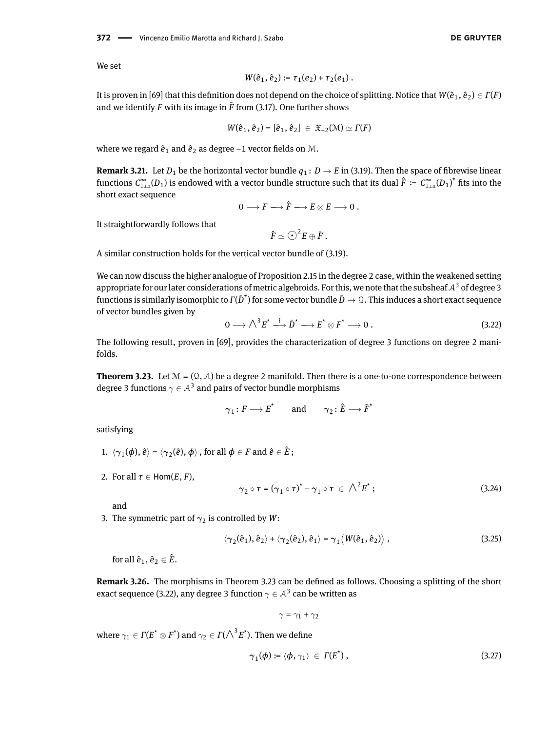We set

$$W(\hat{e}_1, \hat{e}_2) := \tau_1(e_2) + \tau_2(e_1) .$$

It is proven in [69] that this definition does not depend on the choice of splitting. Notice that $W(\hat{e}_1, \hat{e}_2) \in \Gamma(F)$ and we identify $F$ with its image in $\bar{F}$ from (3.17). One further shows

$$W(\hat{e}_1, \hat{e}_2) = [\hat{e}_1, \hat{e}_2] \in \mathfrak{X}_{-2}(\mathcal{M}) \simeq \Gamma(F)$$

where we regard $\hat{e}_1$ and $\hat{e}_2$ as degree $-1$ vector fields on $\mathcal{M}$.

**Remark 3.21.** Let $D_1$ be the horizontal vector bundle $q_1 : D \to E$ in (3.19). Then the space of fibrewise linear functions $C^\infty_{\mathtt{lin}}(D_1)$ is endowed with a vector bundle structure such that its dual $\hat{F} := C^\infty_{\mathtt{lin}}(D_1)^*$ fits into the short exact sequence

$$0 \longrightarrow F \longrightarrow \hat{F} \longrightarrow E \otimes E \longrightarrow 0 .$$

It straightforwardly follows that

$$\hat{F} \simeq \bigodot{}^2 E \oplus \bar{F} .$$

A similar construction holds for the vertical vector bundle of (3.19).

We can now discuss the higher analogue of Proposition 2.15 in the degree 2 case, within the weakened setting appropriate for our later considerations of metric algebroids. For this, we note that the subsheaf $\mathcal{A}^3$ of degree 3 functions is similarly isomorphic to $\Gamma(\bar{D}^*)$ for some vector bundle $\bar{D} \to \mathcal{Q}$. This induces a short exact sequence of vector bundles given by

$$0 \longrightarrow \bigwedge{}^3 E^* \xrightarrow{\ i\ } \bar{D}^* \longrightarrow E^* \otimes F^* \longrightarrow 0 . \tag{3.22}$$

The following result, proven in [69], provides the characterization of degree 3 functions on degree 2 manifolds.

**Theorem 3.23.** Let $\mathcal{M} = (\mathcal{Q}, \mathcal{A})$ be a degree 2 manifold. Then there is a one-to-one correspondence between degree 3 functions $\gamma \in \mathcal{A}^3$ and pairs of vector bundle morphisms

$$\gamma_1 : F \longrightarrow E^* \qquad \text{and} \qquad \gamma_2 : \hat{E} \longrightarrow \bar{F}^*$$

satisfying

1. $\langle \gamma_1(\phi), \hat{e} \rangle = \langle \gamma_2(\hat{e}), \phi \rangle$ , for all $\phi \in F$ and $\hat{e} \in \hat{E}$ ;

2. For all $\tau \in \mathsf{Hom}(E, F)$,
$$\gamma_2 \circ \tau = (\gamma_1 \circ \tau)^* - \gamma_1 \circ \tau \in \bigwedge{}^2 E^* ; \tag{3.24}$$
and

3. The symmetric part of $\gamma_2$ is controlled by $W$:
$$\langle \gamma_2(\hat{e}_1), \hat{e}_2 \rangle + \langle \gamma_2(\hat{e}_2), \hat{e}_1 \rangle = \gamma_1\big(W(\hat{e}_1, \hat{e}_2)\big) , \tag{3.25}$$
for all $\hat{e}_1, \hat{e}_2 \in \hat{E}$.

**Remark 3.26.** The morphisms in Theorem 3.23 can be defined as follows. Choosing a splitting of the short exact sequence (3.22), any degree 3 function $\gamma \in \mathcal{A}^3$ can be written as

$$\gamma = \gamma_1 + \gamma_2$$

where $\gamma_1 \in \Gamma(E^* \otimes F^*)$ and $\gamma_2 \in \Gamma(\bigwedge^3 E^*)$. Then we define

$$\gamma_1(\phi) := \langle \phi, \gamma_1 \rangle \in \Gamma(E^*) , \tag{3.27}$$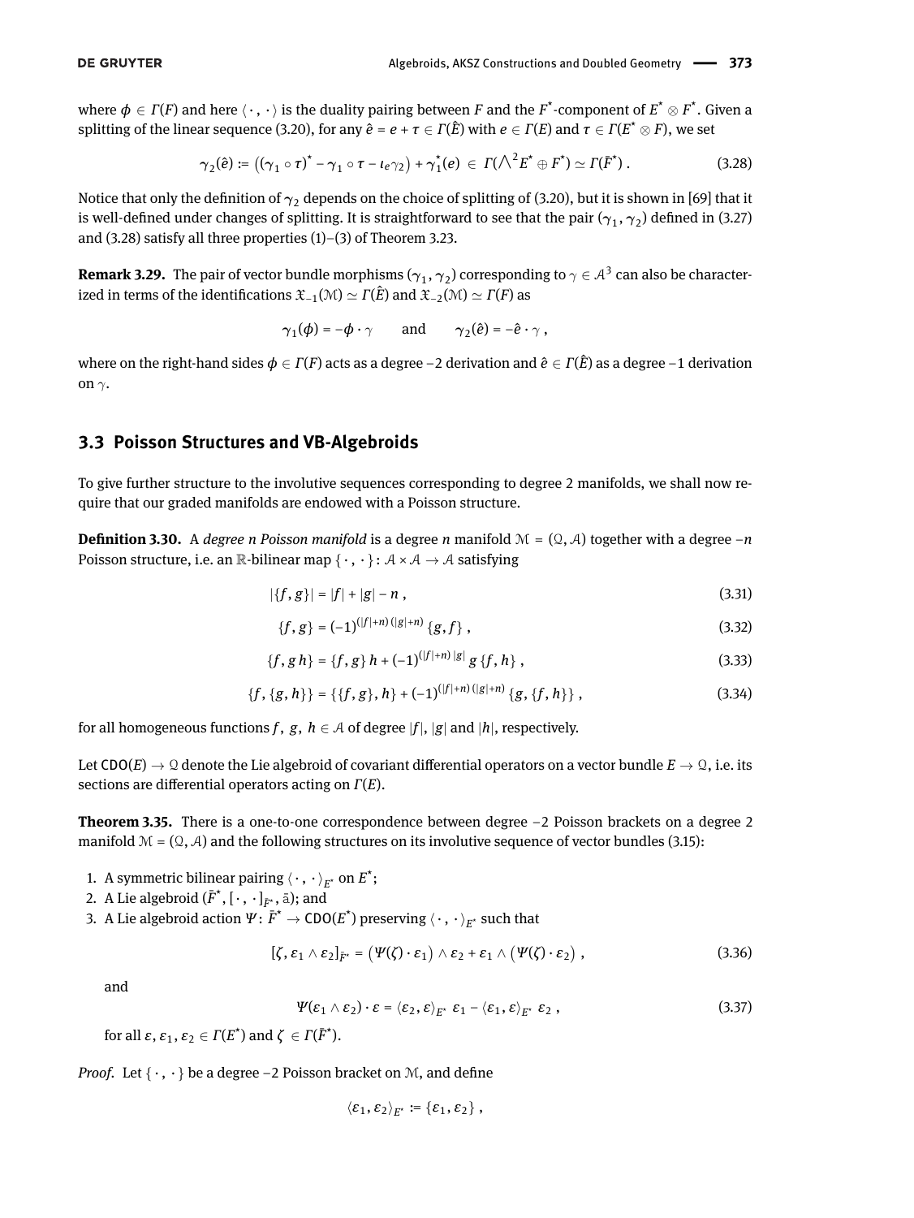where $\phi \in \Gamma(F)$ and here $\langle \cdot , \cdot \rangle$ is the duality pairing between $F$ and the $F^*$-component of $E^* \otimes F^*$. Given a splitting of the linear sequence (3.20), for any $\hat{e} = e + \tau \in \Gamma(\hat{E})$ with $e \in \Gamma(E)$ and $\tau \in \Gamma(E^* \otimes F)$, we set

$$\gamma_2(\hat{e}) := \big((\gamma_1 \circ \tau)^* - \gamma_1 \circ \tau - \iota_e \gamma_2\big) + \gamma_1^*(e) \in \Gamma(\textstyle\bigwedge^2 E^* \oplus F^*) \simeq \Gamma(\bar{F}^*) \ . \tag{3.28}$$

Notice that only the definition of $\gamma_2$ depends on the choice of splitting of (3.20), but it is shown in [69] that it is well-defined under changes of splitting. It is straightforward to see that the pair $(\gamma_1, \gamma_2)$ defined in (3.27) and (3.28) satisfy all three properties (1)–(3) of Theorem 3.23.

**Remark 3.29.** The pair of vector bundle morphisms $(\gamma_1, \gamma_2)$ corresponding to $\gamma \in \mathcal{A}^3$ can also be characterized in terms of the identifications $\mathfrak{X}_{-1}(\mathcal{M}) \simeq \Gamma(\hat{E})$ and $\mathfrak{X}_{-2}(\mathcal{M}) \simeq \Gamma(F)$ as

$$\gamma_1(\phi) = -\phi \cdot \gamma \qquad \text{and} \qquad \gamma_2(\hat{e}) = -\hat{e} \cdot \gamma \ ,$$

where on the right-hand sides $\phi \in \Gamma(F)$ acts as a degree $-2$ derivation and $\hat{e} \in \Gamma(\hat{E})$ as a degree $-1$ derivation on $\gamma$.

## 3.3 Poisson Structures and VB-Algebroids

To give further structure to the involutive sequences corresponding to degree 2 manifolds, we shall now require that our graded manifolds are endowed with a Poisson structure.

**Definition 3.30.** A *degree $n$ Poisson manifold* is a degree $n$ manifold $\mathcal{M} = (\mathcal{Q}, \mathcal{A})$ together with a degree $-n$ Poisson structure, i.e. an $\mathbb{R}$-bilinear map $\{\cdot , \cdot\} : \mathcal{A} \times \mathcal{A} \to \mathcal{A}$ satisfying

$$|\{f, g\}| = |f| + |g| - n \ , \tag{3.31}$$

$$\{f, g\} = (-1)^{(|f|+n)\,(|g|+n)}\,\{g, f\} \ , \tag{3.32}$$

$$\{f, g\,h\} = \{f, g\}\,h + (-1)^{(|f|+n)\,|g|}\,g\,\{f, h\} \ , \tag{3.33}$$

$$\{f, \{g, h\}\} = \{\{f, g\}, h\} + (-1)^{(|f|+n)\,(|g|+n)}\,\{g, \{f, h\}\} \ , \tag{3.34}$$

for all homogeneous functions $f,\ g,\ h \in \mathcal{A}$ of degree $|f|$, $|g|$ and $|h|$, respectively.

Let $\mathsf{CDO}(E) \to \mathcal{Q}$ denote the Lie algebroid of covariant differential operators on a vector bundle $E \to \mathcal{Q}$, i.e. its sections are differential operators acting on $\Gamma(E)$.

**Theorem 3.35.** There is a one-to-one correspondence between degree $-2$ Poisson brackets on a degree 2 manifold $\mathcal{M} = (\mathcal{Q}, \mathcal{A})$ and the following structures on its involutive sequence of vector bundles (3.15):

1. A symmetric bilinear pairing $\langle \cdot , \cdot \rangle_{E^*}$ on $E^*$;
2. A Lie algebroid $(\bar{F}^*, [\cdot , \cdot]_{\bar{F}^*}, \bar{a})$; and
3. A Lie algebroid action $\Psi : \bar{F}^* \to \mathsf{CDO}(E^*)$ preserving $\langle \cdot , \cdot \rangle_{E^*}$ such that

$$[\zeta, \varepsilon_1 \wedge \varepsilon_2]_{\bar{F}^*} = \big(\Psi(\zeta) \cdot \varepsilon_1\big) \wedge \varepsilon_2 + \varepsilon_1 \wedge \big(\Psi(\zeta) \cdot \varepsilon_2\big) \ , \tag{3.36}$$

   and

$$\Psi(\varepsilon_1 \wedge \varepsilon_2) \cdot \varepsilon = \langle \varepsilon_2, \varepsilon \rangle_{E^*}\ \varepsilon_1 - \langle \varepsilon_1, \varepsilon \rangle_{E^*}\ \varepsilon_2 \ , \tag{3.37}$$

   for all $\varepsilon, \varepsilon_1, \varepsilon_2 \in \Gamma(E^*)$ and $\zeta \in \Gamma(\bar{F}^*)$.

*Proof.* Let $\{\cdot , \cdot\}$ be a degree $-2$ Poisson bracket on $\mathcal{M}$, and define

$$\langle \varepsilon_1, \varepsilon_2 \rangle_{E^*} := \{\varepsilon_1, \varepsilon_2\} \ ,$$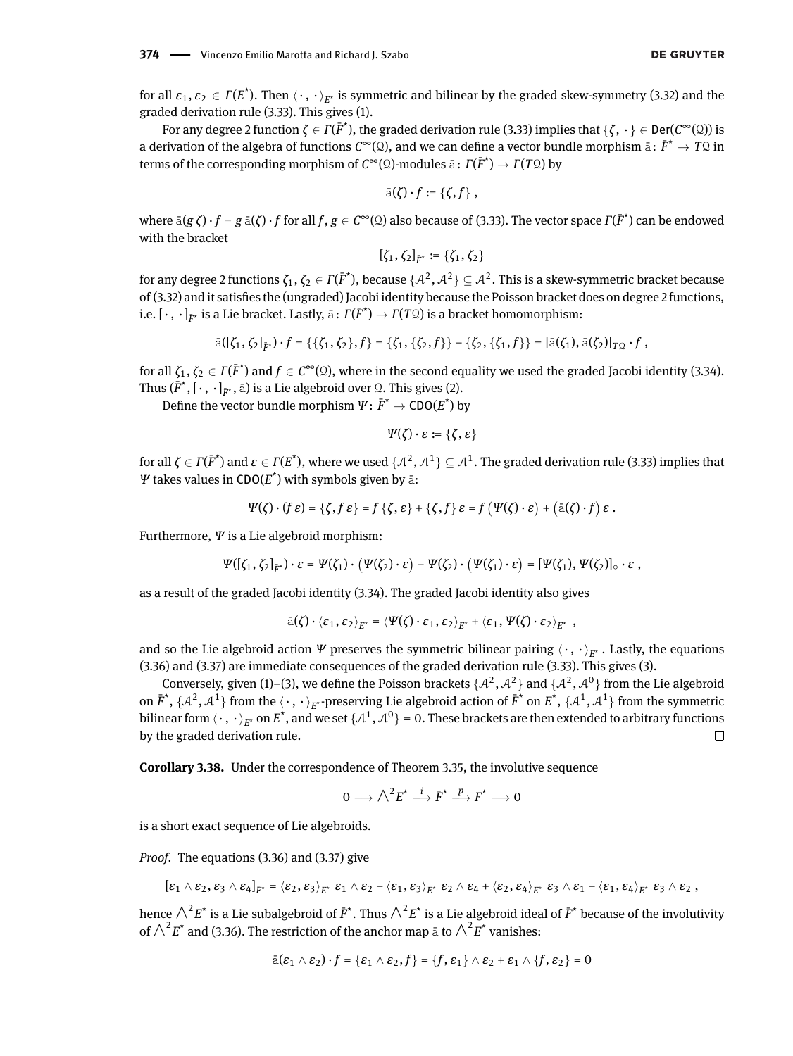for all $\varepsilon_1, \varepsilon_2 \in \Gamma(E^\star)$. Then $\langle\,\cdot\,,\,\cdot\,\rangle_{E^\star}$ is symmetric and bilinear by the graded skew-symmetry (3.32) and the graded derivation rule (3.33). This gives (1).

For any degree 2 function $\zeta \in \Gamma(\bar{F}^\star)$, the graded derivation rule (3.33) implies that $\{\zeta, \,\cdot\,\} \in \mathsf{Der}(C^\infty(\mathcal{Q}))$ is a derivation of the algebra of functions $C^\infty(\mathcal{Q})$, and we can define a vector bundle morphism $\bar{\mathrm{a}} \colon \bar{F}^\star \to T\mathcal{Q}$ in terms of the corresponding morphism of $C^\infty(\mathcal{Q})$-modules $\bar{\mathrm{a}} \colon \Gamma(\bar{F}^\star) \to \Gamma(T\mathcal{Q})$ by

$$
\bar{\mathrm{a}}(\zeta) \cdot f := \{\zeta, f\}\ ,
$$

where $\bar{\mathrm{a}}(g\,\zeta) \cdot f = g\,\bar{\mathrm{a}}(\zeta) \cdot f$ for all $f, g \in C^\infty(\mathcal{Q})$ also because of (3.33). The vector space $\Gamma(\bar{F}^\star)$ can be endowed with the bracket

$$
[\zeta_1, \zeta_2]_{\bar{F}^\star} := \{\zeta_1, \zeta_2\}
$$

for any degree 2 functions $\zeta_1, \zeta_2 \in \Gamma(\bar{F}^\star)$, because $\{\mathcal{A}^2, \mathcal{A}^2\} \subseteq \mathcal{A}^2$. This is a skew-symmetric bracket because of (3.32) and it satisfies the (ungraded) Jacobi identity because the Poisson bracket does on degree 2 functions, i.e. $[\,\cdot\,,\,\cdot\,]_{\bar{F}^\star}$ is a Lie bracket. Lastly, $\bar{\mathrm{a}} \colon \Gamma(\bar{F}^\star) \to \Gamma(T\mathcal{Q})$ is a bracket homomorphism:

$$
\bar{\mathrm{a}}([\zeta_1, \zeta_2]_{\bar{F}^\star}) \cdot f = \{\{\zeta_1, \zeta_2\}, f\} = \{\zeta_1, \{\zeta_2, f\}\} - \{\zeta_2, \{\zeta_1, f\}\} = [\bar{\mathrm{a}}(\zeta_1), \bar{\mathrm{a}}(\zeta_2)]_{T\mathcal{Q}} \cdot f\ ,
$$

for all $\zeta_1, \zeta_2 \in \Gamma(\bar{F}^\star)$ and $f \in C^\infty(\mathcal{Q})$, where in the second equality we used the graded Jacobi identity (3.34). Thus $(\bar{F}^\star, [\,\cdot\,,\,\cdot\,]_{\bar{F}^\star}, \bar{\mathrm{a}})$ is a Lie algebroid over $\mathcal{Q}$. This gives (2).

Define the vector bundle morphism $\Psi \colon \bar{F}^\star \to \mathsf{CDO}(E^\star)$ by

$$
\Psi(\zeta) \cdot \varepsilon := \{\zeta, \varepsilon\}
$$

for all $\zeta \in \Gamma(\bar{F}^\star)$ and $\varepsilon \in \Gamma(E^\star)$, where we used $\{\mathcal{A}^2, \mathcal{A}^1\} \subseteq \mathcal{A}^1$. The graded derivation rule (3.33) implies that $\Psi$ takes values in $\mathsf{CDO}(E^\star)$ with symbols given by $\bar{\mathrm{a}}$:

$$
\Psi(\zeta) \cdot (f\,\varepsilon) = \{\zeta, f\,\varepsilon\} = f\,\{\zeta, \varepsilon\} + \{\zeta, f\}\,\varepsilon = f\,\big(\Psi(\zeta) \cdot \varepsilon\big) + \big(\bar{\mathrm{a}}(\zeta) \cdot f\big)\,\varepsilon\ .
$$

Furthermore, $\Psi$ is a Lie algebroid morphism:

$$
\Psi([\zeta_1, \zeta_2]_{\bar{F}^\star}) \cdot \varepsilon = \Psi(\zeta_1) \cdot \big(\Psi(\zeta_2) \cdot \varepsilon\big) - \Psi(\zeta_2) \cdot \big(\Psi(\zeta_1) \cdot \varepsilon\big) = [\Psi(\zeta_1), \Psi(\zeta_2)]_\circ \cdot \varepsilon\ ,
$$

as a result of the graded Jacobi identity (3.34). The graded Jacobi identity also gives

$$
\bar{\mathrm{a}}(\zeta) \cdot \langle \varepsilon_1, \varepsilon_2\rangle_{E^\star} = \langle \Psi(\zeta) \cdot \varepsilon_1, \varepsilon_2\rangle_{E^\star} + \langle \varepsilon_1, \Psi(\zeta) \cdot \varepsilon_2\rangle_{E^\star}\ \ ,
$$

and so the Lie algebroid action $\Psi$ preserves the symmetric bilinear pairing $\langle\,\cdot\,,\,\cdot\,\rangle_{E^\star}$. Lastly, the equations (3.36) and (3.37) are immediate consequences of the graded derivation rule (3.33). This gives (3).

Conversely, given (1)–(3), we define the Poisson brackets $\{\mathcal{A}^2, \mathcal{A}^2\}$ and $\{\mathcal{A}^2, \mathcal{A}^0\}$ from the Lie algebroid on $\bar{F}^\star$, $\{\mathcal{A}^2, \mathcal{A}^1\}$ from the $\langle\,\cdot\,,\,\cdot\,\rangle_{E^\star}$-preserving Lie algebroid action of $\bar{F}^\star$ on $E^\star$, $\{\mathcal{A}^1, \mathcal{A}^1\}$ from the symmetric bilinear form $\langle\,\cdot\,,\,\cdot\,\rangle_{E^\star}$ on $E^\star$, and we set $\{\mathcal{A}^1, \mathcal{A}^0\} = 0$. These brackets are then extended to arbitrary functions by the graded derivation rule. □

**Corollary 3.38.** Under the correspondence of Theorem 3.35, the involutive sequence

$$
0 \longrightarrow \textstyle\bigwedge^2 E^\star \overset{i}{\longrightarrow} \bar{F}^\star \overset{p}{\longrightarrow} F^\star \longrightarrow 0
$$

is a short exact sequence of Lie algebroids.

*Proof.* The equations (3.36) and (3.37) give

$$
[\varepsilon_1 \wedge \varepsilon_2, \varepsilon_3 \wedge \varepsilon_4]_{\bar{F}^\star} = \langle \varepsilon_2, \varepsilon_3\rangle_{E^\star}\ \varepsilon_1 \wedge \varepsilon_2 - \langle \varepsilon_1, \varepsilon_3\rangle_{E^\star}\ \varepsilon_2 \wedge \varepsilon_4 + \langle \varepsilon_2, \varepsilon_4\rangle_{E^\star}\ \varepsilon_3 \wedge \varepsilon_1 - \langle \varepsilon_1, \varepsilon_4\rangle_{E^\star}\ \varepsilon_3 \wedge \varepsilon_2\ ,
$$

hence $\bigwedge^2 E^\star$ is a Lie subalgebroid of $\bar{F}^\star$. Thus $\bigwedge^2 E^\star$ is a Lie algebroid ideal of $\bar{F}^\star$ because of the involutivity of $\bigwedge^2 E^\star$ and (3.36). The restriction of the anchor map $\bar{\mathrm{a}}$ to $\bigwedge^2 E^\star$ vanishes:

$$
\bar{\mathrm{a}}(\varepsilon_1 \wedge \varepsilon_2) \cdot f = \{\varepsilon_1 \wedge \varepsilon_2, f\} = \{f, \varepsilon_1\} \wedge \varepsilon_2 + \varepsilon_1 \wedge \{f, \varepsilon_2\} = 0
$$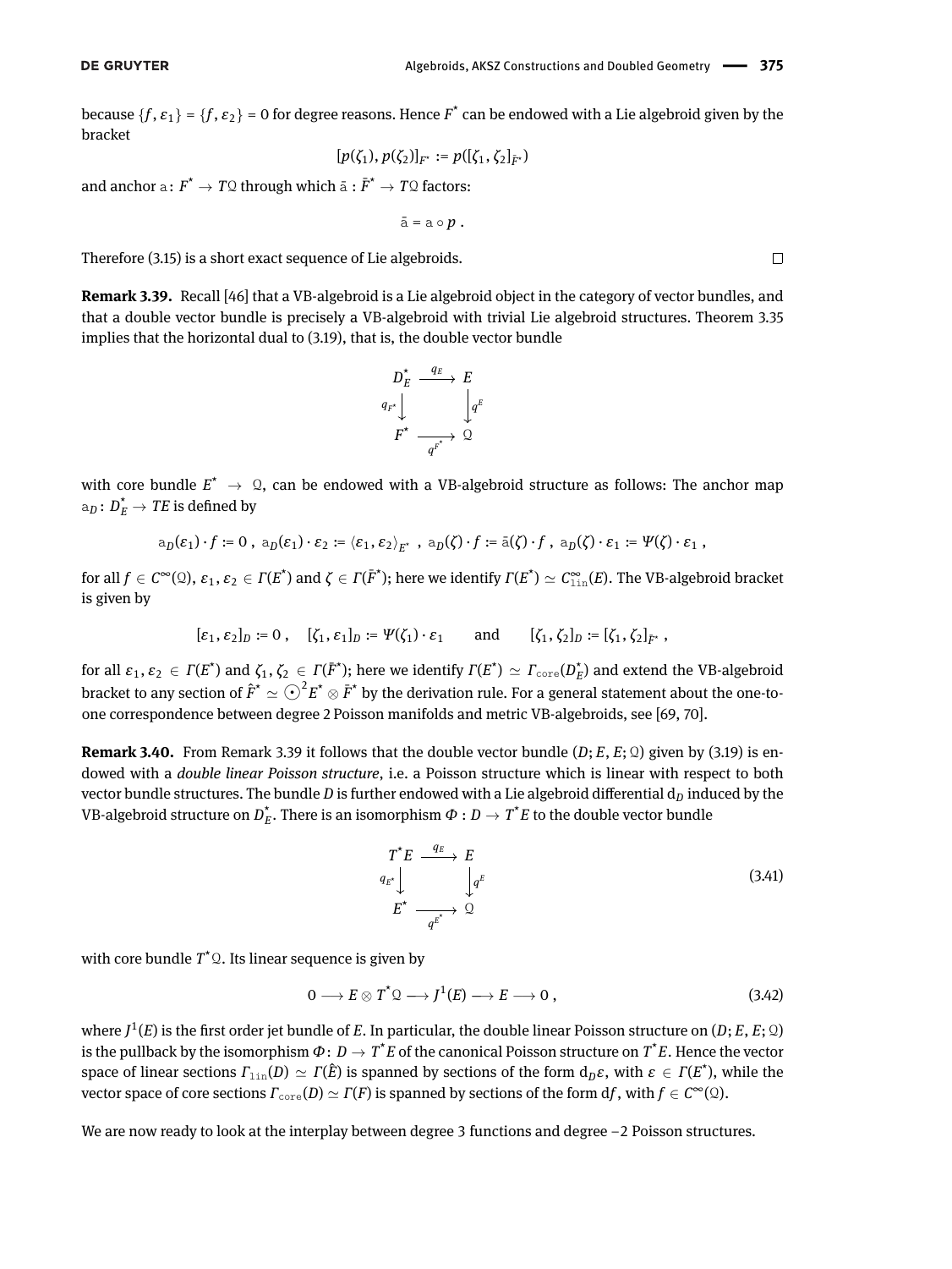because $\{f, \varepsilon_1\} = \{f, \varepsilon_2\} = 0$ for degree reasons. Hence $F^\star$ can be endowed with a Lie algebroid given by the bracket

$$[p(\zeta_1), p(\zeta_2)]_{F^\star} := p([\zeta_1, \zeta_2]_{\bar{F}^\star})$$

and anchor $\mathtt{a}\colon F^\star \to T\mathcal{Q}$ through which $\bar{\mathtt{a}} : \bar{F}^\star \to T\mathcal{Q}$ factors:

$$\bar{\mathtt{a}} = \mathtt{a} \circ p \ .$$

Therefore (3.15) is a short exact sequence of Lie algebroids. □

**Remark 3.39.** Recall [46] that a VB-algebroid is a Lie algebroid object in the category of vector bundles, and that a double vector bundle is precisely a VB-algebroid with trivial Lie algebroid structures. Theorem 3.35 implies that the horizontal dual to (3.19), that is, the double vector bundle

$$\begin{array}{ccc} D_E^\star & \xrightarrow{q_E} & E \\ {\scriptstyle q_{F^\star}}\downarrow & & \downarrow{\scriptstyle q^E} \\ F^\star & \xrightarrow[q^{F^\star}]{} & \mathcal{Q} \end{array}$$

with core bundle $E^\star \to \mathcal{Q}$, can be endowed with a VB-algebroid structure as follows: The anchor map $\mathtt{a}_D\colon D_E^\star \to TE$ is defined by

$$\mathtt{a}_D(\varepsilon_1)\cdot f := 0 \ , \ \mathtt{a}_D(\varepsilon_1)\cdot\varepsilon_2 := \langle \varepsilon_1, \varepsilon_2\rangle_{E^\star} \ , \ \mathtt{a}_D(\zeta)\cdot f := \bar{\mathtt{a}}(\zeta)\cdot f \ , \ \mathtt{a}_D(\zeta)\cdot\varepsilon_1 := \Psi(\zeta)\cdot\varepsilon_1 \ ,$$

for all $f \in C^\infty(\mathcal{Q})$, $\varepsilon_1, \varepsilon_2 \in \Gamma(E^\star)$ and $\zeta \in \Gamma(\bar{F}^\star)$; here we identify $\Gamma(E^\star) \simeq C^\infty_{\mathtt{lin}}(E)$. The VB-algebroid bracket is given by

$$[\varepsilon_1, \varepsilon_2]_D := 0 \ , \quad [\zeta_1, \varepsilon_1]_D := \Psi(\zeta_1)\cdot\varepsilon_1 \qquad \text{and} \qquad [\zeta_1, \zeta_2]_D := [\zeta_1, \zeta_2]_{\bar{F}^\star} \ ,$$

for all $\varepsilon_1, \varepsilon_2 \in \Gamma(E^\star)$ and $\zeta_1, \zeta_2 \in \Gamma(\bar{F}^\star)$; here we identify $\Gamma(E^\star) \simeq \Gamma_{\mathtt{core}}(D_E^\star)$ and extend the VB-algebroid bracket to any section of $\hat{F}^\star \simeq \bigodot^2 E^\star \otimes \bar{F}^\star$ by the derivation rule. For a general statement about the one-to-one correspondence between degree 2 Poisson manifolds and metric VB-algebroids, see [69, 70].

**Remark 3.40.** From Remark 3.39 it follows that the double vector bundle $(D; E, E; \mathcal{Q})$ given by (3.19) is endowed with a *double linear Poisson structure*, i.e. a Poisson structure which is linear with respect to both vector bundle structures. The bundle $D$ is further endowed with a Lie algebroid differential $\mathrm{d}_D$ induced by the VB-algebroid structure on $D_E^\star$. There is an isomorphism $\Phi : D \to T^\star E$ to the double vector bundle

$$\begin{array}{ccc} T^\star E & \xrightarrow{q_E} & E \\ {\scriptstyle q_{E^\star}}\downarrow & & \downarrow{\scriptstyle q^E} \\ E^\star & \xrightarrow[q^{E^\star}]{} & \mathcal{Q} \end{array} \tag{3.41}$$

with core bundle $T^\star\mathcal{Q}$. Its linear sequence is given by

$$0 \longrightarrow E \otimes T^\star\mathcal{Q} \longrightarrow J^1(E) \longrightarrow E \longrightarrow 0 \ , \tag{3.42}$$

where $J^1(E)$ is the first order jet bundle of $E$. In particular, the double linear Poisson structure on $(D; E, E; \mathcal{Q})$ is the pullback by the isomorphism $\Phi\colon D \to T^\star E$ of the canonical Poisson structure on $T^\star E$. Hence the vector space of linear sections $\Gamma_{\mathtt{lin}}(D) \simeq \Gamma(\hat{E})$ is spanned by sections of the form $\mathrm{d}_D\varepsilon$, with $\varepsilon \in \Gamma(E^\star)$, while the vector space of core sections $\Gamma_{\mathtt{core}}(D) \simeq \Gamma(F)$ is spanned by sections of the form $\mathrm{d}f$, with $f \in C^\infty(\mathcal{Q})$.

We are now ready to look at the interplay between degree 3 functions and degree $-2$ Poisson structures.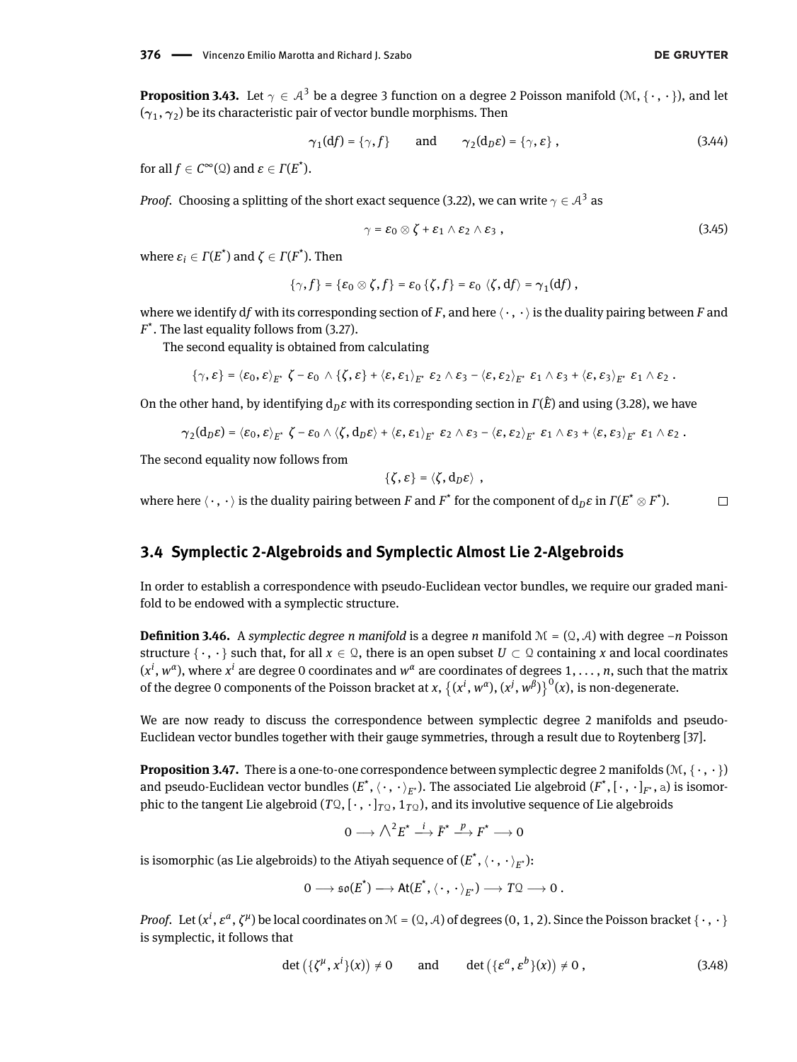**Proposition 3.43.** Let $\gamma \in \mathcal{A}^3$ be a degree 3 function on a degree 2 Poisson manifold $(\mathcal{M}, \{\,\cdot\,,\,\cdot\,\})$, and let $(\gamma_1, \gamma_2)$ be its characteristic pair of vector bundle morphisms. Then

$$\gamma_1(\mathrm{d}f) = \{\gamma, f\} \qquad \text{and} \qquad \gamma_2(\mathrm{d}_D\varepsilon) = \{\gamma, \varepsilon\}\ , \tag{3.44}$$

for all $f \in C^\infty(\mathcal{Q})$ and $\varepsilon \in \Gamma(E^\star)$.

*Proof.* Choosing a splitting of the short exact sequence (3.22), we can write $\gamma \in \mathcal{A}^3$ as

$$\gamma = \varepsilon_0 \otimes \zeta + \varepsilon_1 \wedge \varepsilon_2 \wedge \varepsilon_3\ , \tag{3.45}$$

where $\varepsilon_i \in \Gamma(E^\star)$ and $\zeta \in \Gamma(F^\star)$. Then

$$\{\gamma, f\} = \{\varepsilon_0 \otimes \zeta, f\} = \varepsilon_0\,\{\zeta, f\} = \varepsilon_0\,\langle\zeta, \mathrm{d}f\rangle = \gamma_1(\mathrm{d}f)\ ,$$

where we identify $\mathrm{d}f$ with its corresponding section of $F$, and here $\langle\,\cdot\,,\,\cdot\,\rangle$ is the duality pairing between $F$ and $F^\star$. The last equality follows from (3.27).

The second equality is obtained from calculating

$$\{\gamma, \varepsilon\} = \langle\varepsilon_0, \varepsilon\rangle_{E^\star}\ \zeta - \varepsilon_0\ \wedge \{\zeta, \varepsilon\} + \langle\varepsilon, \varepsilon_1\rangle_{E^\star}\ \varepsilon_2 \wedge \varepsilon_3 - \langle\varepsilon, \varepsilon_2\rangle_{E^\star}\ \varepsilon_1 \wedge \varepsilon_3 + \langle\varepsilon, \varepsilon_3\rangle_{E^\star}\ \varepsilon_1 \wedge \varepsilon_2\ .$$

On the other hand, by identifying $\mathrm{d}_D\varepsilon$ with its corresponding section in $\Gamma(\hat{E})$ and using (3.28), we have

$$\gamma_2(\mathrm{d}_D\varepsilon) = \langle\varepsilon_0, \varepsilon\rangle_{E^\star}\ \zeta - \varepsilon_0 \wedge \langle\zeta, \mathrm{d}_D\varepsilon\rangle + \langle\varepsilon, \varepsilon_1\rangle_{E^\star}\ \varepsilon_2 \wedge \varepsilon_3 - \langle\varepsilon, \varepsilon_2\rangle_{E^\star}\ \varepsilon_1 \wedge \varepsilon_3 + \langle\varepsilon, \varepsilon_3\rangle_{E^\star}\ \varepsilon_1 \wedge \varepsilon_2\ .$$

The second equality now follows from

$$\{\zeta, \varepsilon\} = \langle\zeta, \mathrm{d}_D\varepsilon\rangle\ ,$$

where here $\langle\,\cdot\,,\,\cdot\,\rangle$ is the duality pairing between $F$ and $F^\star$ for the component of $\mathrm{d}_D\varepsilon$ in $\Gamma(E^\star \otimes F^\star)$. □

## 3.4 Symplectic 2-Algebroids and Symplectic Almost Lie 2-Algebroids

In order to establish a correspondence with pseudo-Euclidean vector bundles, we require our graded manifold to be endowed with a symplectic structure.

**Definition 3.46.** A *symplectic degree n manifold* is a degree $n$ manifold $\mathcal{M} = (\mathcal{Q}, \mathcal{A})$ with degree $-n$ Poisson structure $\{\,\cdot\,,\,\cdot\,\}$ such that, for all $x \in \mathcal{Q}$, there is an open subset $U \subset \mathcal{Q}$ containing $x$ and local coordinates $(x^i, w^\alpha)$, where $x^i$ are degree 0 coordinates and $w^\alpha$ are coordinates of degrees $1, \dots, n$, such that the matrix of the degree 0 components of the Poisson bracket at $x$, $\big\{(x^i, w^\alpha), (x^j, w^\beta)\big\}^0(x)$, is non-degenerate.

We are now ready to discuss the correspondence between symplectic degree 2 manifolds and pseudo-Euclidean vector bundles together with their gauge symmetries, through a result due to Roytenberg [37].

**Proposition 3.47.** There is a one-to-one correspondence between symplectic degree 2 manifolds $(\mathcal{M}, \{\,\cdot\,,\,\cdot\,\})$ and pseudo-Euclidean vector bundles $(E^\star, \langle\,\cdot\,,\,\cdot\,\rangle_{E^\star})$. The associated Lie algebroid $(F^\star, [\,\cdot\,,\,\cdot\,]_{F^\star}, \mathrm{a})$ is isomorphic to the tangent Lie algebroid $(T\mathcal{Q}, [\,\cdot\,,\,\cdot\,]_{T\mathcal{Q}}, 1_{T\mathcal{Q}})$, and its involutive sequence of Lie algebroids

$$0 \longrightarrow \textstyle\bigwedge^2 E^\star \stackrel{i}{\longrightarrow} \bar{F}^\star \stackrel{p}{\longrightarrow} F^\star \longrightarrow 0$$

is isomorphic (as Lie algebroids) to the Atiyah sequence of $(E^\star, \langle\,\cdot\,,\,\cdot\,\rangle_{E^\star})$:

$$0 \longrightarrow \mathfrak{so}(E^\star) \longrightarrow \mathsf{At}(E^\star, \langle\,\cdot\,,\,\cdot\,\rangle_{E^\star}) \longrightarrow T\mathcal{Q} \longrightarrow 0\ .$$

*Proof.* Let $(x^i, \varepsilon^a, \zeta^\mu)$ be local coordinates on $\mathcal{M} = (\mathcal{Q}, \mathcal{A})$ of degrees $(0, 1, 2)$. Since the Poisson bracket $\{\,\cdot\,,\,\cdot\,\}$ is symplectic, it follows that

$$\det\big(\{\zeta^\mu, x^i\}(x)\big) \neq 0 \qquad \text{and} \qquad \det\big(\{\varepsilon^a, \varepsilon^b\}(x)\big) \neq 0\ , \tag{3.48}$$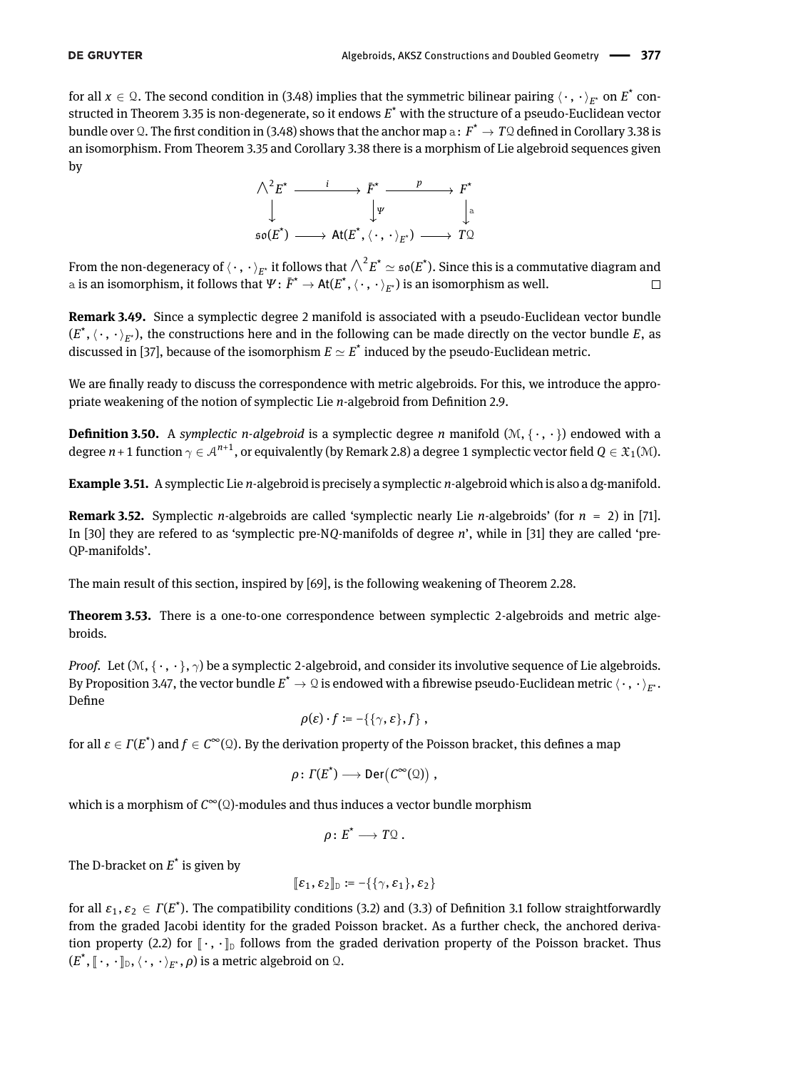for all $x \in \mathcal{Q}$. The second condition in (3.48) implies that the symmetric bilinear pairing $\langle\,\cdot\,,\,\cdot\,\rangle_{E^*}$ on $E^*$ constructed in Theorem 3.35 is non-degenerate, so it endows $E^*$ with the structure of a pseudo-Euclidean vector bundle over $\mathcal{Q}$. The first condition in (3.48) shows that the anchor map $\mathtt{a}\colon F^* \to T\mathcal{Q}$ defined in Corollary 3.38 is an isomorphism. From Theorem 3.35 and Corollary 3.38 there is a morphism of Lie algebroid sequences given by

$$
\begin{array}{ccccc}
\bigwedge^2 E^* & \xrightarrow{\;\;i\;\;} & \bar{F}^* & \xrightarrow{\;\;p\;\;} & F^* \\
\big\downarrow & & \big\downarrow{\scriptstyle \Psi} & & \big\downarrow{\scriptstyle \mathtt{a}} \\
\mathfrak{so}(E^*) & \longrightarrow & \mathsf{At}(E^*, \langle\,\cdot\,,\,\cdot\,\rangle_{E^*}) & \longrightarrow & T\mathcal{Q}
\end{array}
$$

From the non-degeneracy of $\langle\,\cdot\,,\,\cdot\,\rangle_{E^*}$ it follows that $\bigwedge^2 E^* \simeq \mathfrak{so}(E^*)$. Since this is a commutative diagram and $\mathtt{a}$ is an isomorphism, it follows that $\Psi\colon \bar{F}^* \to \mathsf{At}(E^*, \langle\,\cdot\,,\,\cdot\,\rangle_{E^*})$ is an isomorphism as well. □

**Remark 3.49.** Since a symplectic degree 2 manifold is associated with a pseudo-Euclidean vector bundle $(E^*, \langle\,\cdot\,,\,\cdot\,\rangle_{E^*})$, the constructions here and in the following can be made directly on the vector bundle $E$, as discussed in [37], because of the isomorphism $E \simeq E^*$ induced by the pseudo-Euclidean metric.

We are finally ready to discuss the correspondence with metric algebroids. For this, we introduce the appropriate weakening of the notion of symplectic Lie $n$-algebroid from Definition 2.9.

**Definition 3.50.** A *symplectic $n$-algebroid* is a symplectic degree $n$ manifold $(\mathcal{M}, \{\,\cdot\,,\,\cdot\,\})$ endowed with a degree $n+1$ function $\gamma \in \mathcal{A}^{n+1}$, or equivalently (by Remark 2.8) a degree 1 symplectic vector field $Q \in \mathfrak{X}_1(\mathcal{M})$.

**Example 3.51.** A symplectic Lie $n$-algebroid is precisely a symplectic $n$-algebroid which is also a dg-manifold.

**Remark 3.52.** Symplectic $n$-algebroids are called 'symplectic nearly Lie $n$-algebroids' (for $n = 2$) in [71]. In [30] they are refered to as 'symplectic pre-N$Q$-manifolds of degree $n$', while in [31] they are called 'pre-QP-manifolds'.

The main result of this section, inspired by [69], is the following weakening of Theorem 2.28.

**Theorem 3.53.** There is a one-to-one correspondence between symplectic 2-algebroids and metric algebroids.

*Proof.* Let $(\mathcal{M}, \{\,\cdot\,,\,\cdot\,\}, \gamma)$ be a symplectic 2-algebroid, and consider its involutive sequence of Lie algebroids. By Proposition 3.47, the vector bundle $E^* \to \mathcal{Q}$ is endowed with a fibrewise pseudo-Euclidean metric $\langle\,\cdot\,,\,\cdot\,\rangle_{E^*}$. Define

$$
\rho(\varepsilon)\cdot f := -\{\{\gamma, \varepsilon\}, f\}\ ,
$$

for all $\varepsilon \in \Gamma(E^*)$ and $f \in C^\infty(\mathcal{Q})$. By the derivation property of the Poisson bracket, this defines a map

$$
\rho\colon \Gamma(E^*) \longrightarrow \mathsf{Der}\big(C^\infty(\mathcal{Q})\big)\ ,
$$

which is a morphism of $C^\infty(\mathcal{Q})$-modules and thus induces a vector bundle morphism

$$
\rho\colon E^* \longrightarrow T\mathcal{Q}\ .
$$

The D-bracket on $E^*$ is given by

$$
[\![\varepsilon_1, \varepsilon_2]\!]_{\mathrm{D}} := -\{\{\gamma, \varepsilon_1\}, \varepsilon_2\}
$$

for all $\varepsilon_1, \varepsilon_2 \in \Gamma(E^*)$. The compatibility conditions (3.2) and (3.3) of Definition 3.1 follow straightforwardly from the graded Jacobi identity for the graded Poisson bracket. As a further check, the anchored derivation property (2.2) for $[\![\,\cdot\,,\,\cdot\,]\!]_{\mathrm{D}}$ follows from the graded derivation property of the Poisson bracket. Thus $(E^*, [\![\,\cdot\,,\,\cdot\,]\!]_{\mathrm{D}}, \langle\,\cdot\,,\,\cdot\,\rangle_{E^*}, \rho)$ is a metric algebroid on $\mathcal{Q}$.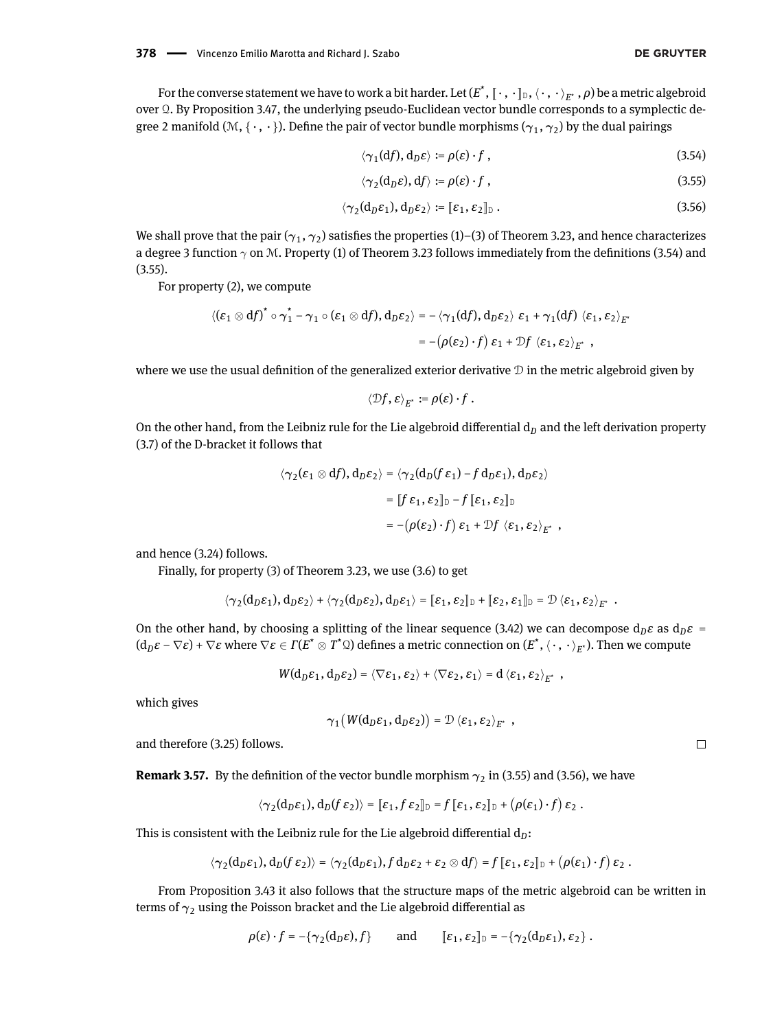For the converse statement we have to work a bit harder. Let $(E^\star, [\![\,\cdot\,,\,\cdot\,]\!]_{\mathrm{D}}, \langle\,\cdot\,,\,\cdot\,\rangle_{E^\star}, \rho)$ be a metric algebroid over $\mathcal{Q}$. By Proposition 3.47, the underlying pseudo-Euclidean vector bundle corresponds to a symplectic degree 2 manifold $(\mathcal{M}, \{\,\cdot\,,\,\cdot\,\})$. Define the pair of vector bundle morphisms $(\gamma_1, \gamma_2)$ by the dual pairings

$$\langle \gamma_1(\mathrm{d}f), \mathrm{d}_D\varepsilon\rangle := \rho(\varepsilon)\cdot f\ , \tag{3.54}$$

$$\langle \gamma_2(\mathrm{d}_D\varepsilon), \mathrm{d}f\rangle := \rho(\varepsilon)\cdot f\ , \tag{3.55}$$

$$\langle \gamma_2(\mathrm{d}_D\varepsilon_1), \mathrm{d}_D\varepsilon_2\rangle := [\![\varepsilon_1, \varepsilon_2]\!]_{\mathrm{D}}\ . \tag{3.56}$$

We shall prove that the pair $(\gamma_1, \gamma_2)$ satisfies the properties (1)–(3) of Theorem 3.23, and hence characterizes a degree 3 function $\gamma$ on $\mathcal{M}$. Property (1) of Theorem 3.23 follows immediately from the definitions (3.54) and (3.55).

For property (2), we compute

$$\begin{aligned}\langle (\varepsilon_1\otimes \mathrm{d}f)^\star\circ\gamma_1^\star - \gamma_1\circ(\varepsilon_1\otimes\mathrm{d}f), \mathrm{d}_D\varepsilon_2\rangle &= -\langle\gamma_1(\mathrm{d}f),\mathrm{d}_D\varepsilon_2\rangle\ \varepsilon_1 + \gamma_1(\mathrm{d}f)\ \langle\varepsilon_1,\varepsilon_2\rangle_{E^\star}\\ &= -\big(\rho(\varepsilon_2)\cdot f\big)\,\varepsilon_1 + \mathcal{D}f\ \langle\varepsilon_1,\varepsilon_2\rangle_{E^\star}\ ,\end{aligned}$$

where we use the usual definition of the generalized exterior derivative $\mathcal{D}$ in the metric algebroid given by

$$\langle \mathcal{D}f, \varepsilon\rangle_{E^\star} := \rho(\varepsilon)\cdot f\ .$$

On the other hand, from the Leibniz rule for the Lie algebroid differential $\mathrm{d}_D$ and the left derivation property (3.7) of the D-bracket it follows that

$$\begin{aligned}\langle\gamma_2(\varepsilon_1\otimes\mathrm{d}f), \mathrm{d}_D\varepsilon_2\rangle &= \langle\gamma_2(\mathrm{d}_D(f\,\varepsilon_1) - f\,\mathrm{d}_D\varepsilon_1), \mathrm{d}_D\varepsilon_2\rangle\\ &= [\![f\,\varepsilon_1,\varepsilon_2]\!]_{\mathrm{D}} - f\,[\![\varepsilon_1,\varepsilon_2]\!]_{\mathrm{D}}\\ &= -\big(\rho(\varepsilon_2)\cdot f\big)\,\varepsilon_1 + \mathcal{D}f\ \langle\varepsilon_1,\varepsilon_2\rangle_{E^\star}\ ,\end{aligned}$$

and hence (3.24) follows.

Finally, for property (3) of Theorem 3.23, we use (3.6) to get

$$\langle\gamma_2(\mathrm{d}_D\varepsilon_1),\mathrm{d}_D\varepsilon_2\rangle + \langle\gamma_2(\mathrm{d}_D\varepsilon_2),\mathrm{d}_D\varepsilon_1\rangle = [\![\varepsilon_1,\varepsilon_2]\!]_{\mathrm{D}} + [\![\varepsilon_2,\varepsilon_1]\!]_{\mathrm{D}} = \mathcal{D}\,\langle\varepsilon_1,\varepsilon_2\rangle_{E^\star}\ .$$

On the other hand, by choosing a splitting of the linear sequence (3.42) we can decompose $\mathrm{d}_D\varepsilon$ as $\mathrm{d}_D\varepsilon = (\mathrm{d}_D\varepsilon - \nabla\varepsilon) + \nabla\varepsilon$ where $\nabla\varepsilon\in\Gamma(E^\star\otimes T^\star\mathcal{Q})$ defines a metric connection on $(E^\star, \langle\,\cdot\,,\,\cdot\,\rangle_{E^\star})$. Then we compute

$$W(\mathrm{d}_D\varepsilon_1,\mathrm{d}_D\varepsilon_2) = \langle\nabla\varepsilon_1,\varepsilon_2\rangle + \langle\nabla\varepsilon_2,\varepsilon_1\rangle = \mathrm{d}\,\langle\varepsilon_1,\varepsilon_2\rangle_{E^\star}\ ,$$

which gives

$$\gamma_1\big(W(\mathrm{d}_D\varepsilon_1,\mathrm{d}_D\varepsilon_2)\big) = \mathcal{D}\,\langle\varepsilon_1,\varepsilon_2\rangle_{E^\star}\ ,$$

and therefore (3.25) follows. □

**Remark 3.57.** By the definition of the vector bundle morphism $\gamma_2$ in (3.55) and (3.56), we have

$$\langle\gamma_2(\mathrm{d}_D\varepsilon_1),\mathrm{d}_D(f\,\varepsilon_2)\rangle = [\![\varepsilon_1, f\,\varepsilon_2]\!]_{\mathrm{D}} = f\,[\![\varepsilon_1,\varepsilon_2]\!]_{\mathrm{D}} + \big(\rho(\varepsilon_1)\cdot f\big)\,\varepsilon_2\ .$$

This is consistent with the Leibniz rule for the Lie algebroid differential $\mathrm{d}_D$:

$$\langle\gamma_2(\mathrm{d}_D\varepsilon_1),\mathrm{d}_D(f\,\varepsilon_2)\rangle = \langle\gamma_2(\mathrm{d}_D\varepsilon_1), f\,\mathrm{d}_D\varepsilon_2 + \varepsilon_2\otimes\mathrm{d}f\rangle = f\,[\![\varepsilon_1,\varepsilon_2]\!]_{\mathrm{D}} + \big(\rho(\varepsilon_1)\cdot f\big)\,\varepsilon_2\ .$$

From Proposition 3.43 it also follows that the structure maps of the metric algebroid can be written in terms of $\gamma_2$ using the Poisson bracket and the Lie algebroid differential as

$$\rho(\varepsilon)\cdot f = -\{\gamma_2(\mathrm{d}_D\varepsilon), f\}\qquad\text{and}\qquad [\![\varepsilon_1,\varepsilon_2]\!]_{\mathrm{D}} = -\{\gamma_2(\mathrm{d}_D\varepsilon_1),\varepsilon_2\}\ .$$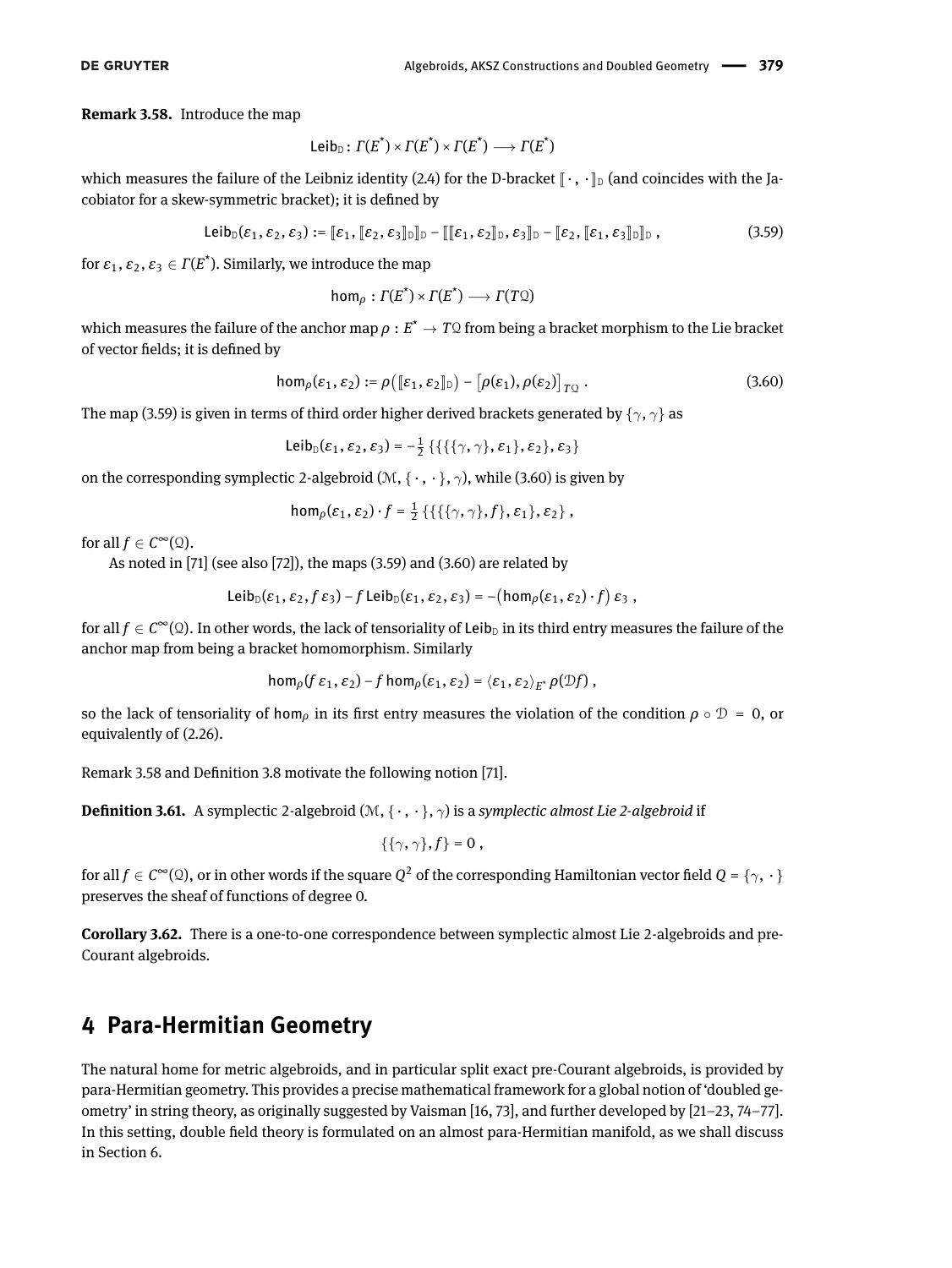**Remark 3.58.** Introduce the map

$$\mathsf{Leib}_{\mathrm{D}} \colon \Gamma(E^*) \times \Gamma(E^*) \times \Gamma(E^*) \longrightarrow \Gamma(E^*)$$

which measures the failure of the Leibniz identity (2.4) for the D-bracket $[\![\,\cdot\,,\,\cdot\,]\!]_{\mathrm{D}}$ (and coincides with the Jacobiator for a skew-symmetric bracket); it is defined by

$$\mathsf{Leib}_{\mathrm{D}}(\varepsilon_1, \varepsilon_2, \varepsilon_3) := [\![\varepsilon_1, [\![\varepsilon_2, \varepsilon_3]\!]_{\mathrm{D}}]\!]_{\mathrm{D}} - [\![[\![\varepsilon_1, \varepsilon_2]\!]_{\mathrm{D}}, \varepsilon_3]\!]_{\mathrm{D}} - [\![\varepsilon_2, [\![\varepsilon_1, \varepsilon_3]\!]_{\mathrm{D}}]\!]_{\mathrm{D}} \ , \tag{3.59}$$

for $\varepsilon_1, \varepsilon_2, \varepsilon_3 \in \Gamma(E^*)$. Similarly, we introduce the map

$$\mathsf{hom}_\rho \colon \Gamma(E^*) \times \Gamma(E^*) \longrightarrow \Gamma(T\mathcal{Q})$$

which measures the failure of the anchor map $\rho : E^* \to T\mathcal{Q}$ from being a bracket morphism to the Lie bracket of vector fields; it is defined by

$$\mathsf{hom}_\rho(\varepsilon_1, \varepsilon_2) := \rho\big([\![\varepsilon_1, \varepsilon_2]\!]_{\mathrm{D}}\big) - \big[\rho(\varepsilon_1), \rho(\varepsilon_2)\big]_{T\mathcal{Q}} \ . \tag{3.60}$$

The map (3.59) is given in terms of third order higher derived brackets generated by $\{\gamma, \gamma\}$ as

$$\mathsf{Leib}_{\mathrm{D}}(\varepsilon_1, \varepsilon_2, \varepsilon_3) = -\tfrac{1}{2} \, \{\{\{\{\gamma, \gamma\}, \varepsilon_1\}, \varepsilon_2\}, \varepsilon_3\}$$

on the corresponding symplectic 2-algebroid $(\mathcal{M}, \{\,\cdot\,,\,\cdot\,\}, \gamma)$, while (3.60) is given by

$$\mathsf{hom}_\rho(\varepsilon_1, \varepsilon_2) \cdot f = \tfrac{1}{2} \, \{\{\{\{\gamma, \gamma\}, f\}, \varepsilon_1\}, \varepsilon_2\} \ ,$$

for all $f \in C^\infty(\mathcal{Q})$.

As noted in [71] (see also [72]), the maps (3.59) and (3.60) are related by

$$\mathsf{Leib}_{\mathrm{D}}(\varepsilon_1, \varepsilon_2, f\,\varepsilon_3) - f\,\mathsf{Leib}_{\mathrm{D}}(\varepsilon_1, \varepsilon_2, \varepsilon_3) = -\big(\mathsf{hom}_\rho(\varepsilon_1, \varepsilon_2) \cdot f\big)\,\varepsilon_3 \ ,$$

for all $f \in C^\infty(\mathcal{Q})$. In other words, the lack of tensoriality of $\mathsf{Leib}_{\mathrm{D}}$ in its third entry measures the failure of the anchor map from being a bracket homomorphism. Similarly

$$\mathsf{hom}_\rho(f\,\varepsilon_1, \varepsilon_2) - f\,\mathsf{hom}_\rho(\varepsilon_1, \varepsilon_2) = \langle \varepsilon_1, \varepsilon_2 \rangle_{E^*}\, \rho(\mathcal{D} f) \ ,$$

so the lack of tensoriality of $\mathsf{hom}_\rho$ in its first entry measures the violation of the condition $\rho \circ \mathcal{D} = 0$, or equivalently of (2.26).

Remark 3.58 and Definition 3.8 motivate the following notion [71].

**Definition 3.61.** A symplectic 2-algebroid $(\mathcal{M}, \{\,\cdot\,,\,\cdot\,\}, \gamma)$ is a *symplectic almost Lie 2-algebroid* if

$$\{\{\gamma, \gamma\}, f\} = 0 \ ,$$

for all $f \in C^\infty(\mathcal{Q})$, or in other words if the square $Q^2$ of the corresponding Hamiltonian vector field $Q = \{\gamma, \,\cdot\,\}$ preserves the sheaf of functions of degree 0.

**Corollary 3.62.** There is a one-to-one correspondence between symplectic almost Lie 2-algebroids and pre-Courant algebroids.

# 4 Para-Hermitian Geometry

The natural home for metric algebroids, and in particular split exact pre-Courant algebroids, is provided by para-Hermitian geometry. This provides a precise mathematical framework for a global notion of 'doubled geometry' in string theory, as originally suggested by Vaisman [16, 73], and further developed by [21–23, 74–77]. In this setting, double field theory is formulated on an almost para-Hermitian manifold, as we shall discuss in Section 6.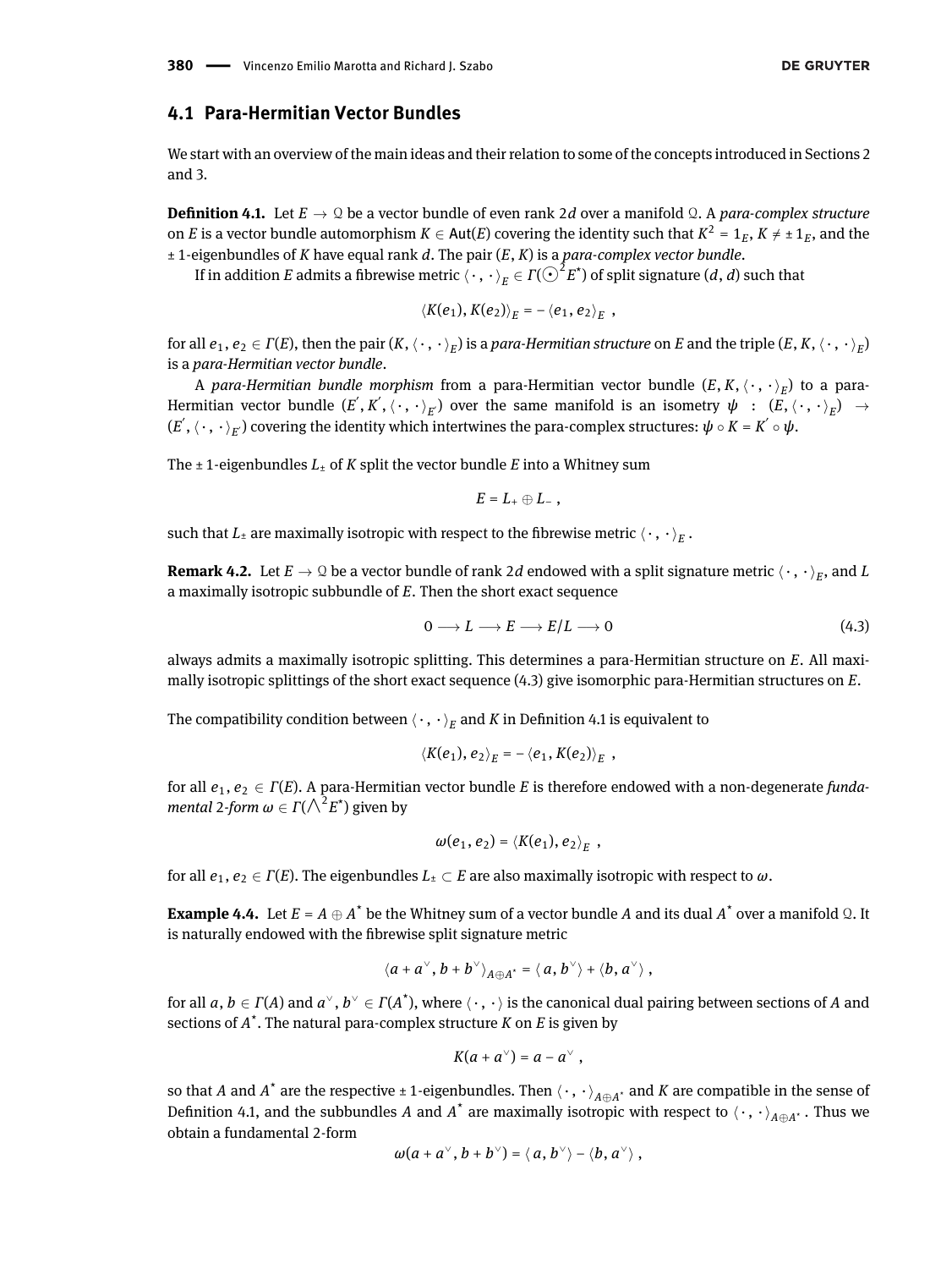## 4.1 Para-Hermitian Vector Bundles

We start with an overview of the main ideas and their relation to some of the concepts introduced in Sections 2 and 3.

**Definition 4.1.** Let $E \to \mathcal{Q}$ be a vector bundle of even rank $2d$ over a manifold $\mathcal{Q}$. A *para-complex structure* on $E$ is a vector bundle automorphism $K \in \mathsf{Aut}(E)$ covering the identity such that $K^2 = 1_E$, $K \neq \pm 1_E$, and the $\pm 1$-eigenbundles of $K$ have equal rank $d$. The pair $(E, K)$ is a *para-complex vector bundle*.

If in addition $E$ admits a fibrewise metric $\langle \cdot , \cdot \rangle_E \in \Gamma(\bigodot^2 E^*)$ of split signature $(d, d)$ such that

$$\langle K(e_1), K(e_2) \rangle_E = - \langle e_1, e_2 \rangle_E \ ,$$

for all $e_1, e_2 \in \Gamma(E)$, then the pair $(K, \langle \cdot , \cdot \rangle_E)$ is a *para-Hermitian structure* on $E$ and the triple $(E, K, \langle \cdot , \cdot \rangle_E)$ is a *para-Hermitian vector bundle*.

A *para-Hermitian bundle morphism* from a para-Hermitian vector bundle $(E, K, \langle \cdot , \cdot \rangle_E)$ to a para-Hermitian vector bundle $(E', K', \langle \cdot , \cdot \rangle_{E'})$ over the same manifold is an isometry $\psi : (E, \langle \cdot , \cdot \rangle_E) \to (E', \langle \cdot , \cdot \rangle_{E'})$ covering the identity which intertwines the para-complex structures: $\psi \circ K = K' \circ \psi$.

The $\pm 1$-eigenbundles $L_\pm$ of $K$ split the vector bundle $E$ into a Whitney sum

$$E = L_+ \oplus L_- \ ,$$

such that $L_\pm$ are maximally isotropic with respect to the fibrewise metric $\langle \cdot , \cdot \rangle_E$.

**Remark 4.2.** Let $E \to \mathcal{Q}$ be a vector bundle of rank $2d$ endowed with a split signature metric $\langle \cdot , \cdot \rangle_E$, and $L$ a maximally isotropic subbundle of $E$. Then the short exact sequence

$$0 \longrightarrow L \longrightarrow E \longrightarrow E/L \longrightarrow 0 \tag{4.3}$$

always admits a maximally isotropic splitting. This determines a para-Hermitian structure on $E$. All maximally isotropic splittings of the short exact sequence (4.3) give isomorphic para-Hermitian structures on $E$.

The compatibility condition between $\langle \cdot , \cdot \rangle_E$ and $K$ in Definition 4.1 is equivalent to

$$\langle K(e_1), e_2 \rangle_E = - \langle e_1, K(e_2) \rangle_E \ ,$$

for all $e_1, e_2 \in \Gamma(E)$. A para-Hermitian vector bundle $E$ is therefore endowed with a non-degenerate *fundamental 2-form* $\omega \in \Gamma(\bigwedge^2 E^*)$ given by

$$\omega(e_1, e_2) = \langle K(e_1), e_2 \rangle_E \ ,$$

for all $e_1, e_2 \in \Gamma(E)$. The eigenbundles $L_\pm \subset E$ are also maximally isotropic with respect to $\omega$.

**Example 4.4.** Let $E = A \oplus A^*$ be the Whitney sum of a vector bundle $A$ and its dual $A^*$ over a manifold $\mathcal{Q}$. It is naturally endowed with the fibrewise split signature metric

$$\langle a + a^\vee, b + b^\vee \rangle_{A \oplus A^*} = \langle a, b^\vee \rangle + \langle b, a^\vee \rangle \ ,$$

for all $a, b \in \Gamma(A)$ and $a^\vee, b^\vee \in \Gamma(A^*)$, where $\langle \cdot , \cdot \rangle$ is the canonical dual pairing between sections of $A$ and sections of $A^*$. The natural para-complex structure $K$ on $E$ is given by

$$K(a + a^\vee) = a - a^\vee \ ,$$

so that $A$ and $A^*$ are the respective $\pm 1$-eigenbundles. Then $\langle \cdot , \cdot \rangle_{A \oplus A^*}$ and $K$ are compatible in the sense of Definition 4.1, and the subbundles $A$ and $A^*$ are maximally isotropic with respect to $\langle \cdot , \cdot \rangle_{A \oplus A^*}$. Thus we obtain a fundamental 2-form

$$\omega(a + a^\vee, b + b^\vee) = \langle a, b^\vee \rangle - \langle b, a^\vee \rangle \ ,$$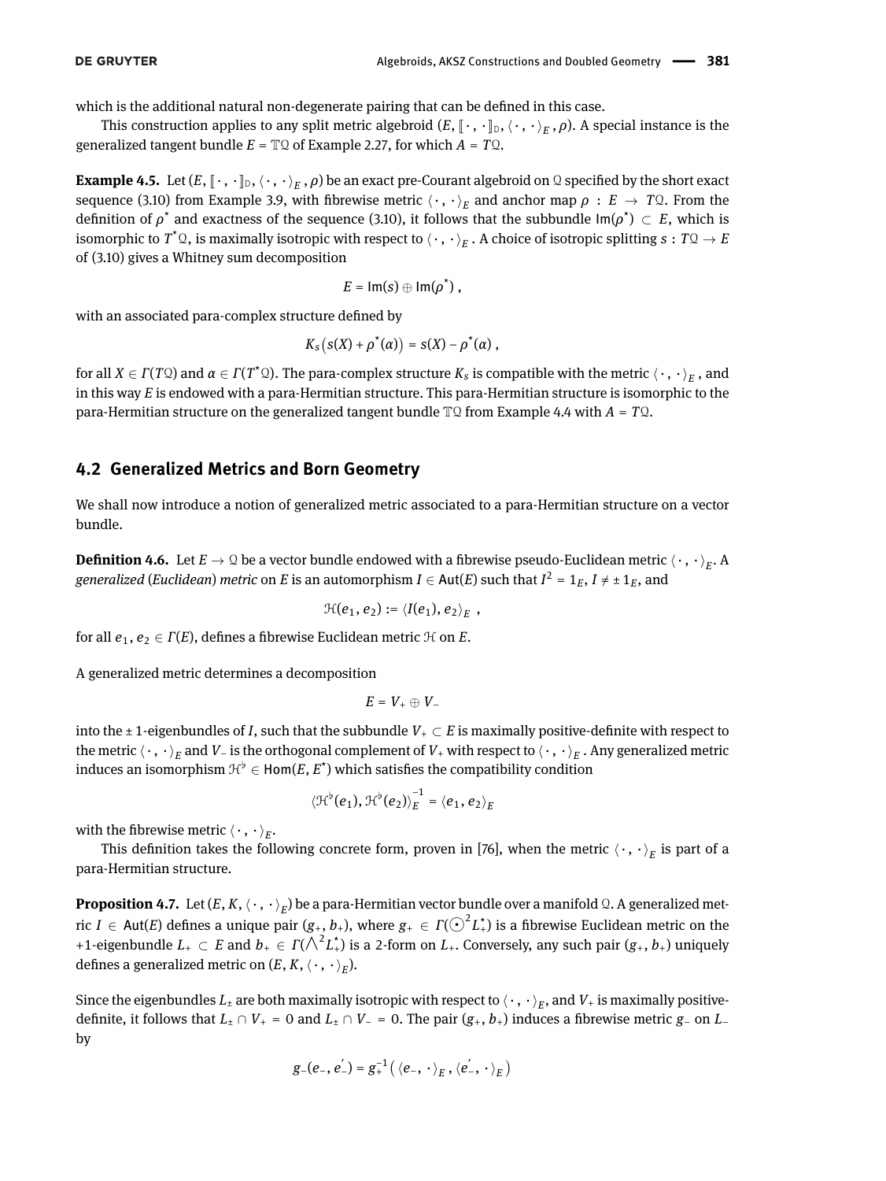which is the additional natural non-degenerate pairing that can be defined in this case.

This construction applies to any split metric algebroid $(E, [\![\,\cdot\,,\,\cdot\,]\!]_{\mathrm{D}}, \langle\,\cdot\,,\,\cdot\,\rangle_E\,, \rho)$. A special instance is the generalized tangent bundle $E = \mathbb{T}\mathcal{Q}$ of Example 2.27, for which $A = T\mathcal{Q}$.

**Example 4.5.** Let $(E, [\![\,\cdot\,,\,\cdot\,]\!]_{\mathrm{D}}, \langle\,\cdot\,,\,\cdot\,\rangle_E\,, \rho)$ be an exact pre-Courant algebroid on $\mathcal{Q}$ specified by the short exact sequence (3.10) from Example 3.9, with fibrewise metric $\langle\,\cdot\,,\,\cdot\,\rangle_E$ and anchor map $\rho : E \to T\mathcal{Q}$. From the definition of $\rho^\star$ and exactness of the sequence (3.10), it follows that the subbundle $\mathsf{Im}(\rho^\star) \subset E$, which is isomorphic to $T^\star\mathcal{Q}$, is maximally isotropic with respect to $\langle\,\cdot\,,\,\cdot\,\rangle_E$. A choice of isotropic splitting $s : T\mathcal{Q} \to E$ of (3.10) gives a Whitney sum decomposition

$$E = \mathsf{Im}(s) \oplus \mathsf{Im}(\rho^\star)\ ,$$

with an associated para-complex structure defined by

$$K_s\big(s(X) + \rho^\star(\alpha)\big) = s(X) - \rho^\star(\alpha)\ ,$$

for all $X \in \Gamma(T\mathcal{Q})$ and $\alpha \in \Gamma(T^\star\mathcal{Q})$. The para-complex structure $K_s$ is compatible with the metric $\langle\,\cdot\,,\,\cdot\,\rangle_E$, and in this way $E$ is endowed with a para-Hermitian structure. This para-Hermitian structure is isomorphic to the para-Hermitian structure on the generalized tangent bundle $\mathbb{T}\mathcal{Q}$ from Example 4.4 with $A = T\mathcal{Q}$.

## 4.2 Generalized Metrics and Born Geometry

We shall now introduce a notion of generalized metric associated to a para-Hermitian structure on a vector bundle.

**Definition 4.6.** Let $E \to \mathcal{Q}$ be a vector bundle endowed with a fibrewise pseudo-Euclidean metric $\langle\,\cdot\,,\,\cdot\,\rangle_E$. A *generalized* (*Euclidean*) *metric* on $E$ is an automorphism $I \in \mathsf{Aut}(E)$ such that $I^2 = 1_E$, $I \neq \pm 1_E$, and

$$\mathcal{H}(e_1, e_2) := \langle I(e_1), e_2\rangle_E\ ,$$

for all $e_1, e_2 \in \Gamma(E)$, defines a fibrewise Euclidean metric $\mathcal{H}$ on $E$.

A generalized metric determines a decomposition

$$E = V_+ \oplus V_-$$

into the $\pm$ 1-eigenbundles of $I$, such that the subbundle $V_+ \subset E$ is maximally positive-definite with respect to the metric $\langle\,\cdot\,,\,\cdot\,\rangle_E$ and $V_-$ is the orthogonal complement of $V_+$ with respect to $\langle\,\cdot\,,\,\cdot\,\rangle_E$. Any generalized metric induces an isomorphism $\mathcal{H}^\flat \in \mathsf{Hom}(E, E^\star)$ which satisfies the compatibility condition

$$\langle \mathcal{H}^\flat(e_1), \mathcal{H}^\flat(e_2)\rangle_E^{-1} = \langle e_1, e_2\rangle_E$$

with the fibrewise metric $\langle\,\cdot\,,\,\cdot\,\rangle_E$.

This definition takes the following concrete form, proven in [76], when the metric $\langle\,\cdot\,,\,\cdot\,\rangle_E$ is part of a para-Hermitian structure.

**Proposition 4.7.** Let $(E, K, \langle\,\cdot\,,\,\cdot\,\rangle_E)$ be a para-Hermitian vector bundle over a manifold $\mathcal{Q}$. A generalized metric $I \in \mathsf{Aut}(E)$ defines a unique pair $(g_+, b_+)$, where $g_+ \in \Gamma(\bigodot^2 L_+^\star)$ is a fibrewise Euclidean metric on the $+1$-eigenbundle $L_+ \subset E$ and $b_+ \in \Gamma(\bigwedge^2 L_+^\star)$ is a 2-form on $L_+$. Conversely, any such pair $(g_+, b_+)$ uniquely defines a generalized metric on $(E, K, \langle\,\cdot\,,\,\cdot\,\rangle_E)$.

Since the eigenbundles $L_\pm$ are both maximally isotropic with respect to $\langle\,\cdot\,,\,\cdot\,\rangle_E$, and $V_+$ is maximally positive-definite, it follows that $L_\pm \cap V_+ = 0$ and $L_\pm \cap V_- = 0$. The pair $(g_+, b_+)$ induces a fibrewise metric $g_-$ on $L_-$ by

$$g_-(e_-, e_-') = g_+^{-1}\big(\langle e_-, \,\cdot\,\rangle_E\,, \langle e_-', \,\cdot\,\rangle_E\big)$$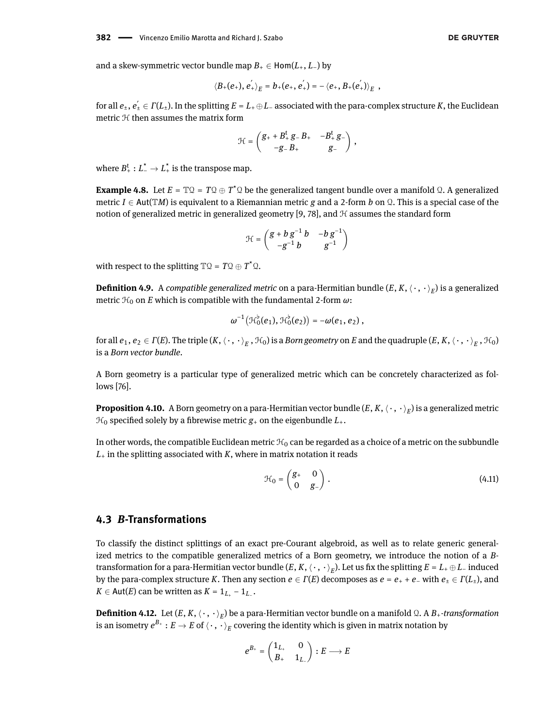and a skew-symmetric vector bundle map $B_+ \in \mathsf{Hom}(L_+, L_-)$ by

$$\langle B_+(e_+), e_+' \rangle_E = b_+(e_+, e_+') = -\langle e_+, B_+(e_+') \rangle_E \ ,$$

for all $e_\pm, e_\pm' \in \Gamma(L_\pm)$. In the splitting $E = L_+ \oplus L_-$ associated with the para-complex structure $K$, the Euclidean metric $\mathcal{H}$ then assumes the matrix form

$$\mathcal{H} = \begin{pmatrix} g_+ + B_+^{\mathrm{t}}\, g_-\, B_+ & -B_+^{\mathrm{t}}\, g_- \\ -g_-\, B_+ & g_- \end{pmatrix} \ ,$$

where $B_+^{\mathrm{t}} : L_-^* \to L_+^*$ is the transpose map.

**Example 4.8.** Let $E = \mathbb{T}\mathcal{Q} = T\mathcal{Q} \oplus T^*\mathcal{Q}$ be the generalized tangent bundle over a manifold $\mathcal{Q}$. A generalized metric $I \in \mathsf{Aut}(\mathbb{T}M)$ is equivalent to a Riemannian metric $g$ and a 2-form $b$ on $\mathcal{Q}$. This is a special case of the notion of generalized metric in generalized geometry [9, 78], and $\mathcal{H}$ assumes the standard form

$$\mathcal{H} = \begin{pmatrix} g + b\, g^{-1}\, b & -b\, g^{-1} \\ -g^{-1}\, b & g^{-1} \end{pmatrix}$$

with respect to the splitting $\mathbb{T}\mathcal{Q} = T\mathcal{Q} \oplus T^*\mathcal{Q}$.

**Definition 4.9.** A *compatible generalized metric* on a para-Hermitian bundle $(E, K, \langle \cdot\,, \cdot \rangle_E)$ is a generalized metric $\mathcal{H}_0$ on $E$ which is compatible with the fundamental 2-form $\omega$:

$$\omega^{-1}\big(\mathcal{H}_0^\flat(e_1), \mathcal{H}_0^\flat(e_2)\big) = -\omega(e_1, e_2) \ ,$$

for all $e_1, e_2 \in \Gamma(E)$. The triple $(K, \langle \cdot\,, \cdot \rangle_E, \mathcal{H}_0)$ is a *Born geometry* on $E$ and the quadruple $(E, K, \langle \cdot\,, \cdot \rangle_E, \mathcal{H}_0)$ is a *Born vector bundle*.

A Born geometry is a particular type of generalized metric which can be concretely characterized as follows [76].

**Proposition 4.10.** A Born geometry on a para-Hermitian vector bundle $(E, K, \langle \cdot\,, \cdot \rangle_E)$ is a generalized metric $\mathcal{H}_0$ specified solely by a fibrewise metric $g_+$ on the eigenbundle $L_+$.

In other words, the compatible Euclidean metric $\mathcal{H}_0$ can be regarded as a choice of a metric on the subbundle $L_+$ in the splitting associated with $K$, where in matrix notation it reads

$$\mathcal{H}_0 = \begin{pmatrix} g_+ & 0 \\ 0 & g_- \end{pmatrix} \ . \tag{4.11}$$

## 4.3 *B*-Transformations

To classify the distinct splittings of an exact pre-Courant algebroid, as well as to relate generic generalized metrics to the compatible generalized metrics of a Born geometry, we introduce the notion of a $B$-transformation for a para-Hermitian vector bundle $(E, K, \langle \cdot\,, \cdot \rangle_E)$. Let us fix the splitting $E = L_+ \oplus L_-$ induced by the para-complex structure $K$. Then any section $e \in \Gamma(E)$ decomposes as $e = e_+ + e_-$ with $e_\pm \in \Gamma(L_\pm)$, and $K \in \mathsf{Aut}(E)$ can be written as $K = 1_{L_+} - 1_{L_-}$.

**Definition 4.12.** Let $(E, K, \langle \cdot\,, \cdot \rangle_E)$ be a para-Hermitian vector bundle on a manifold $\mathcal{Q}$. A $B_+$*-transformation* is an isometry $e^{B_+} : E \to E$ of $\langle \cdot\,, \cdot \rangle_E$ covering the identity which is given in matrix notation by

$$e^{B_+} = \begin{pmatrix} 1_{L_+} & 0 \\ B_+ & 1_{L_-} \end{pmatrix} : E \longrightarrow E$$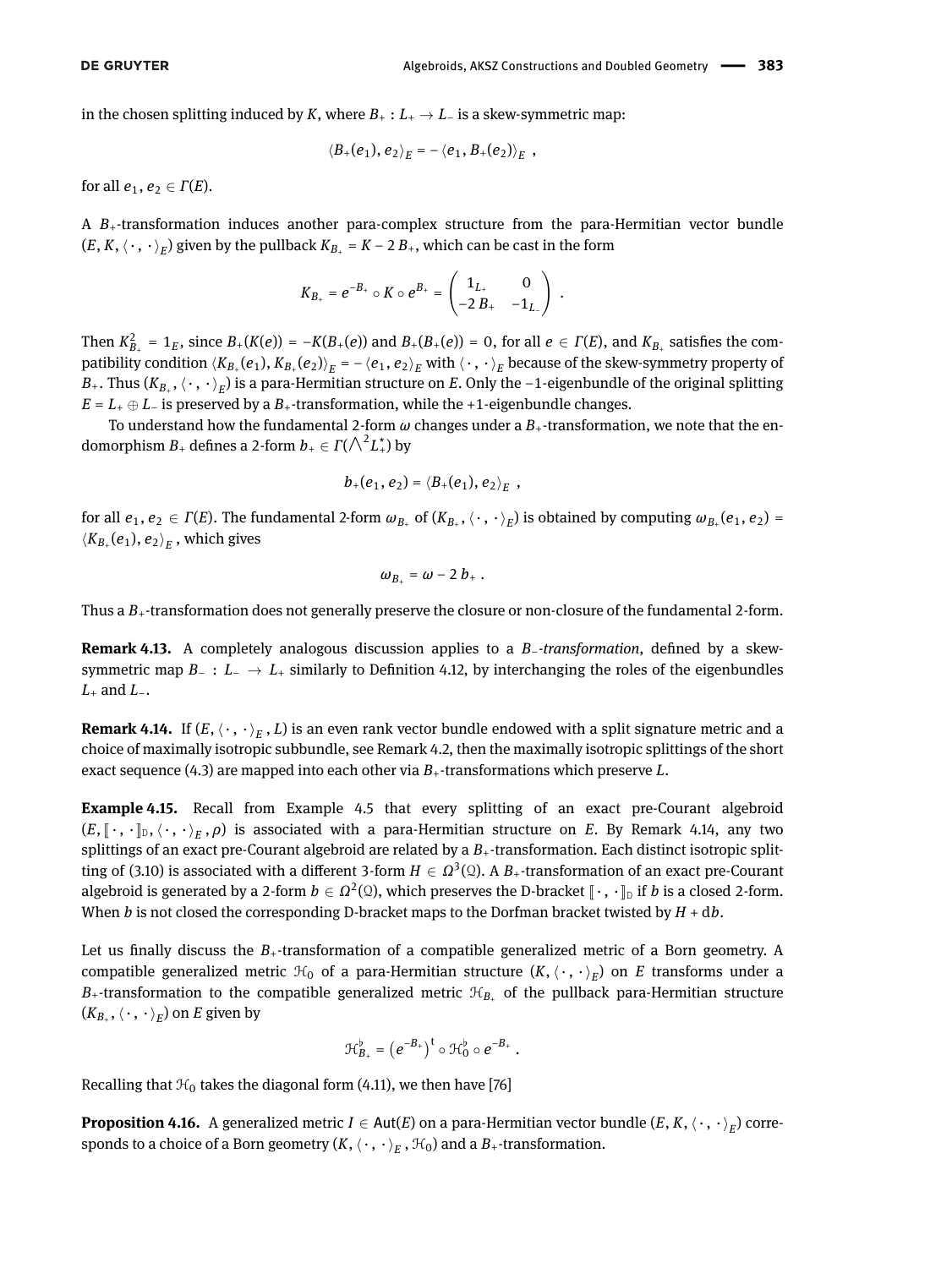in the chosen splitting induced by $K$, where $B_+ : L_+ \to L_-$ is a skew-symmetric map:

$$\langle B_+(e_1), e_2 \rangle_E = -\langle e_1, B_+(e_2) \rangle_E \ ,$$

for all $e_1, e_2 \in \Gamma(E)$.

A $B_+$-transformation induces another para-complex structure from the para-Hermitian vector bundle $(E, K, \langle \cdot\,, \cdot \rangle_E)$ given by the pullback $K_{B_+} = K - 2\,B_+$, which can be cast in the form

$$K_{B_+} = e^{-B_+} \circ K \circ e^{B_+} = \begin{pmatrix} 1_{L_+} & 0 \\ -2\,B_+ & -1_{L_-} \end{pmatrix} \ .$$

Then $K_{B_+}^2 = 1_E$, since $B_+(K(e)) = -K(B_+(e))$ and $B_+(B_+(e)) = 0$, for all $e \in \Gamma(E)$, and $K_{B_+}$ satisfies the compatibility condition $\langle K_{B_+}(e_1), K_{B_+}(e_2) \rangle_E = -\langle e_1, e_2 \rangle_E$ with $\langle \cdot\,, \cdot \rangle_E$ because of the skew-symmetry property of $B_+$. Thus $(K_{B_+}, \langle \cdot\,, \cdot \rangle_E)$ is a para-Hermitian structure on $E$. Only the $-1$-eigenbundle of the original splitting $E = L_+ \oplus L_-$ is preserved by a $B_+$-transformation, while the $+1$-eigenbundle changes.

To understand how the fundamental 2-form $\omega$ changes under a $B_+$-transformation, we note that the endomorphism $B_+$ defines a 2-form $b_+ \in \Gamma(\bigwedge^2 L_+^*)$ by

$$b_+(e_1, e_2) = \langle B_+(e_1), e_2 \rangle_E \ ,$$

for all $e_1, e_2 \in \Gamma(E)$. The fundamental 2-form $\omega_{B_+}$ of $(K_{B_+}, \langle \cdot\,, \cdot \rangle_E)$ is obtained by computing $\omega_{B_+}(e_1, e_2) = \langle K_{B_+}(e_1), e_2 \rangle_E$, which gives

$$\omega_{B_+} = \omega - 2\,b_+ \ .$$

Thus a $B_+$-transformation does not generally preserve the closure or non-closure of the fundamental 2-form.

**Remark 4.13.** A completely analogous discussion applies to a $B_-$-*transformation*, defined by a skew-symmetric map $B_- : L_- \to L_+$ similarly to Definition 4.12, by interchanging the roles of the eigenbundles $L_+$ and $L_-$.

**Remark 4.14.** If $(E, \langle \cdot\,, \cdot \rangle_E, L)$ is an even rank vector bundle endowed with a split signature metric and a choice of maximally isotropic subbundle, see Remark 4.2, then the maximally isotropic splittings of the short exact sequence (4.3) are mapped into each other via $B_+$-transformations which preserve $L$.

**Example 4.15.** Recall from Example 4.5 that every splitting of an exact pre-Courant algebroid $(E, [\![\cdot\,, \cdot]\!]_{\mathrm{D}}, \langle \cdot\,, \cdot \rangle_E, \rho)$ is associated with a para-Hermitian structure on $E$. By Remark 4.14, any two splittings of an exact pre-Courant algebroid are related by a $B_+$-transformation. Each distinct isotropic splitting of (3.10) is associated with a different 3-form $H \in \Omega^3(\mathcal{Q})$. A $B_+$-transformation of an exact pre-Courant algebroid is generated by a 2-form $b \in \Omega^2(\mathcal{Q})$, which preserves the D-bracket $[\![\cdot\,, \cdot]\!]_{\mathrm{D}}$ if $b$ is a closed 2-form. When $b$ is not closed the corresponding D-bracket maps to the Dorfman bracket twisted by $H + \mathrm{d}b$.

Let us finally discuss the $B_+$-transformation of a compatible generalized metric of a Born geometry. A compatible generalized metric $\mathcal{H}_0$ of a para-Hermitian structure $(K, \langle \cdot\,, \cdot \rangle_E)$ on $E$ transforms under a $B_+$-transformation to the compatible generalized metric $\mathcal{H}_{B_+}$ of the pullback para-Hermitian structure $(K_{B_+}, \langle \cdot\,, \cdot \rangle_E)$ on $E$ given by

$$\mathcal{H}_{B_+}^\flat = \left(e^{-B_+}\right)^{\mathrm{t}} \circ \mathcal{H}_0^\flat \circ e^{-B_+} \ .$$

Recalling that $\mathcal{H}_0$ takes the diagonal form (4.11), we then have [76]

**Proposition 4.16.** A generalized metric $I \in \mathsf{Aut}(E)$ on a para-Hermitian vector bundle $(E, K, \langle \cdot\,, \cdot \rangle_E)$ corresponds to a choice of a Born geometry $(K, \langle \cdot\,, \cdot \rangle_E, \mathcal{H}_0)$ and a $B_+$-transformation.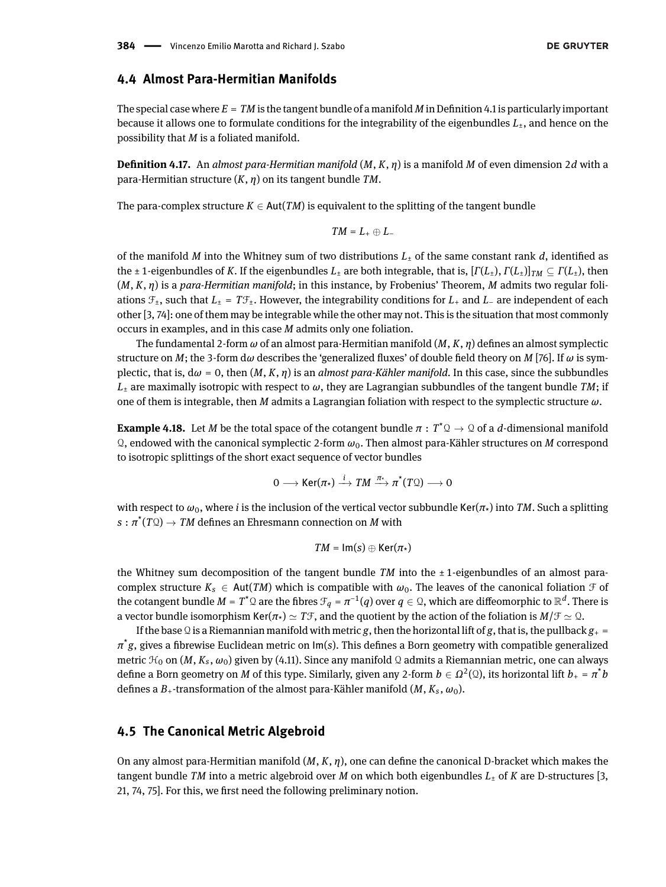## 4.4 Almost Para-Hermitian Manifolds

The special case where $E = TM$ is the tangent bundle of a manifold $M$ in Definition 4.1 is particularly important because it allows one to formulate conditions for the integrability of the eigenbundles $L_\pm$, and hence on the possibility that $M$ is a foliated manifold.

**Definition 4.17.** An *almost para-Hermitian manifold* $(M, K, \eta)$ is a manifold $M$ of even dimension $2d$ with a para-Hermitian structure $(K, \eta)$ on its tangent bundle $TM$.

The para-complex structure $K \in \mathsf{Aut}(TM)$ is equivalent to the splitting of the tangent bundle

$$TM = L_+ \oplus L_-$$

of the manifold $M$ into the Whitney sum of two distributions $L_\pm$ of the same constant rank $d$, identified as the $\pm\,1$-eigenbundles of $K$. If the eigenbundles $L_\pm$ are both integrable, that is, $[\Gamma(L_\pm), \Gamma(L_\pm)]_{TM} \subseteq \Gamma(L_\pm)$, then $(M, K, \eta)$ is a *para-Hermitian manifold*; in this instance, by Frobenius' Theorem, $M$ admits two regular foliations $\mathcal{F}_\pm$, such that $L_\pm = T\mathcal{F}_\pm$. However, the integrability conditions for $L_+$ and $L_-$ are independent of each other [3, 74]: one of them may be integrable while the other may not. This is the situation that most commonly occurs in examples, and in this case $M$ admits only one foliation.

The fundamental 2-form $\omega$ of an almost para-Hermitian manifold $(M, K, \eta)$ defines an almost symplectic structure on $M$; the 3-form $\mathrm{d}\omega$ describes the 'generalized fluxes' of double field theory on $M$ [76]. If $\omega$ is symplectic, that is, $\mathrm{d}\omega = 0$, then $(M, K, \eta)$ is an *almost para-Kähler manifold*. In this case, since the subbundles $L_\pm$ are maximally isotropic with respect to $\omega$, they are Lagrangian subbundles of the tangent bundle $TM$; if one of them is integrable, then $M$ admits a Lagrangian foliation with respect to the symplectic structure $\omega$.

**Example 4.18.** Let $M$ be the total space of the cotangent bundle $\pi : T^*\mathcal{Q} \to \mathcal{Q}$ of a $d$-dimensional manifold $\mathcal{Q}$, endowed with the canonical symplectic 2-form $\omega_0$. Then almost para-Kähler structures on $M$ correspond to isotropic splittings of the short exact sequence of vector bundles

$$0 \longrightarrow \mathsf{Ker}(\pi_*) \xrightarrow{\ i\ } TM \xrightarrow{\ \pi_*\ } \pi^*(T\mathcal{Q}) \longrightarrow 0$$

with respect to $\omega_0$, where $i$ is the inclusion of the vertical vector subbundle $\mathsf{Ker}(\pi_*)$ into $TM$. Such a splitting $s : \pi^*(T\mathcal{Q}) \to TM$ defines an Ehresmann connection on $M$ with

$$TM = \mathsf{Im}(s) \oplus \mathsf{Ker}(\pi_*)$$

the Whitney sum decomposition of the tangent bundle $TM$ into the $\pm\,1$-eigenbundles of an almost para-complex structure $K_s \in \mathsf{Aut}(TM)$ which is compatible with $\omega_0$. The leaves of the canonical foliation $\mathcal{F}$ of the cotangent bundle $M = T^*\mathcal{Q}$ are the fibres $\mathcal{F}_q = \pi^{-1}(q)$ over $q \in \mathcal{Q}$, which are diffeomorphic to $\mathbb{R}^d$. There is a vector bundle isomorphism $\mathsf{Ker}(\pi_*) \simeq T\mathcal{F}$, and the quotient by the action of the foliation is $M/\mathcal{F} \simeq \mathcal{Q}$.

If the base $\mathcal{Q}$ is a Riemannian manifold with metric $g$, then the horizontal lift of $g$, that is, the pullback $g_+ = \pi^*g$, gives a fibrewise Euclidean metric on $\mathsf{Im}(s)$. This defines a Born geometry with compatible generalized metric $\mathcal{H}_0$ on $(M, K_s, \omega_0)$ given by (4.11). Since any manifold $\mathcal{Q}$ admits a Riemannian metric, one can always define a Born geometry on $M$ of this type. Similarly, given any 2-form $b \in \Omega^2(\mathcal{Q})$, its horizontal lift $b_+ = \pi^*b$ defines a $B_+$-transformation of the almost para-Kähler manifold $(M, K_s, \omega_0)$.

## 4.5 The Canonical Metric Algebroid

On any almost para-Hermitian manifold $(M, K, \eta)$, one can define the canonical D-bracket which makes the tangent bundle $TM$ into a metric algebroid over $M$ on which both eigenbundles $L_\pm$ of $K$ are D-structures [3, 21, 74, 75]. For this, we first need the following preliminary notion.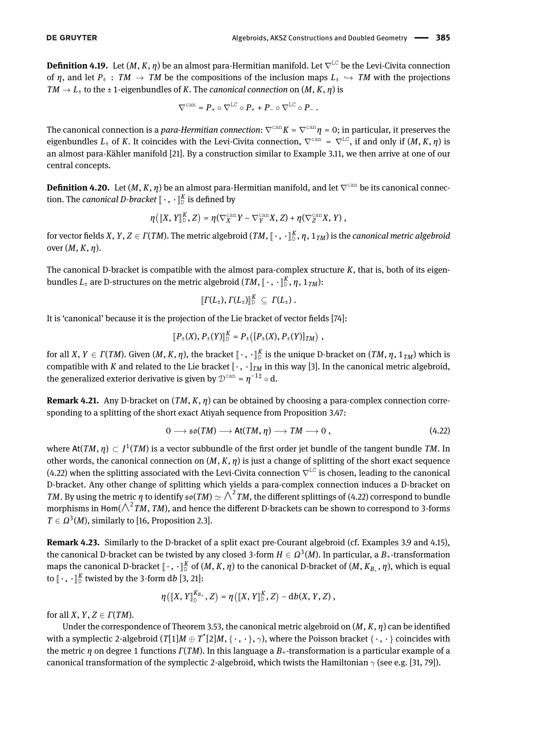**Definition 4.19.** Let $(M, K, \eta)$ be an almost para-Hermitian manifold. Let $\nabla^{\mathrm{LC}}$ be the Levi-Civita connection of $\eta$, and let $P_\pm : TM \to TM$ be the compositions of the inclusion maps $L_\pm \hookrightarrow TM$ with the projections $TM \to L_\pm$ to the $\pm\, 1$-eigenbundles of $K$. The *canonical connection* on $(M, K, \eta)$ is

$$\nabla^{\mathrm{can}} = P_+ \circ \nabla^{\mathrm{LC}} \circ P_+ + P_- \circ \nabla^{\mathrm{LC}} \circ P_- \ .$$

The canonical connection is a *para-Hermitian connection*: $\nabla^{\mathrm{can}} K = \nabla^{\mathrm{can}} \eta = 0$; in particular, it preserves the eigenbundles $L_\pm$ of $K$. It coincides with the Levi-Civita connection, $\nabla^{\mathrm{can}} = \nabla^{\mathrm{LC}}$, if and only if $(M, K, \eta)$ is an almost para-Kähler manifold [21]. By a construction similar to Example 3.11, we then arrive at one of our central concepts.

**Definition 4.20.** Let $(M, K, \eta)$ be an almost para-Hermitian manifold, and let $\nabla^{\mathrm{can}}$ be its canonical connection. The *canonical D-bracket* $[\![\,\cdot\,,\,\cdot\,]\!]^K_{\mathrm{D}}$ is defined by

$$\eta\big([\![X, Y]\!]^K_{\mathrm{D}}, Z\big) = \eta(\nabla^{\mathrm{can}}_X Y - \nabla^{\mathrm{can}}_Y X, Z) + \eta(\nabla^{\mathrm{can}}_Z X, Y) \ ,$$

for vector fields $X, Y, Z \in \Gamma(TM)$. The metric algebroid $(TM, [\![\,\cdot\,,\,\cdot\,]\!]^K_{\mathrm{D}}, \eta, 1_{TM})$ is the *canonical metric algebroid* over $(M, K, \eta)$.

The canonical D-bracket is compatible with the almost para-complex structure $K$, that is, both of its eigenbundles $L_\pm$ are D-structures on the metric algebroid $(TM, [\![\,\cdot\,,\,\cdot\,]\!]^K_{\mathrm{D}}, \eta, 1_{TM})$:

$$[\![\Gamma(L_\pm), \Gamma(L_\pm)]\!]^K_{\mathrm{D}} \subseteq \Gamma(L_\pm) \ .$$

It is 'canonical' because it is the projection of the Lie bracket of vector fields [74]:

$$[\![P_\pm(X), P_\pm(Y)]\!]^K_{\mathrm{D}} = P_\pm\big([P_\pm(X), P_\pm(Y)]_{TM}\big) \ ,$$

for all $X, Y \in \Gamma(TM)$. Given $(M, K, \eta)$, the bracket $[\![\,\cdot\,,\,\cdot\,]\!]^K_{\mathrm{D}}$ is the unique D-bracket on $(TM, \eta, 1_{TM})$ which is compatible with $K$ and related to the Lie bracket $[\,\cdot\,,\,\cdot\,]_{TM}$ in this way [3]. In the canonical metric algebroid, the generalized exterior derivative is given by $\mathcal{D}^{\mathrm{can}} = \eta^{-1\sharp} \circ \mathrm{d}$.

**Remark 4.21.** Any D-bracket on $(TM, K, \eta)$ can be obtained by choosing a para-complex connection corresponding to a splitting of the short exact Atiyah sequence from Proposition 3.47:

$$0 \longrightarrow \mathfrak{so}(TM) \longrightarrow \mathsf{At}(TM, \eta) \longrightarrow TM \longrightarrow 0 \ , \tag{4.22}$$

where $\mathsf{At}(TM, \eta) \subset J^1(TM)$ is a vector subbundle of the first order jet bundle of the tangent bundle $TM$. In other words, the canonical connection on $(M, K, \eta)$ is just a change of splitting of the short exact sequence (4.22) when the splitting associated with the Levi-Civita connection $\nabla^{\mathrm{LC}}$ is chosen, leading to the canonical D-bracket. Any other change of splitting which yields a para-complex connection induces a D-bracket on $TM$. By using the metric $\eta$ to identify $\mathfrak{so}(TM) \simeq \bigwedge^2 TM$, the different splittings of (4.22) correspond to bundle morphisms in $\mathsf{Hom}(\bigwedge^2 TM, TM)$, and hence the different D-brackets can be shown to correspond to 3-forms $T \in \Omega^3(M)$, similarly to [16, Proposition 2.3].

**Remark 4.23.** Similarly to the D-bracket of a split exact pre-Courant algebroid (cf. Examples 3.9 and 4.15), the canonical D-bracket can be twisted by any closed 3-form $H \in \Omega^3(M)$. In particular, a $B_+$-transformation maps the canonical D-bracket $[\![\,\cdot\,,\,\cdot\,]\!]^K_{\mathrm{D}}$ of $(M, K, \eta)$ to the canonical D-bracket of $(M, K_{B_+}, \eta)$, which is equal to $[\![\,\cdot\,,\,\cdot\,]\!]^K_{\mathrm{D}}$ twisted by the 3-form $\mathrm{d}b$ [3, 21]:

$$\eta\big([\![X, Y]\!]^{K_{B_+}}_{\mathrm{D}}, Z\big) = \eta\big([\![X, Y]\!]^K_{\mathrm{D}}, Z\big) - \mathrm{d}b(X, Y, Z) \ ,$$

for all $X, Y, Z \in \Gamma(TM)$.

Under the correspondence of Theorem 3.53, the canonical metric algebroid on $(M, K, \eta)$ can be identified with a symplectic 2-algebroid $(T[1]M \oplus T^*[2]M, \{\,\cdot\,,\,\cdot\,\}, \gamma)$, where the Poisson bracket $\{\,\cdot\,,\,\cdot\,\}$ coincides with the metric $\eta$ on degree 1 functions $\Gamma(TM)$. In this language a $B_+$-transformation is a particular example of a canonical transformation of the symplectic 2-algebroid, which twists the Hamiltonian $\gamma$ (see e.g. [31, 79]).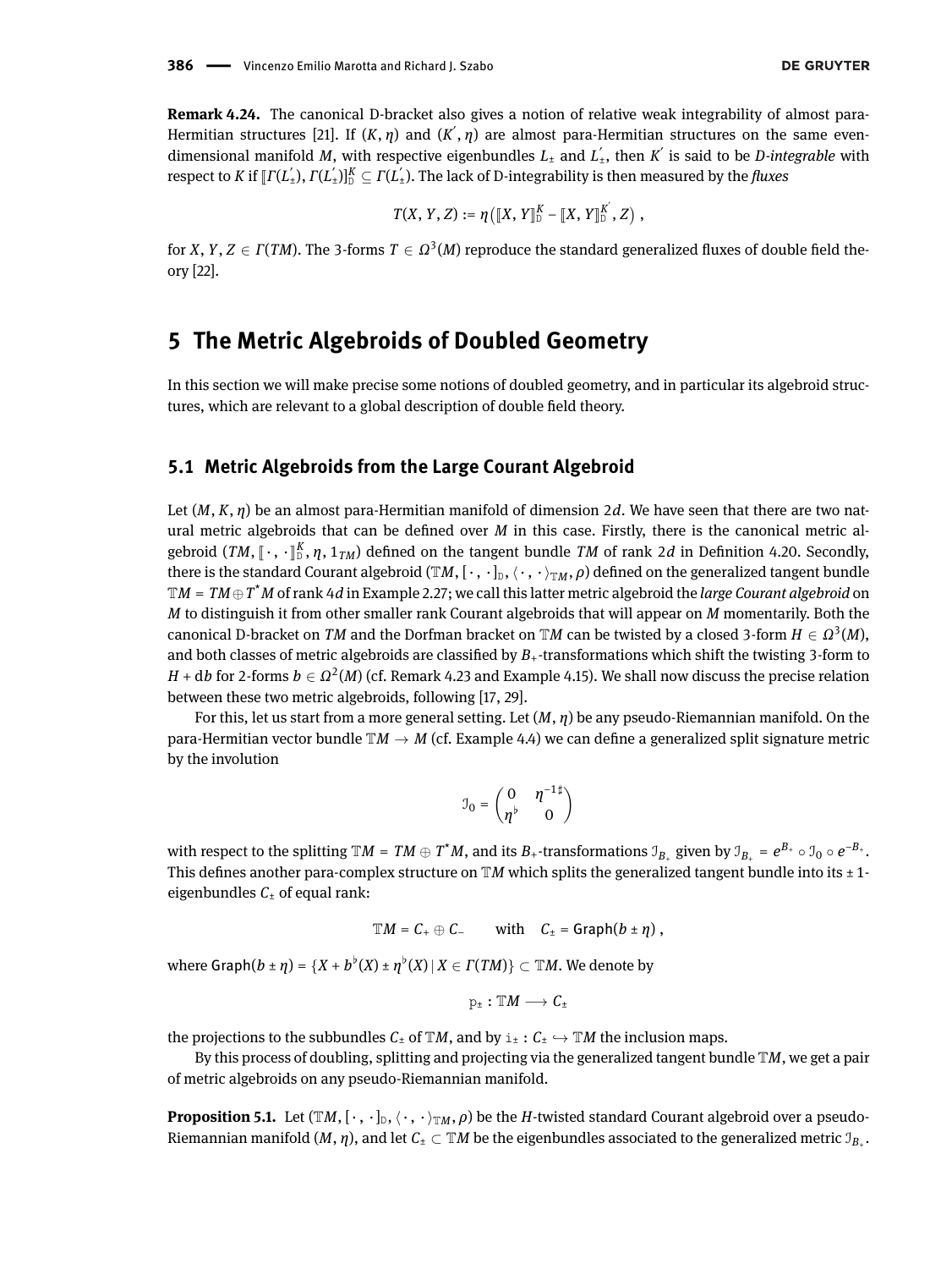**Remark 4.24.** The canonical D-bracket also gives a notion of relative weak integrability of almost para-Hermitian structures [21]. If $(K, \eta)$ and $(K', \eta)$ are almost para-Hermitian structures on the same even-dimensional manifold $M$, with respective eigenbundles $L_\pm$ and $L'_\pm$, then $K'$ is said to be *D-integrable* with respect to $K$ if $[\![\Gamma(L'_\pm), \Gamma(L'_\pm)]\!]^K_{\mathrm{D}} \subseteq \Gamma(L'_\pm)$. The lack of D-integrability is then measured by the *fluxes*

$$T(X, Y, Z) := \eta\big([\![X, Y]\!]^K_{\mathrm{D}} - [\![X, Y]\!]^{K'}_{\mathrm{D}}, Z\big) ,$$

for $X, Y, Z \in \Gamma(TM)$. The 3-forms $T \in \Omega^3(M)$ reproduce the standard generalized fluxes of double field theory [22].

# 5 The Metric Algebroids of Doubled Geometry

In this section we will make precise some notions of doubled geometry, and in particular its algebroid structures, which are relevant to a global description of double field theory.

## 5.1 Metric Algebroids from the Large Courant Algebroid

Let $(M, K, \eta)$ be an almost para-Hermitian manifold of dimension $2d$. We have seen that there are two natural metric algebroids that can be defined over $M$ in this case. Firstly, there is the canonical metric algebroid $(TM, [\![\,\cdot\,,\,\cdot\,]\!]^K_{\mathrm{D}}, \eta, 1_{TM})$ defined on the tangent bundle $TM$ of rank $2d$ in Definition 4.20. Secondly, there is the standard Courant algebroid $(\mathbb{T}M, [\,\cdot\,,\,\cdot\,]_{\mathrm{D}}, \langle\,\cdot\,,\,\cdot\,\rangle_{\mathbb{T}M}, \rho)$ defined on the generalized tangent bundle $\mathbb{T}M = TM \oplus T^*M$ of rank $4d$ in Example 2.27; we call this latter metric algebroid the *large Courant algebroid* on $M$ to distinguish it from other smaller rank Courant algebroids that will appear on $M$ momentarily. Both the canonical D-bracket on $TM$ and the Dorfman bracket on $\mathbb{T}M$ can be twisted by a closed 3-form $H \in \Omega^3(M)$, and both classes of metric algebroids are classified by $B_+$-transformations which shift the twisting 3-form to $H + \mathrm{d}b$ for 2-forms $b \in \Omega^2(M)$ (cf. Remark 4.23 and Example 4.15). We shall now discuss the precise relation between these two metric algebroids, following [17, 29].

For this, let us start from a more general setting. Let $(M, \eta)$ be any pseudo-Riemannian manifold. On the para-Hermitian vector bundle $\mathbb{T}M \to M$ (cf. Example 4.4) we can define a generalized split signature metric by the involution

$$\mathcal{I}_0 = \begin{pmatrix} 0 & \eta^{-1\sharp} \\ \eta^\flat & 0 \end{pmatrix}$$

with respect to the splitting $\mathbb{T}M = TM \oplus T^*M$, and its $B_+$-transformations $\mathcal{I}_{B_+}$ given by $\mathcal{I}_{B_+} = e^{B_+} \circ \mathcal{I}_0 \circ e^{-B_+}$. This defines another para-complex structure on $\mathbb{T}M$ which splits the generalized tangent bundle into its $\pm\,1$-eigenbundles $C_\pm$ of equal rank:

$$\mathbb{T}M = C_+ \oplus C_- \qquad \text{with} \quad C_\pm = \mathsf{Graph}(b \pm \eta) ,$$

where $\mathsf{Graph}(b \pm \eta) = \{X + b^\flat(X) \pm \eta^\flat(X) \,|\, X \in \Gamma(TM)\} \subset \mathbb{T}M$. We denote by

$$\mathtt{p}_\pm : \mathbb{T}M \longrightarrow C_\pm$$

the projections to the subbundles $C_\pm$ of $\mathbb{T}M$, and by $\mathtt{i}_\pm : C_\pm \hookrightarrow \mathbb{T}M$ the inclusion maps.

By this process of doubling, splitting and projecting via the generalized tangent bundle $\mathbb{T}M$, we get a pair of metric algebroids on any pseudo-Riemannian manifold.

**Proposition 5.1.** Let $(\mathbb{T}M, [\,\cdot\,,\,\cdot\,]_{\mathrm{D}}, \langle\,\cdot\,,\,\cdot\,\rangle_{\mathbb{T}M}, \rho)$ be the $H$-twisted standard Courant algebroid over a pseudo-Riemannian manifold $(M, \eta)$, and let $C_\pm \subset \mathbb{T}M$ be the eigenbundles associated to the generalized metric $\mathcal{I}_{B_+}$.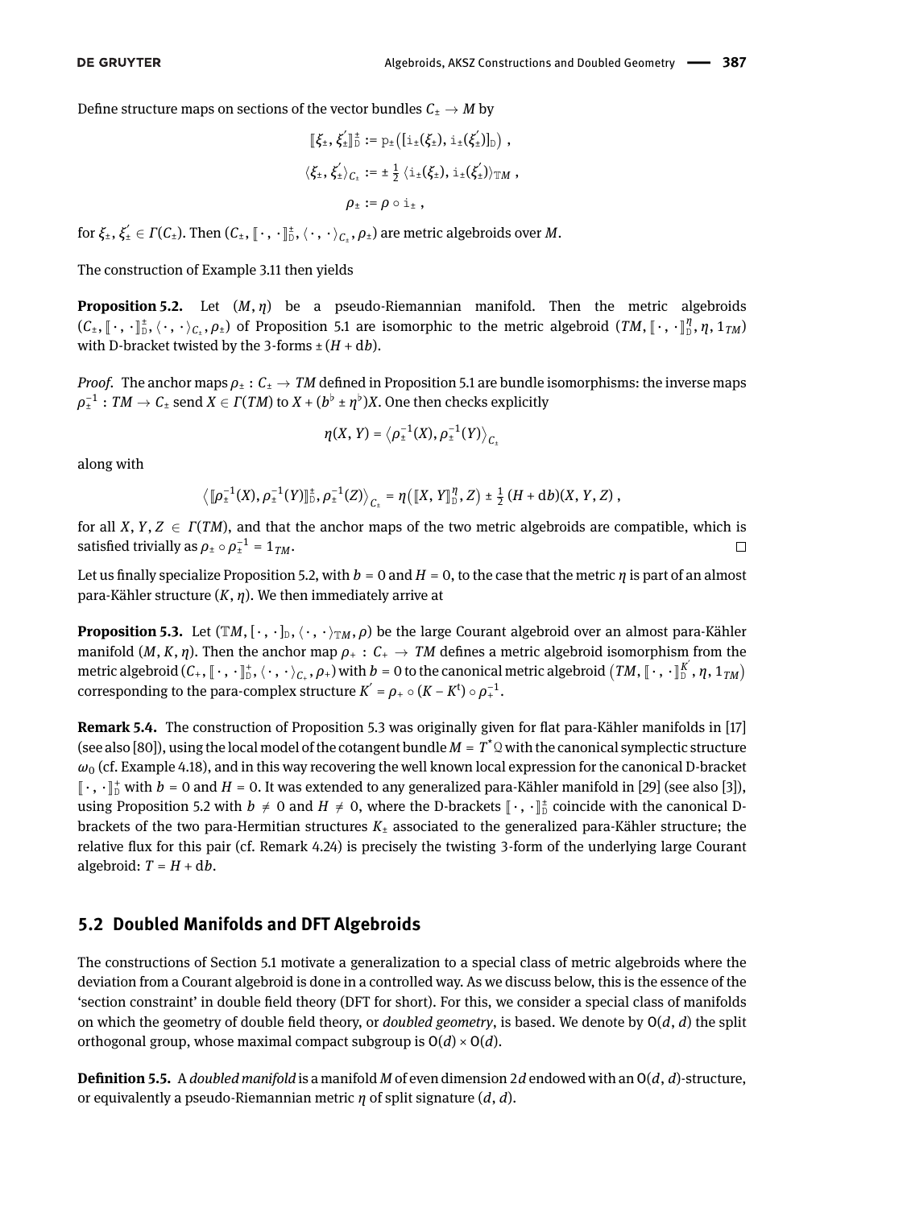Define structure maps on sections of the vector bundles $C_\pm \to M$ by

$$[\![\xi_\pm, \xi'_\pm]\!]^\pm_{\mathrm{D}} := \mathrm{p}_\pm\big([\mathrm{i}_\pm(\xi_\pm), \mathrm{i}_\pm(\xi'_\pm)]_{\mathrm{D}}\big) \ ,$$

$$\langle \xi_\pm, \xi'_\pm \rangle_{C_\pm} := \pm\, \tfrac{1}{2}\, \langle \mathrm{i}_\pm(\xi_\pm), \mathrm{i}_\pm(\xi'_\pm)\rangle_{\mathbb{T}M} \ ,$$

$$\rho_\pm := \rho \circ \mathrm{i}_\pm \ ,$$

for $\xi_\pm, \xi'_\pm \in \Gamma(C_\pm)$. Then $(C_\pm, [\![\,\cdot\,,\,\cdot\,]\!]^\pm_{\mathrm{D}}, \langle\,\cdot\,,\,\cdot\,\rangle_{C_\pm}, \rho_\pm)$ are metric algebroids over $M$.

The construction of Example 3.11 then yields

**Proposition 5.2.** Let $(M, \eta)$ be a pseudo-Riemannian manifold. Then the metric algebroids $(C_\pm, [\![\,\cdot\,,\,\cdot\,]\!]^\pm_{\mathrm{D}}, \langle\,\cdot\,,\,\cdot\,\rangle_{C_\pm}, \rho_\pm)$ of Proposition 5.1 are isomorphic to the metric algebroid $(TM, [\![\,\cdot\,,\,\cdot\,]\!]^\eta_{\mathrm{D}}, \eta, 1_{TM})$ with D-bracket twisted by the 3-forms $\pm(H + \mathrm{d}b)$.

*Proof.* The anchor maps $\rho_\pm : C_\pm \to TM$ defined in Proposition 5.1 are bundle isomorphisms: the inverse maps $\rho_\pm^{-1} : TM \to C_\pm$ send $X \in \Gamma(TM)$ to $X + (b^\flat \pm \eta^\flat)X$. One then checks explicitly

$$\eta(X, Y) = \big\langle \rho_\pm^{-1}(X), \rho_\pm^{-1}(Y)\big\rangle_{C_\pm}$$

along with

$$\big\langle [\![\rho_\pm^{-1}(X), \rho_\pm^{-1}(Y)]\!]^\pm_{\mathrm{D}}, \rho_\pm^{-1}(Z)\big\rangle_{C_\pm} = \eta\big([\![X, Y]\!]^\eta_{\mathrm{D}}, Z\big) \pm \tfrac{1}{2}\,(H + \mathrm{d}b)(X, Y, Z) \ ,$$

for all $X, Y, Z \in \Gamma(TM)$, and that the anchor maps of the two metric algebroids are compatible, which is satisfied trivially as $\rho_\pm \circ \rho_\pm^{-1} = 1_{TM}$. □

Let us finally specialize Proposition 5.2, with $b = 0$ and $H = 0$, to the case that the metric $\eta$ is part of an almost para-Kähler structure $(K, \eta)$. We then immediately arrive at

**Proposition 5.3.** Let $(\mathbb{T}M, [\,\cdot\,,\,\cdot\,]_{\mathrm{D}}, \langle\,\cdot\,,\,\cdot\,\rangle_{\mathbb{T}M}, \rho)$ be the large Courant algebroid over an almost para-Kähler manifold $(M, K, \eta)$. Then the anchor map $\rho_+ : C_+ \to TM$ defines a metric algebroid isomorphism from the metric algebroid $(C_+, [\![\,\cdot\,,\,\cdot\,]\!]^+_{\mathrm{D}}, \langle\,\cdot\,,\,\cdot\,\rangle_{C_+}, \rho_+)$ with $b = 0$ to the canonical metric algebroid $\big(TM, [\![\,\cdot\,,\,\cdot\,]\!]^{K'}_{\mathrm{D}}, \eta, 1_{TM}\big)$ corresponding to the para-complex structure $K' = \rho_+ \circ (K - K^{\mathrm{t}}) \circ \rho_+^{-1}$.

**Remark 5.4.** The construction of Proposition 5.3 was originally given for flat para-Kähler manifolds in [17] (see also [80]), using the local model of the cotangent bundle $M = T^*\mathcal{Q}$ with the canonical symplectic structure $\omega_0$ (cf. Example 4.18), and in this way recovering the well known local expression for the canonical D-bracket $[\![\,\cdot\,,\,\cdot\,]\!]^+_{\mathrm{D}}$ with $b = 0$ and $H = 0$. It was extended to any generalized para-Kähler manifold in [29] (see also [3]), using Proposition 5.2 with $b \neq 0$ and $H \neq 0$, where the D-brackets $[\![\,\cdot\,,\,\cdot\,]\!]^\pm_{\mathrm{D}}$ coincide with the canonical D-brackets of the two para-Hermitian structures $K_\pm$ associated to the generalized para-Kähler structure; the relative flux for this pair (cf. Remark 4.24) is precisely the twisting 3-form of the underlying large Courant algebroid: $T = H + \mathrm{d}b$.

## 5.2 Doubled Manifolds and DFT Algebroids

The constructions of Section 5.1 motivate a generalization to a special class of metric algebroids where the deviation from a Courant algebroid is done in a controlled way. As we discuss below, this is the essence of the 'section constraint' in double field theory (DFT for short). For this, we consider a special class of manifolds on which the geometry of double field theory, or *doubled geometry*, is based. We denote by $\mathsf{O}(d, d)$ the split orthogonal group, whose maximal compact subgroup is $\mathsf{O}(d) \times \mathsf{O}(d)$.

**Definition 5.5.** A *doubled manifold* is a manifold $M$ of even dimension $2d$ endowed with an $\mathsf{O}(d, d)$-structure, or equivalently a pseudo-Riemannian metric $\eta$ of split signature $(d, d)$.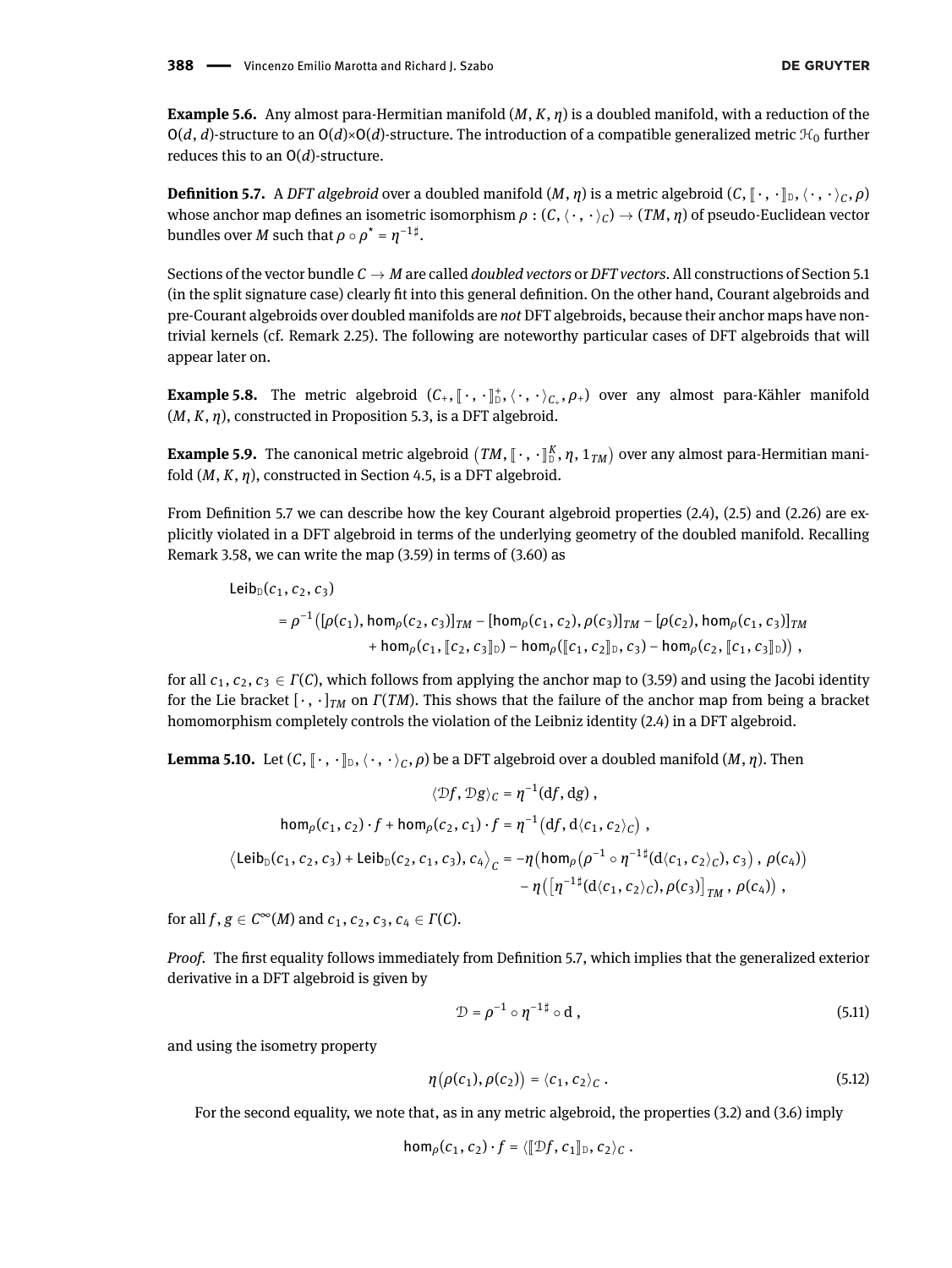**Example 5.6.** Any almost para-Hermitian manifold $(M, K, \eta)$ is a doubled manifold, with a reduction of the $\mathsf{O}(d,d)$-structure to an $\mathsf{O}(d){\times}\mathsf{O}(d)$-structure. The introduction of a compatible generalized metric $\mathcal{H}_0$ further reduces this to an $\mathsf{O}(d)$-structure.

**Definition 5.7.** A *DFT algebroid* over a doubled manifold $(M, \eta)$ is a metric algebroid $(C, [\![\,\cdot\,,\,\cdot\,]\!]_{\mathbb{D}}, \langle\,\cdot\,,\,\cdot\,\rangle_C, \rho)$ whose anchor map defines an isometric isomorphism $\rho : (C, \langle\,\cdot\,,\,\cdot\,\rangle_C) \to (TM, \eta)$ of pseudo-Euclidean vector bundles over $M$ such that $\rho \circ \rho^\star = \eta^{-1\sharp}$.

Sections of the vector bundle $C \to M$ are called *doubled vectors* or *DFT vectors*. All constructions of Section 5.1 (in the split signature case) clearly fit into this general definition. On the other hand, Courant algebroids and pre-Courant algebroids over doubled manifolds are *not* DFT algebroids, because their anchor maps have non-trivial kernels (cf. Remark 2.25). The following are noteworthy particular cases of DFT algebroids that will appear later on.

**Example 5.8.** The metric algebroid $(C_+, [\![\,\cdot\,,\,\cdot\,]\!]^+_{\mathbb{D}}, \langle\,\cdot\,,\,\cdot\,\rangle_{C_+}, \rho_+)$ over any almost para-Kähler manifold $(M, K, \eta)$, constructed in Proposition 5.3, is a DFT algebroid.

**Example 5.9.** The canonical metric algebroid $\big(TM, [\![\,\cdot\,,\,\cdot\,]\!]^K_{\mathbb{D}}, \eta, 1_{TM}\big)$ over any almost para-Hermitian manifold $(M, K, \eta)$, constructed in Section 4.5, is a DFT algebroid.

From Definition 5.7 we can describe how the key Courant algebroid properties (2.4), (2.5) and (2.26) are explicitly violated in a DFT algebroid in terms of the underlying geometry of the doubled manifold. Recalling Remark 3.58, we can write the map (3.59) in terms of (3.60) as

$$
\begin{aligned}
&\mathsf{Leib}_{\mathbb{D}}(c_1, c_2, c_3) \\
&\quad = \rho^{-1}\big([\rho(c_1), \mathsf{hom}_\rho(c_2, c_3)]_{TM} - [\mathsf{hom}_\rho(c_1, c_2), \rho(c_3)]_{TM} - [\rho(c_2), \mathsf{hom}_\rho(c_1, c_3)]_{TM} \\
&\qquad\qquad + \mathsf{hom}_\rho(c_1, [\![c_2, c_3]\!]_{\mathbb{D}}) - \mathsf{hom}_\rho([\![c_1, c_2]\!]_{\mathbb{D}}, c_3) - \mathsf{hom}_\rho(c_2, [\![c_1, c_3]\!]_{\mathbb{D}})\big) ,
\end{aligned}
$$

for all $c_1, c_2, c_3 \in \Gamma(C)$, which follows from applying the anchor map to (3.59) and using the Jacobi identity for the Lie bracket $[\,\cdot\,,\,\cdot\,]_{TM}$ on $\Gamma(TM)$. This shows that the failure of the anchor map from being a bracket homomorphism completely controls the violation of the Leibniz identity (2.4) in a DFT algebroid.

**Lemma 5.10.** Let $(C, [\![\,\cdot\,,\,\cdot\,]\!]_{\mathbb{D}}, \langle\,\cdot\,,\,\cdot\,\rangle_C, \rho)$ be a DFT algebroid over a doubled manifold $(M, \eta)$. Then

$$
\begin{aligned}
\langle \mathcal{D}f, \mathcal{D}g\rangle_C &= \eta^{-1}(\mathrm{d}f, \mathrm{d}g) , \\
\mathsf{hom}_\rho(c_1, c_2)\cdot f + \mathsf{hom}_\rho(c_2, c_1)\cdot f &= \eta^{-1}\big(\mathrm{d}f, \mathrm{d}\langle c_1, c_2\rangle_C\big) , \\
\big\langle \mathsf{Leib}_{\mathbb{D}}(c_1, c_2, c_3) + \mathsf{Leib}_{\mathbb{D}}(c_2, c_1, c_3), c_4\big\rangle_C &= -\eta\big(\mathsf{hom}_\rho(\rho^{-1}\circ\eta^{-1\sharp}(\mathrm{d}\langle c_1, c_2\rangle_C), c_3)\ , \ \rho(c_4)\big) \\
&\quad - \eta\big(\big[\eta^{-1\sharp}(\mathrm{d}\langle c_1, c_2\rangle_C), \rho(c_3)\big]_{TM}\ , \ \rho(c_4)\big) ,
\end{aligned}
$$

for all $f, g \in C^\infty(M)$ and $c_1, c_2, c_3, c_4 \in \Gamma(C)$.

*Proof.* The first equality follows immediately from Definition 5.7, which implies that the generalized exterior derivative in a DFT algebroid is given by

$$
\mathcal{D} = \rho^{-1} \circ \eta^{-1\sharp} \circ \mathrm{d} , \tag{5.11}
$$

and using the isometry property

$$
\eta\big(\rho(c_1), \rho(c_2)\big) = \langle c_1, c_2\rangle_C . \tag{5.12}
$$

For the second equality, we note that, as in any metric algebroid, the properties (3.2) and (3.6) imply

$$
\mathsf{hom}_\rho(c_1, c_2)\cdot f = \langle [\![\mathcal{D}f, c_1]\!]_{\mathbb{D}}, c_2\rangle_C .
$$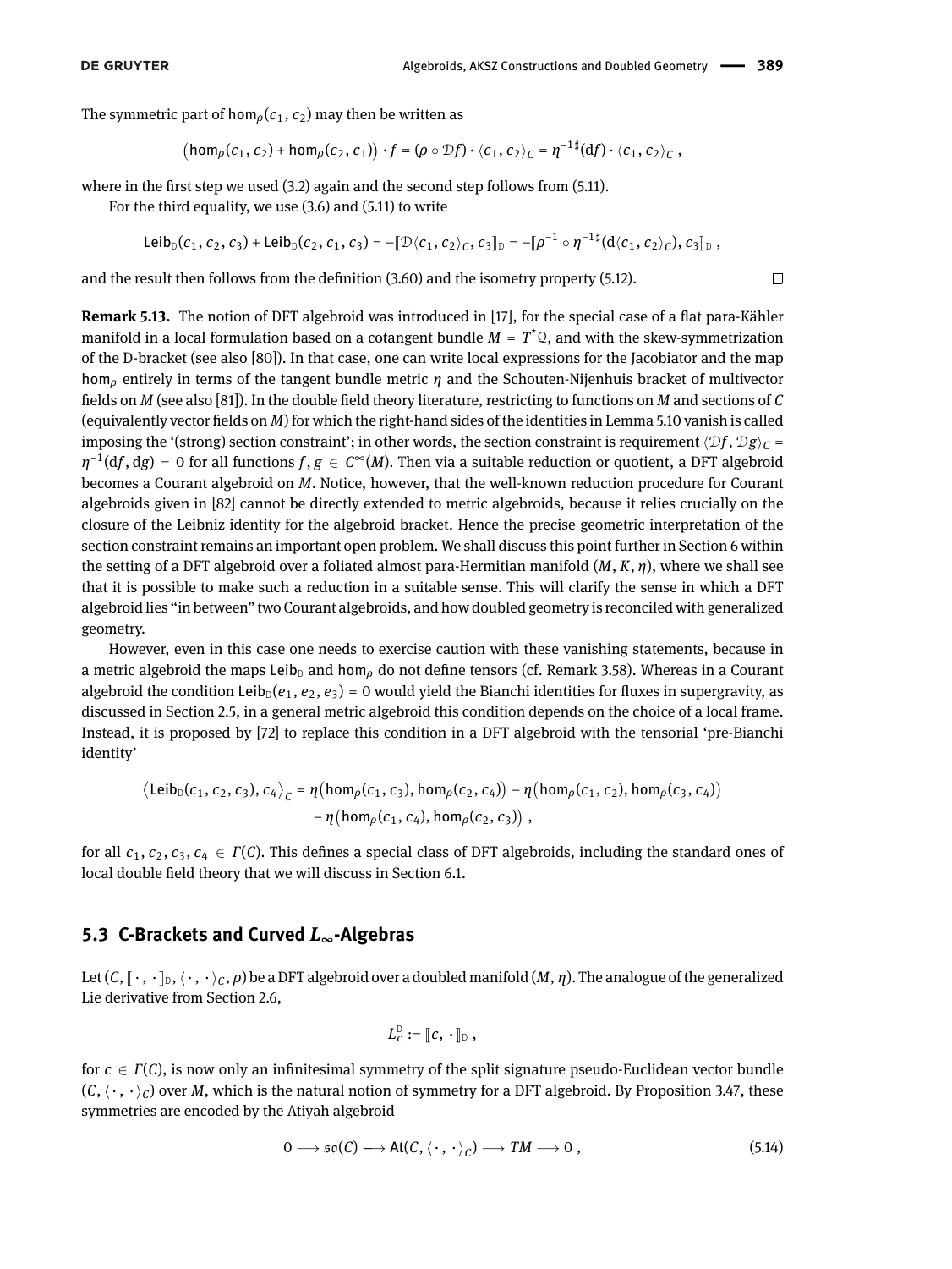The symmetric part of $\mathsf{hom}_\rho(c_1, c_2)$ may then be written as

$$\big(\mathsf{hom}_\rho(c_1, c_2) + \mathsf{hom}_\rho(c_2, c_1)\big) \cdot f = (\rho \circ \mathcal{D}f) \cdot \langle c_1, c_2\rangle_C = \eta^{-1\sharp}(\mathrm{d}f) \cdot \langle c_1, c_2\rangle_C \ ,$$

where in the first step we used (3.2) again and the second step follows from (5.11).

For the third equality, we use (3.6) and (5.11) to write

$$\mathsf{Leib}_{\mathrm{D}}(c_1, c_2, c_3) + \mathsf{Leib}_{\mathrm{D}}(c_2, c_1, c_3) = -[\![\mathcal{D}\langle c_1, c_2\rangle_C, c_3]\!]_{\mathrm{D}} = -[\![\rho^{-1} \circ \eta^{-1\sharp}(\mathrm{d}\langle c_1, c_2\rangle_C), c_3]\!]_{\mathrm{D}} \ ,$$

and the result then follows from the definition (3.60) and the isometry property (5.12). □

**Remark 5.13.** The notion of DFT algebroid was introduced in [17], for the special case of a flat para-Kähler manifold in a local formulation based on a cotangent bundle $M = T^*\mathcal{Q}$, and with the skew-symmetrization of the D-bracket (see also [80]). In that case, one can write local expressions for the Jacobiator and the map $\mathsf{hom}_\rho$ entirely in terms of the tangent bundle metric $\eta$ and the Schouten-Nijenhuis bracket of multivector fields on $M$ (see also [81]). In the double field theory literature, restricting to functions on $M$ and sections of $C$ (equivalently vector fields on $M$) for which the right-hand sides of the identities in Lemma 5.10 vanish is called imposing the '(strong) section constraint'; in other words, the section constraint is requirement $\langle \mathcal{D}f, \mathcal{D}g\rangle_C = \eta^{-1}(\mathrm{d}f, \mathrm{d}g) = 0$ for all functions $f, g \in C^\infty(M)$. Then via a suitable reduction or quotient, a DFT algebroid becomes a Courant algebroid on $M$. Notice, however, that the well-known reduction procedure for Courant algebroids given in [82] cannot be directly extended to metric algebroids, because it relies crucially on the closure of the Leibniz identity for the algebroid bracket. Hence the precise geometric interpretation of the section constraint remains an important open problem. We shall discuss this point further in Section 6 within the setting of a DFT algebroid over a foliated almost para-Hermitian manifold $(M, K, \eta)$, where we shall see that it is possible to make such a reduction in a suitable sense. This will clarify the sense in which a DFT algebroid lies "in between" two Courant algebroids, and how doubled geometry is reconciled with generalized geometry.

However, even in this case one needs to exercise caution with these vanishing statements, because in a metric algebroid the maps $\mathsf{Leib}_{\mathrm{D}}$ and $\mathsf{hom}_\rho$ do not define tensors (cf. Remark 3.58). Whereas in a Courant algebroid the condition $\mathsf{Leib}_{\mathrm{D}}(e_1, e_2, e_3) = 0$ would yield the Bianchi identities for fluxes in supergravity, as discussed in Section 2.5, in a general metric algebroid this condition depends on the choice of a local frame. Instead, it is proposed by [72] to replace this condition in a DFT algebroid with the tensorial 'pre-Bianchi identity'

$$\begin{aligned}\big\langle \mathsf{Leib}_{\mathrm{D}}(c_1, c_2, c_3), c_4\big\rangle_C = {} & \eta\big(\mathsf{hom}_\rho(c_1, c_3), \mathsf{hom}_\rho(c_2, c_4)\big) - \eta\big(\mathsf{hom}_\rho(c_1, c_2), \mathsf{hom}_\rho(c_3, c_4)\big) \\ & - \eta\big(\mathsf{hom}_\rho(c_1, c_4), \mathsf{hom}_\rho(c_2, c_3)\big) \ ,\end{aligned}$$

for all $c_1, c_2, c_3, c_4 \in \Gamma(C)$. This defines a special class of DFT algebroids, including the standard ones of local double field theory that we will discuss in Section 6.1.

## 5.3 C-Brackets and Curved $L_\infty$-Algebras

Let $(C, [\![\,\cdot\,,\,\cdot\,]\!]_{\mathrm{D}}, \langle\,\cdot\,,\,\cdot\,\rangle_C, \rho)$ be a DFT algebroid over a doubled manifold $(M, \eta)$. The analogue of the generalized Lie derivative from Section 2.6,

$$L_c^{\mathrm{D}} := [\![c, \,\cdot\,]\!]_{\mathrm{D}} \ ,$$

for $c \in \Gamma(C)$, is now only an infinitesimal symmetry of the split signature pseudo-Euclidean vector bundle $(C, \langle\,\cdot\,,\,\cdot\,\rangle_C)$ over $M$, which is the natural notion of symmetry for a DFT algebroid. By Proposition 3.47, these symmetries are encoded by the Atiyah algebroid

$$0 \longrightarrow \mathfrak{so}(C) \longrightarrow \mathsf{At}(C, \langle\,\cdot\,,\,\cdot\,\rangle_C) \longrightarrow TM \longrightarrow 0 \ , \tag{5.14}$$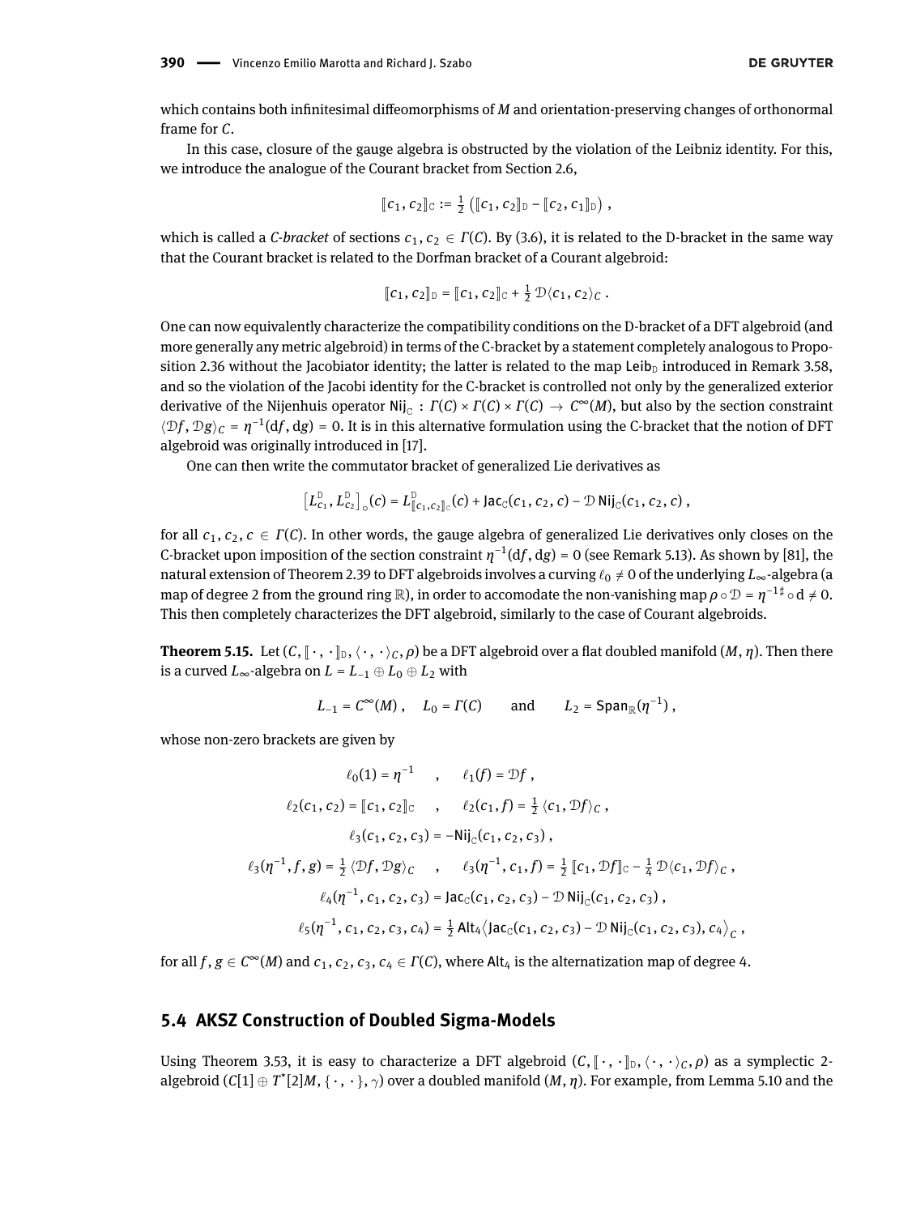which contains both infinitesimal diffeomorphisms of $M$ and orientation-preserving changes of orthonormal frame for $C$.

In this case, closure of the gauge algebra is obstructed by the violation of the Leibniz identity. For this, we introduce the analogue of the Courant bracket from Section 2.6,

$$[\![c_1, c_2]\!]_{\mathrm{C}} := \tfrac{1}{2}\left([\![c_1, c_2]\!]_{\mathrm{D}} - [\![c_2, c_1]\!]_{\mathrm{D}}\right) ,$$

which is called a *C-bracket* of sections $c_1, c_2 \in \Gamma(C)$. By (3.6), it is related to the D-bracket in the same way that the Courant bracket is related to the Dorfman bracket of a Courant algebroid:

$$[\![c_1, c_2]\!]_{\mathrm{D}} = [\![c_1, c_2]\!]_{\mathrm{C}} + \tfrac{1}{2}\,\mathcal{D}\langle c_1, c_2\rangle_C .$$

One can now equivalently characterize the compatibility conditions on the D-bracket of a DFT algebroid (and more generally any metric algebroid) in terms of the C-bracket by a statement completely analogous to Proposition 2.36 without the Jacobiator identity; the latter is related to the map $\mathsf{Leib}_{\mathrm{D}}$ introduced in Remark 3.58, and so the violation of the Jacobi identity for the C-bracket is controlled not only by the generalized exterior derivative of the Nijenhuis operator $\mathsf{Nij}_{\mathrm{C}} : \Gamma(C) \times \Gamma(C) \times \Gamma(C) \to C^\infty(M)$, but also by the section constraint $\langle \mathcal{D}f, \mathcal{D}g\rangle_C = \eta^{-1}(\mathrm{d}f, \mathrm{d}g) = 0$. It is in this alternative formulation using the C-bracket that the notion of DFT algebroid was originally introduced in [17].

One can then write the commutator bracket of generalized Lie derivatives as

$$\left[L^{\mathrm{D}}_{c_1}, L^{\mathrm{D}}_{c_2}\right]_\circ(c) = L^{\mathrm{D}}_{[\![c_1,c_2]\!]_{\mathrm{C}}}(c) + \mathsf{Jac}_{\mathrm{C}}(c_1, c_2, c) - \mathcal{D}\,\mathsf{Nij}_{\mathrm{C}}(c_1, c_2, c) ,$$

for all $c_1, c_2, c \in \Gamma(C)$. In other words, the gauge algebra of generalized Lie derivatives only closes on the C-bracket upon imposition of the section constraint $\eta^{-1}(\mathrm{d}f, \mathrm{d}g) = 0$ (see Remark 5.13). As shown by [81], the natural extension of Theorem 2.39 to DFT algebroids involves a curving $\ell_0 \neq 0$ of the underlying $L_\infty$-algebra (a map of degree 2 from the ground ring $\mathbb{R}$), in order to accomodate the non-vanishing map $\rho \circ \mathcal{D} = \eta^{-1\sharp} \circ \mathrm{d} \neq 0$. This then completely characterizes the DFT algebroid, similarly to the case of Courant algebroids.

**Theorem 5.15.** Let $(C, [\![\,\cdot\,,\,\cdot\,]\!]_{\mathrm{D}}, \langle\,\cdot\,,\,\cdot\,\rangle_C, \rho)$ be a DFT algebroid over a flat doubled manifold $(M, \eta)$. Then there is a curved $L_\infty$-algebra on $L = L_{-1} \oplus L_0 \oplus L_2$ with

$$L_{-1} = C^\infty(M) , \quad L_0 = \Gamma(C) \quad \text{and} \quad L_2 = \mathsf{Span}_{\mathbb{R}}(\eta^{-1}) ,$$

whose non-zero brackets are given by

$$\ell_0(1) = \eta^{-1} \quad , \quad \ell_1(f) = \mathcal{D}f ,$$

$$\ell_2(c_1, c_2) = [\![c_1, c_2]\!]_{\mathrm{C}} \quad , \quad \ell_2(c_1, f) = \tfrac{1}{2}\,\langle c_1, \mathcal{D}f\rangle_C ,$$

$$\ell_3(c_1, c_2, c_3) = -\mathsf{Nij}_{\mathrm{C}}(c_1, c_2, c_3) ,$$

$$\ell_3(\eta^{-1}, f, g) = \tfrac{1}{2}\,\langle \mathcal{D}f, \mathcal{D}g\rangle_C \quad , \quad \ell_3(\eta^{-1}, c_1, f) = \tfrac{1}{2}\,[\![c_1, \mathcal{D}f]\!]_{\mathrm{C}} - \tfrac{1}{4}\,\mathcal{D}\langle c_1, \mathcal{D}f\rangle_C ,$$

$$\ell_4(\eta^{-1}, c_1, c_2, c_3) = \mathsf{Jac}_{\mathrm{C}}(c_1, c_2, c_3) - \mathcal{D}\,\mathsf{Nij}_{\mathrm{C}}(c_1, c_2, c_3) ,$$

$$\ell_5(\eta^{-1}, c_1, c_2, c_3, c_4) = \tfrac{1}{2}\,\mathsf{Alt}_4\big\langle \mathsf{Jac}_{\mathrm{C}}(c_1, c_2, c_3) - \mathcal{D}\,\mathsf{Nij}_{\mathrm{C}}(c_1, c_2, c_3), c_4\big\rangle_C ,$$

for all $f, g \in C^\infty(M)$ and $c_1, c_2, c_3, c_4 \in \Gamma(C)$, where $\mathsf{Alt}_4$ is the alternatization map of degree 4.

## 5.4 AKSZ Construction of Doubled Sigma-Models

Using Theorem 3.53, it is easy to characterize a DFT algebroid $(C, [\![\,\cdot\,,\,\cdot\,]\!]_{\mathrm{D}}, \langle\,\cdot\,,\,\cdot\,\rangle_C, \rho)$ as a symplectic 2-algebroid $(C[1] \oplus T^*[2]M, \{\,\cdot\,,\,\cdot\,\}, \gamma)$ over a doubled manifold $(M, \eta)$. For example, from Lemma 5.10 and the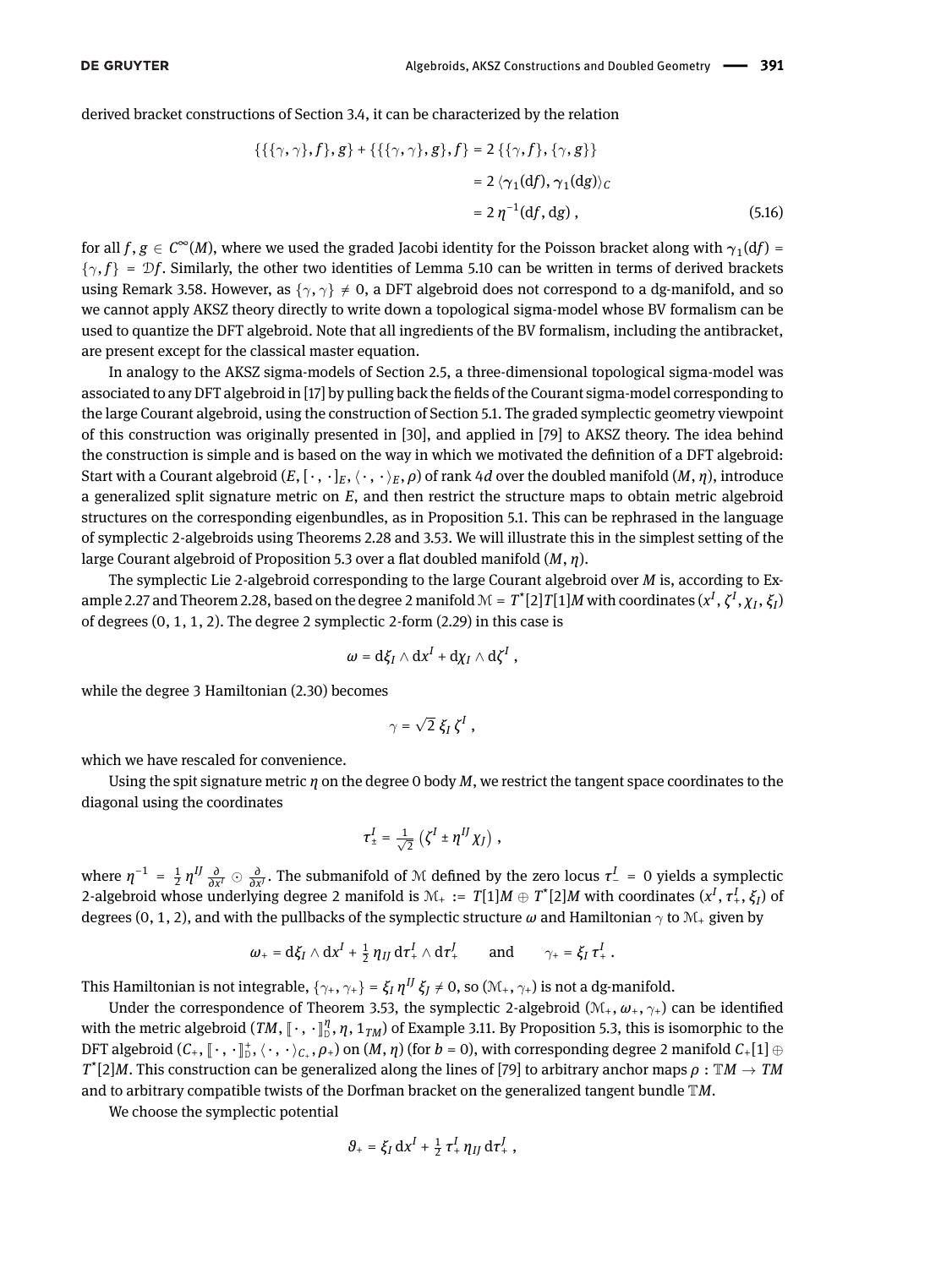derived bracket constructions of Section 3.4, it can be characterized by the relation

$$
\begin{aligned}
\{\{\{\gamma,\gamma\},f\},g\} + \{\{\{\gamma,\gamma\},g\},f\} &= 2\,\{\{\gamma,f\},\{\gamma,g\}\} \\
&= 2\,\langle \gamma_1(\mathrm{d}f), \gamma_1(\mathrm{d}g)\rangle_C \\
&= 2\,\eta^{-1}(\mathrm{d}f,\mathrm{d}g)\,, \qquad (5.16)
\end{aligned}
$$

for all $f, g \in C^\infty(M)$, where we used the graded Jacobi identity for the Poisson bracket along with $\gamma_1(\mathrm{d}f) = \{\gamma, f\} = \mathcal{D}f$. Similarly, the other two identities of Lemma 5.10 can be written in terms of derived brackets using Remark 3.58. However, as $\{\gamma,\gamma\} \neq 0$, a DFT algebroid does not correspond to a dg-manifold, and so we cannot apply AKSZ theory directly to write down a topological sigma-model whose BV formalism can be used to quantize the DFT algebroid. Note that all ingredients of the BV formalism, including the antibracket, are present except for the classical master equation.

In analogy to the AKSZ sigma-models of Section 2.5, a three-dimensional topological sigma-model was associated to any DFT algebroid in [17] by pulling back the fields of the Courant sigma-model corresponding to the large Courant algebroid, using the construction of Section 5.1. The graded symplectic geometry viewpoint of this construction was originally presented in [30], and applied in [79] to AKSZ theory. The idea behind the construction is simple and is based on the way in which we motivated the definition of a DFT algebroid: Start with a Courant algebroid $(E, [\,\cdot\,,\,\cdot\,]_E, \langle\,\cdot\,,\,\cdot\,\rangle_E, \rho)$ of rank $4d$ over the doubled manifold $(M, \eta)$, introduce a generalized split signature metric on $E$, and then restrict the structure maps to obtain metric algebroid structures on the corresponding eigenbundles, as in Proposition 5.1. This can be rephrased in the language of symplectic 2-algebroids using Theorems 2.28 and 3.53. We will illustrate this in the simplest setting of the large Courant algebroid of Proposition 5.3 over a flat doubled manifold $(M, \eta)$.

The symplectic Lie 2-algebroid corresponding to the large Courant algebroid over $M$ is, according to Example 2.27 and Theorem 2.28, based on the degree 2 manifold $\mathcal{M} = T^*[2]T[1]M$ with coordinates $(x^I, \zeta^I, \chi_I, \xi_I)$ of degrees $(0, 1, 1, 2)$. The degree 2 symplectic 2-form (2.29) in this case is

$$
\omega = \mathrm{d}\xi_I \wedge \mathrm{d}x^I + \mathrm{d}\chi_I \wedge \mathrm{d}\zeta^I\,,
$$

while the degree 3 Hamiltonian (2.30) becomes

$$
\gamma = \sqrt{2}\;\xi_I\,\zeta^I\,,
$$

which we have rescaled for convenience.

Using the spit signature metric $\eta$ on the degree 0 body $M$, we restrict the tangent space coordinates to the diagonal using the coordinates

$$
\tau^I_\pm = \tfrac{1}{\sqrt{2}}\,\big(\zeta^I \pm \eta^{IJ}\,\chi_J\big)\,,
$$

where $\eta^{-1} = \frac{1}{2}\,\eta^{IJ}\,\frac{\partial}{\partial x^I} \odot \frac{\partial}{\partial x^J}$. The submanifold of $\mathcal{M}$ defined by the zero locus $\tau^I_- = 0$ yields a symplectic 2-algebroid whose underlying degree 2 manifold is $\mathcal{M}_+ := T[1]M \oplus T^*[2]M$ with coordinates $(x^I, \tau^I_+, \xi_I)$ of degrees $(0, 1, 2)$, and with the pullbacks of the symplectic structure $\omega$ and Hamiltonian $\gamma$ to $\mathcal{M}_+$ given by

$$
\omega_+ = \mathrm{d}\xi_I \wedge \mathrm{d}x^I + \tfrac{1}{2}\,\eta_{IJ}\,\mathrm{d}\tau^I_+ \wedge \mathrm{d}\tau^J_+ \qquad \text{and} \qquad \gamma_+ = \xi_I\,\tau^I_+\,.
$$

This Hamiltonian is not integrable, $\{\gamma_+, \gamma_+\} = \xi_I\,\eta^{IJ}\,\xi_J \neq 0$, so $(\mathcal{M}_+, \gamma_+)$ is not a dg-manifold.

Under the correspondence of Theorem 3.53, the symplectic 2-algebroid $(\mathcal{M}_+, \omega_+, \gamma_+)$ can be identified with the metric algebroid $(TM, [\![\,\cdot\,,\,\cdot\,]\!]^\eta_{\mathrm{D}}, \eta, 1_{TM})$ of Example 3.11. By Proposition 5.3, this is isomorphic to the DFT algebroid $(C_+, [\![\,\cdot\,,\,\cdot\,]\!]^+_{\mathrm{D}}, \langle\,\cdot\,,\,\cdot\,\rangle_{C_+}, \rho_+)$ on $(M, \eta)$ (for $b = 0$), with corresponding degree 2 manifold $C_+[1] \oplus T^*[2]M$. This construction can be generalized along the lines of [79] to arbitrary anchor maps $\rho : \mathbb{T}M \to TM$ and to arbitrary compatible twists of the Dorfman bracket on the generalized tangent bundle $\mathbb{T}M$.

We choose the symplectic potential

$$
\vartheta_+ = \xi_I\,\mathrm{d}x^I + \tfrac{1}{2}\,\tau^I_+\,\eta_{IJ}\,\mathrm{d}\tau^J_+\,,
$$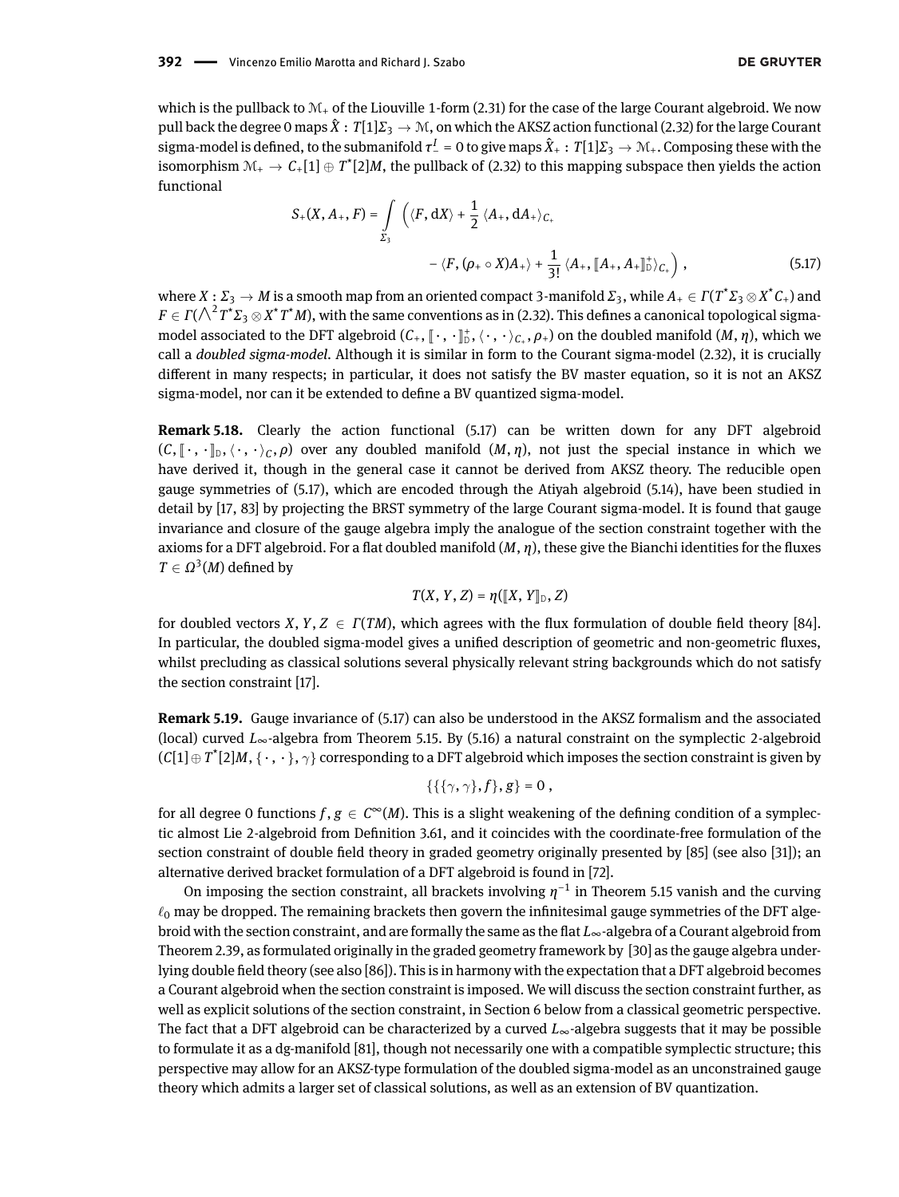which is the pullback to $\mathcal{M}_+$ of the Liouville 1-form (2.31) for the case of the large Courant algebroid. We now pull back the degree 0 maps $\hat{X} : T[1]\Sigma_3 \to \mathcal{M}$, on which the AKSZ action functional (2.32) for the large Courant sigma-model is defined, to the submanifold $\tau_-^I = 0$ to give maps $\hat{X}_+ : T[1]\Sigma_3 \to \mathcal{M}_+$. Composing these with the isomorphism $\mathcal{M}_+ \to C_+[1] \oplus T^*[2]M$, the pullback of (2.32) to this mapping subspace then yields the action functional

$$
S_+(X, A_+, F) = \int_{\Sigma_3} \Big( \langle F, \mathrm{d}X \rangle + \frac{1}{2} \langle A_+, \mathrm{d}A_+ \rangle_{C_+} \\
- \langle F, (\rho_+ \circ X) A_+ \rangle + \frac{1}{3!} \langle A_+, [\![ A_+, A_+ ]\!]_{\mathrm{D}}^{+} \rangle_{C_+} \Big) , \tag{5.17}
$$

where $X : \Sigma_3 \to M$ is a smooth map from an oriented compact 3-manifold $\Sigma_3$, while $A_+ \in \Gamma(T^*\Sigma_3 \otimes X^*C_+)$ and $F \in \Gamma(\bigwedge^2 T^*\Sigma_3 \otimes X^*T^*M)$, with the same conventions as in (2.32). This defines a canonical topological sigma-model associated to the DFT algebroid $(C_+, [\![ \,\cdot\,,\,\cdot\, ]\!]_{\mathrm{D}}^{+}, \langle\,\cdot\,,\,\cdot\,\rangle_{C_+}, \rho_+)$ on the doubled manifold $(M, \eta)$, which we call a *doubled sigma-model*. Although it is similar in form to the Courant sigma-model (2.32), it is crucially different in many respects; in particular, it does not satisfy the BV master equation, so it is not an AKSZ sigma-model, nor can it be extended to define a BV quantized sigma-model.

**Remark 5.18.** Clearly the action functional (5.17) can be written down for any DFT algebroid $(C, [\![ \,\cdot\,,\,\cdot\, ]\!]_{\mathrm{D}}, \langle\,\cdot\,,\,\cdot\,\rangle_C, \rho)$ over any doubled manifold $(M, \eta)$, not just the special instance in which we have derived it, though in the general case it cannot be derived from AKSZ theory. The reducible open gauge symmetries of (5.17), which are encoded through the Atiyah algebroid (5.14), have been studied in detail by [17, 83] by projecting the BRST symmetry of the large Courant sigma-model. It is found that gauge invariance and closure of the gauge algebra imply the analogue of the section constraint together with the axioms for a DFT algebroid. For a flat doubled manifold $(M, \eta)$, these give the Bianchi identities for the fluxes $T \in \Omega^3(M)$ defined by

$$
T(X, Y, Z) = \eta([\![ X, Y ]\!]_{\mathrm{D}}, Z)
$$

for doubled vectors $X, Y, Z \in \Gamma(TM)$, which agrees with the flux formulation of double field theory [84]. In particular, the doubled sigma-model gives a unified description of geometric and non-geometric fluxes, whilst precluding as classical solutions several physically relevant string backgrounds which do not satisfy the section constraint [17].

**Remark 5.19.** Gauge invariance of (5.17) can also be understood in the AKSZ formalism and the associated (local) curved $L_\infty$-algebra from Theorem 5.15. By (5.16) a natural constraint on the symplectic 2-algebroid $(C[1] \oplus T^*[2]M, \{\,\cdot\,,\,\cdot\,\}, \gamma)$ corresponding to a DFT algebroid which imposes the section constraint is given by

$$
\{\{\{\gamma, \gamma\}, f\}, g\} = 0 \ ,
$$

for all degree 0 functions $f, g \in C^\infty(M)$. This is a slight weakening of the defining condition of a symplectic almost Lie 2-algebroid from Definition 3.61, and it coincides with the coordinate-free formulation of the section constraint of double field theory in graded geometry originally presented by [85] (see also [31]); an alternative derived bracket formulation of a DFT algebroid is found in [72].

On imposing the section constraint, all brackets involving $\eta^{-1}$ in Theorem 5.15 vanish and the curving $\ell_0$ may be dropped. The remaining brackets then govern the infinitesimal gauge symmetries of the DFT algebroid with the section constraint, and are formally the same as the flat $L_\infty$-algebra of a Courant algebroid from Theorem 2.39, as formulated originally in the graded geometry framework by [30] as the gauge algebra underlying double field theory (see also [86]). This is in harmony with the expectation that a DFT algebroid becomes a Courant algebroid when the section constraint is imposed. We will discuss the section constraint further, as well as explicit solutions of the section constraint, in Section 6 below from a classical geometric perspective. The fact that a DFT algebroid can be characterized by a curved $L_\infty$-algebra suggests that it may be possible to formulate it as a dg-manifold [81], though not necessarily one with a compatible symplectic structure; this perspective may allow for an AKSZ-type formulation of the doubled sigma-model as an unconstrained gauge theory which admits a larger set of classical solutions, as well as an extension of BV quantization.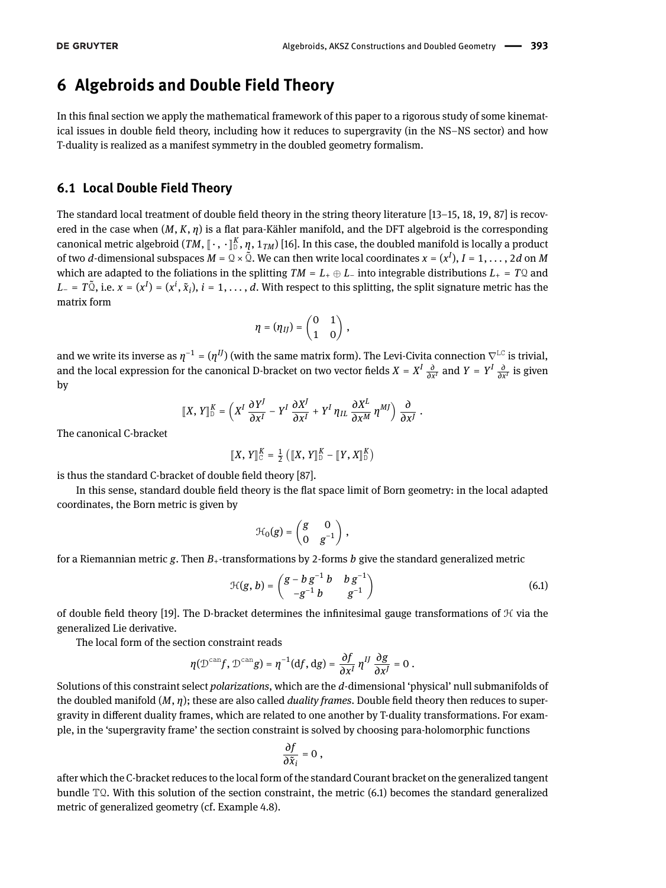# 6 Algebroids and Double Field Theory

In this final section we apply the mathematical framework of this paper to a rigorous study of some kinematical issues in double field theory, including how it reduces to supergravity (in the NS–NS sector) and how T-duality is realized as a manifest symmetry in the doubled geometry formalism.

## 6.1 Local Double Field Theory

The standard local treatment of double field theory in the string theory literature [13–15, 18, 19, 87] is recovered in the case when $(M, K, \eta)$ is a flat para-Kähler manifold, and the DFT algebroid is the corresponding canonical metric algebroid $(TM, [\![ \cdot , \cdot ]\!]^K_{\mathrm{D}}, \eta, 1_{TM})$ [16]. In this case, the doubled manifold is locally a product of two $d$-dimensional subspaces $M = \mathcal{Q} \times \tilde{\mathcal{Q}}$. We can then write local coordinates $x = (x^I)$, $I = 1, \dots, 2d$ on $M$ which are adapted to the foliations in the splitting $TM = L_+ \oplus L_-$ into integrable distributions $L_+ = T\mathcal{Q}$ and $L_- = T\tilde{\mathcal{Q}}$, i.e. $x = (x^I) = (x^i, \tilde{x}_i)$, $i = 1, \dots, d$. With respect to this splitting, the split signature metric has the matrix form

$$
\eta = (\eta_{IJ}) = \begin{pmatrix} 0 & 1 \\ 1 & 0 \end{pmatrix} ,
$$

and we write its inverse as $\eta^{-1} = (\eta^{IJ})$ (with the same matrix form). The Levi-Civita connection $\nabla^{\mathrm{LC}}$ is trivial, and the local expression for the canonical D-bracket on two vector fields $X = X^I \frac{\partial}{\partial x^I}$ and $Y = Y^I \frac{\partial}{\partial x^I}$ is given by

$$
[\![ X, Y ]\!]^K_{\mathrm{D}} = \Big( X^I \frac{\partial Y^J}{\partial x^I} - Y^I \frac{\partial X^J}{\partial x^I} + Y^I \eta_{IL} \frac{\partial X^L}{\partial x^M} \eta^{MJ} \Big) \frac{\partial}{\partial x^J} .
$$

The canonical C-bracket

$$
[\![ X, Y ]\!]^K_{\mathrm{C}} = \tfrac{1}{2} \big( [\![ X, Y ]\!]^K_{\mathrm{D}} - [\![ Y, X ]\!]^K_{\mathrm{D}} \big)
$$

is thus the standard C-bracket of double field theory [87].

In this sense, standard double field theory is the flat space limit of Born geometry: in the local adapted coordinates, the Born metric is given by

$$
\mathcal{H}_0(g) = \begin{pmatrix} g & 0 \\ 0 & g^{-1} \end{pmatrix} ,
$$

for a Riemannian metric $g$. Then $B_+$-transformations by 2-forms $b$ give the standard generalized metric

$$
\mathcal{H}(g, b) = \begin{pmatrix} g - b\, g^{-1} b & b\, g^{-1} \\ -g^{-1} b & g^{-1} \end{pmatrix} \tag{6.1}
$$

of double field theory [19]. The D-bracket determines the infinitesimal gauge transformations of $\mathcal{H}$ via the generalized Lie derivative.

The local form of the section constraint reads

$$
\eta(\mathcal{D}^{\mathrm{can}} f, \mathcal{D}^{\mathrm{can}} g) = \eta^{-1}(\mathrm{d}f, \mathrm{d}g) = \frac{\partial f}{\partial x^I} \eta^{IJ} \frac{\partial g}{\partial x^J} = 0 .
$$

Solutions of this constraint select *polarizations*, which are the $d$-dimensional 'physical' null submanifolds of the doubled manifold $(M, \eta)$; these are also called *duality frames*. Double field theory then reduces to supergravity in different duality frames, which are related to one another by T-duality transformations. For example, in the 'supergravity frame' the section constraint is solved by choosing para-holomorphic functions

$$
\frac{\partial f}{\partial \tilde{x}_i} = 0 ,
$$

after which the C-bracket reduces to the local form of the standard Courant bracket on the generalized tangent bundle $\mathbb{T}\mathcal{Q}$. With this solution of the section constraint, the metric (6.1) becomes the standard generalized metric of generalized geometry (cf. Example 4.8).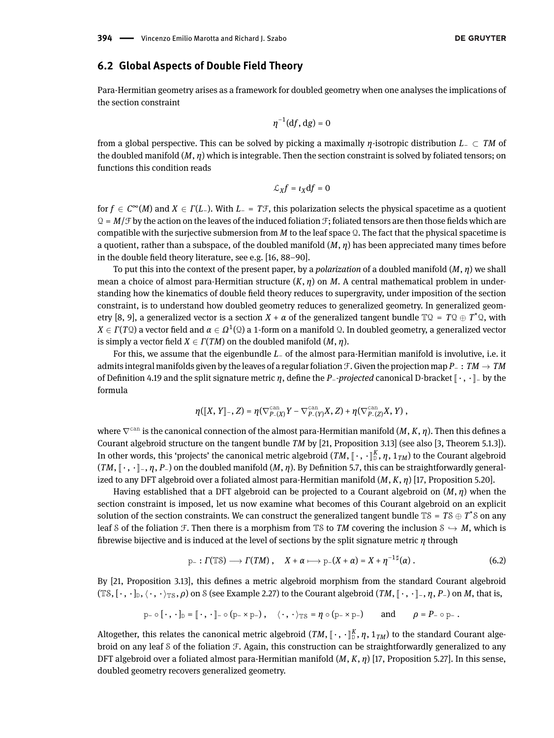## 6.2 Global Aspects of Double Field Theory

Para-Hermitian geometry arises as a framework for doubled geometry when one analyses the implications of the section constraint

$$\eta^{-1}(\mathrm{d}f, \mathrm{d}g) = 0$$

from a global perspective. This can be solved by picking a maximally $\eta$-isotropic distribution $L_- \subset TM$ of the doubled manifold $(M, \eta)$ which is integrable. Then the section constraint is solved by foliated tensors; on functions this condition reads

$$\mathcal{L}_X f = \iota_X \mathrm{d}f = 0$$

for $f \in C^\infty(M)$ and $X \in \Gamma(L_-)$. With $L_- = T\mathcal{F}$, this polarization selects the physical spacetime as a quotient $\mathcal{Q} = M/\mathcal{F}$ by the action on the leaves of the induced foliation $\mathcal{F}$; foliated tensors are then those fields which are compatible with the surjective submersion from $M$ to the leaf space $\mathcal{Q}$. The fact that the physical spacetime is a quotient, rather than a subspace, of the doubled manifold $(M, \eta)$ has been appreciated many times before in the double field theory literature, see e.g. [16, 88–90].

To put this into the context of the present paper, by a *polarization* of a doubled manifold $(M, \eta)$ we shall mean a choice of almost para-Hermitian structure $(K, \eta)$ on $M$. A central mathematical problem in understanding how the kinematics of double field theory reduces to supergravity, under imposition of the section constraint, is to understand how doubled geometry reduces to generalized geometry. In generalized geometry [8, 9], a generalized vector is a section $X + \alpha$ of the generalized tangent bundle $\mathbb{T}\mathcal{Q} = T\mathcal{Q} \oplus T^*\mathcal{Q}$, with $X \in \Gamma(T\mathcal{Q})$ a vector field and $\alpha \in \Omega^1(\mathcal{Q})$ a 1-form on a manifold $\mathcal{Q}$. In doubled geometry, a generalized vector is simply a vector field $X \in \Gamma(TM)$ on the doubled manifold $(M, \eta)$.

For this, we assume that the eigenbundle $L_-$ of the almost para-Hermitian manifold is involutive, i.e. it admits integral manifolds given by the leaves of a regular foliation $\mathcal{F}$. Given the projection map $P_- : TM \to TM$ of Definition 4.19 and the split signature metric $\eta$, define the $P_-$*-projected* canonical D-bracket $[\![\,\cdot\,,\,\cdot\,]\!]_-$ by the formula

$$\eta([\![X, Y]\!]_-, Z) = \eta(\nabla^{\mathrm{can}}_{P_-(X)} Y - \nabla^{\mathrm{can}}_{P_-(Y)} X, Z) + \eta(\nabla^{\mathrm{can}}_{P_-(Z)} X, Y)\ ,$$

where $\nabla^{\mathrm{can}}$ is the canonical connection of the almost para-Hermitian manifold $(M, K, \eta)$. Then this defines a Courant algebroid structure on the tangent bundle $TM$ by [21, Proposition 3.13] (see also [3, Theorem 5.1.3]). In other words, this 'projects' the canonical metric algebroid $(TM, [\![\,\cdot\,,\,\cdot\,]\!]^K_{\mathrm{D}}, \eta, 1_{TM})$ to the Courant algebroid $(TM, [\![\,\cdot\,,\,\cdot\,]\!]_-, \eta, P_-)$ on the doubled manifold $(M, \eta)$. By Definition 5.7, this can be straightforwardly generalized to any DFT algebroid over a foliated almost para-Hermitian manifold $(M, K, \eta)$ [17, Proposition 5.20].

Having established that a DFT algebroid can be projected to a Courant algebroid on $(M, \eta)$ when the section constraint is imposed, let us now examine what becomes of this Courant algebroid on an explicit solution of the section constraints. We can construct the generalized tangent bundle $\mathbb{T}\mathcal{S} = T\mathcal{S} \oplus T^*\mathcal{S}$ on any leaf $\mathcal{S}$ of the foliation $\mathcal{F}$. Then there is a morphism from $\mathbb{T}\mathcal{S}$ to $TM$ covering the inclusion $\mathcal{S} \hookrightarrow M$, which is fibrewise bijective and is induced at the level of sections by the split signature metric $\eta$ through

$$\mathrm{p}_- : \Gamma(\mathbb{T}\mathcal{S}) \longrightarrow \Gamma(TM)\ , \quad X + \alpha \longmapsto \mathrm{p}_-(X + \alpha) = X + \eta^{-1\sharp}(\alpha)\ . \tag{6.2}$$

By [21, Proposition 3.13], this defines a metric algebroid morphism from the standard Courant algebroid $(\mathbb{T}\mathcal{S}, [\,\cdot\,,\,\cdot\,]_{\mathrm{D}}, \langle\,\cdot\,,\,\cdot\,\rangle_{\mathbb{T}\mathcal{S}}, \rho)$ on $\mathcal{S}$ (see Example 2.27) to the Courant algebroid $(TM, [\![\,\cdot\,,\,\cdot\,]\!]_-, \eta, P_-)$ on $M$, that is,

$$\mathrm{p}_- \circ [\,\cdot\,,\,\cdot\,]_{\mathrm{D}} = [\![\,\cdot\,,\,\cdot\,]\!]_- \circ (\mathrm{p}_- \times \mathrm{p}_-)\ , \quad \langle\,\cdot\,,\,\cdot\,\rangle_{\mathbb{T}\mathcal{S}} = \eta \circ (\mathrm{p}_- \times \mathrm{p}_-) \qquad \text{and} \qquad \rho = P_- \circ \mathrm{p}_-\ .$$

Altogether, this relates the canonical metric algebroid $(TM, [\![\,\cdot\,,\,\cdot\,]\!]^K_{\mathrm{D}}, \eta, 1_{TM})$ to the standard Courant algebroid on any leaf $\mathcal{S}$ of the foliation $\mathcal{F}$. Again, this construction can be straightforwardly generalized to any DFT algebroid over a foliated almost para-Hermitian manifold $(M, K, \eta)$ [17, Proposition 5.27]. In this sense, doubled geometry recovers generalized geometry.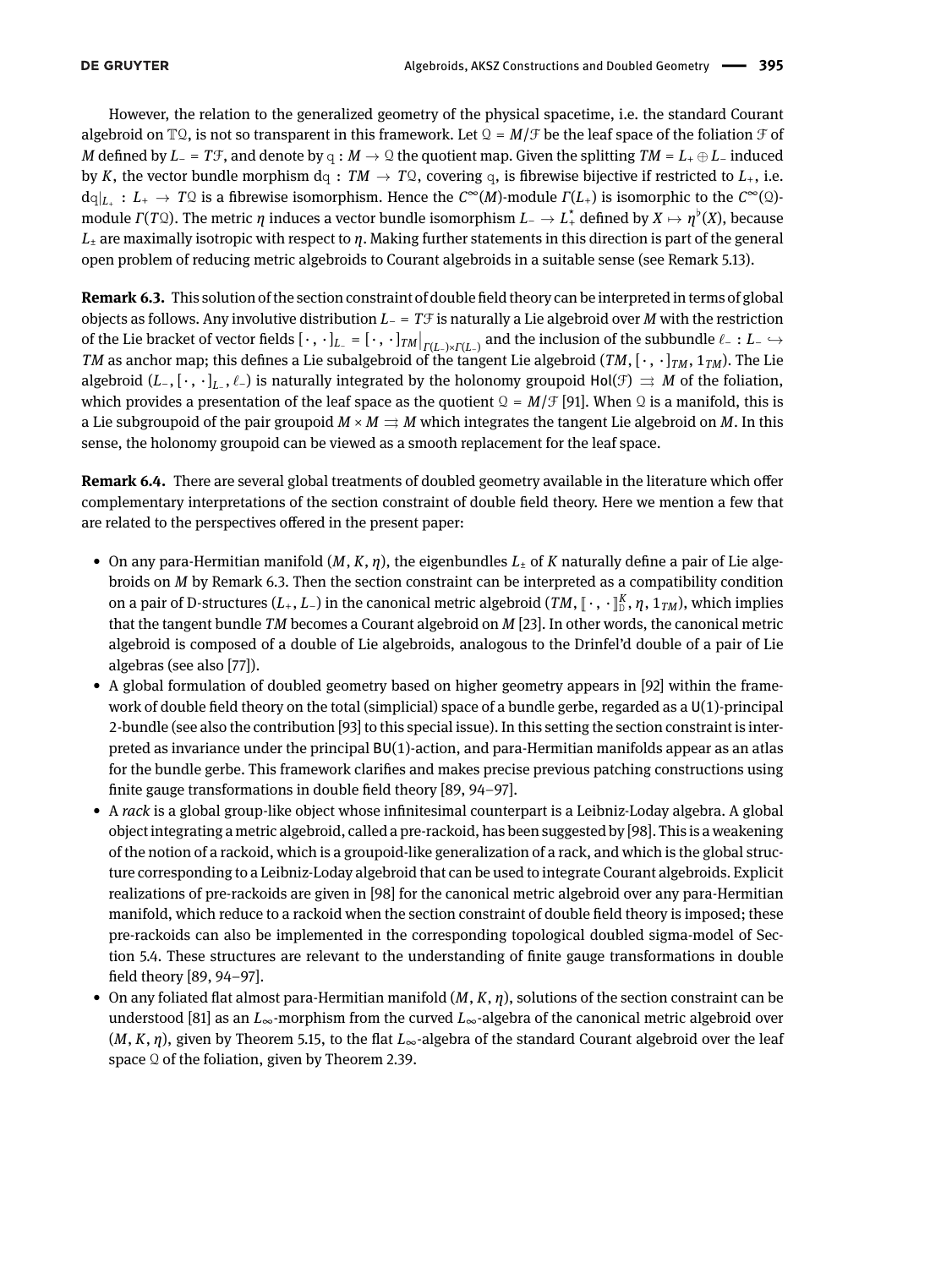However, the relation to the generalized geometry of the physical spacetime, i.e. the standard Courant algebroid on $\mathbb{T}\mathcal{Q}$, is not so transparent in this framework. Let $\mathcal{Q} = M/\mathcal{F}$ be the leaf space of the foliation $\mathcal{F}$ of $M$ defined by $L_- = T\mathcal{F}$, and denote by $\mathrm{q} : M \to \mathcal{Q}$ the quotient map. Given the splitting $TM = L_+ \oplus L_-$ induced by $K$, the vector bundle morphism $\mathrm{dq} : TM \to T\mathcal{Q}$, covering $\mathrm{q}$, is fibrewise bijective if restricted to $L_+$, i.e. $\mathrm{dq}|_{L_+} : L_+ \to T\mathcal{Q}$ is a fibrewise isomorphism. Hence the $C^\infty(M)$-module $\Gamma(L_+)$ is isomorphic to the $C^\infty(\mathcal{Q})$-module $\Gamma(T\mathcal{Q})$. The metric $\eta$ induces a vector bundle isomorphism $L_- \to L_+^*$ defined by $X \mapsto \eta^\flat(X)$, because $L_\pm$ are maximally isotropic with respect to $\eta$. Making further statements in this direction is part of the general open problem of reducing metric algebroids to Courant algebroids in a suitable sense (see Remark 5.13).

**Remark 6.3.** This solution of the section constraint of double field theory can be interpreted in terms of global objects as follows. Any involutive distribution $L_- = T\mathcal{F}$ is naturally a Lie algebroid over $M$ with the restriction of the Lie bracket of vector fields $[\,\cdot\,,\,\cdot\,]_{L_-} = [\,\cdot\,,\,\cdot\,]_{TM}\big|_{\Gamma(L_-)\times\Gamma(L_-)}$ and the inclusion of the subbundle $\ell_- : L_- \hookrightarrow TM$ as anchor map; this defines a Lie subalgebroid of the tangent Lie algebroid $(TM, [\,\cdot\,,\,\cdot\,]_{TM}, 1_{TM})$. The Lie algebroid $(L_-, [\,\cdot\,,\,\cdot\,]_{L_-}, \ell_-)$ is naturally integrated by the holonomy groupoid $\mathsf{Hol}(\mathcal{F}) \rightrightarrows M$ of the foliation, which provides a presentation of the leaf space as the quotient $\mathcal{Q} = M/\mathcal{F}$ [91]. When $\mathcal{Q}$ is a manifold, this is a Lie subgroupoid of the pair groupoid $M \times M \rightrightarrows M$ which integrates the tangent Lie algebroid on $M$. In this sense, the holonomy groupoid can be viewed as a smooth replacement for the leaf space.

**Remark 6.4.** There are several global treatments of doubled geometry available in the literature which offer complementary interpretations of the section constraint of double field theory. Here we mention a few that are related to the perspectives offered in the present paper:

- On any para-Hermitian manifold $(M, K, \eta)$, the eigenbundles $L_\pm$ of $K$ naturally define a pair of Lie algebroids on $M$ by Remark 6.3. Then the section constraint can be interpreted as a compatibility condition on a pair of D-structures $(L_+, L_-)$ in the canonical metric algebroid $(TM, [\![\,\cdot\,,\,\cdot\,]\!]^K_{\mathrm{D}}, \eta, 1_{TM})$, which implies that the tangent bundle $TM$ becomes a Courant algebroid on $M$ [23]. In other words, the canonical metric algebroid is composed of a double of Lie algebroids, analogous to the Drinfel'd double of a pair of Lie algebras (see also [77]).
- A global formulation of doubled geometry based on higher geometry appears in [92] within the framework of double field theory on the total (simplicial) space of a bundle gerbe, regarded as a $\mathsf{U}(1)$-principal 2-bundle (see also the contribution [93] to this special issue). In this setting the section constraint is interpreted as invariance under the principal $\mathsf{BU}(1)$-action, and para-Hermitian manifolds appear as an atlas for the bundle gerbe. This framework clarifies and makes precise previous patching constructions using finite gauge transformations in double field theory [89, 94–97].
- A *rack* is a global group-like object whose infinitesimal counterpart is a Leibniz-Loday algebra. A global object integrating a metric algebroid, called a pre-rackoid, has been suggested by [98]. This is a weakening of the notion of a rackoid, which is a groupoid-like generalization of a rack, and which is the global structure corresponding to a Leibniz-Loday algebroid that can be used to integrate Courant algebroids. Explicit realizations of pre-rackoids are given in [98] for the canonical metric algebroid over any para-Hermitian manifold, which reduce to a rackoid when the section constraint of double field theory is imposed; these pre-rackoids can also be implemented in the corresponding topological doubled sigma-model of Section 5.4. These structures are relevant to the understanding of finite gauge transformations in double field theory [89, 94–97].
- On any foliated flat almost para-Hermitian manifold $(M, K, \eta)$, solutions of the section constraint can be understood [81] as an $L_\infty$-morphism from the curved $L_\infty$-algebra of the canonical metric algebroid over $(M, K, \eta)$, given by Theorem 5.15, to the flat $L_\infty$-algebra of the standard Courant algebroid over the leaf space $\mathcal{Q}$ of the foliation, given by Theorem 2.39.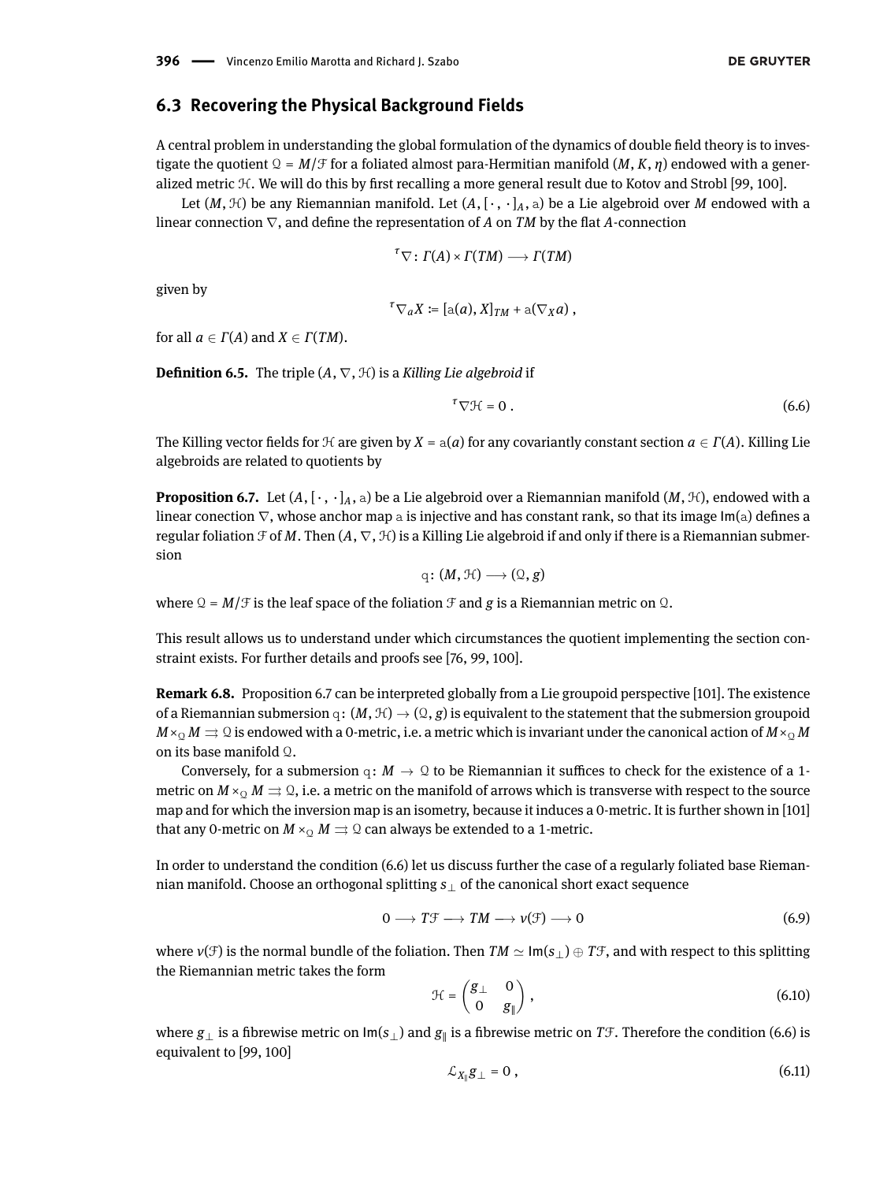## 6.3 Recovering the Physical Background Fields

A central problem in understanding the global formulation of the dynamics of double field theory is to investigate the quotient $\mathcal{Q} = M/\mathcal{F}$ for a foliated almost para-Hermitian manifold $(M, K, \eta)$ endowed with a generalized metric $\mathcal{H}$. We will do this by first recalling a more general result due to Kotov and Strobl [99, 100].

Let $(M, \mathcal{H})$ be any Riemannian manifold. Let $(A, [\,\cdot\,,\,\cdot\,]_A, \mathtt{a})$ be a Lie algebroid over $M$ endowed with a linear connection $\nabla$, and define the representation of $A$ on $TM$ by the flat $A$-connection

$$
{}^{\tau}\nabla \colon \Gamma(A) \times \Gamma(TM) \longrightarrow \Gamma(TM)
$$

given by

$$
{}^{\tau}\nabla_a X := [\mathtt{a}(a), X]_{TM} + \mathtt{a}(\nabla_X a) ,
$$

for all $a \in \Gamma(A)$ and $X \in \Gamma(TM)$.

**Definition 6.5.** The triple $(A, \nabla, \mathcal{H})$ is a *Killing Lie algebroid* if

$$
{}^{\tau}\nabla \mathcal{H} = 0 . \tag{6.6}
$$

The Killing vector fields for $\mathcal{H}$ are given by $X = \mathtt{a}(a)$ for any covariantly constant section $a \in \Gamma(A)$. Killing Lie algebroids are related to quotients by

**Proposition 6.7.** Let $(A, [\,\cdot\,,\,\cdot\,]_A, \mathtt{a})$ be a Lie algebroid over a Riemannian manifold $(M, \mathcal{H})$, endowed with a linear conection $\nabla$, whose anchor map $\mathtt{a}$ is injective and has constant rank, so that its image $\mathsf{Im}(\mathtt{a})$ defines a regular foliation $\mathcal{F}$ of $M$. Then $(A, \nabla, \mathcal{H})$ is a Killing Lie algebroid if and only if there is a Riemannian submersion

$$
\mathtt{q} \colon (M, \mathcal{H}) \longrightarrow (\mathcal{Q}, g)
$$

where $\mathcal{Q} = M/\mathcal{F}$ is the leaf space of the foliation $\mathcal{F}$ and $g$ is a Riemannian metric on $\mathcal{Q}$.

This result allows us to understand under which circumstances the quotient implementing the section constraint exists. For further details and proofs see [76, 99, 100].

**Remark 6.8.** Proposition 6.7 can be interpreted globally from a Lie groupoid perspective [101]. The existence of a Riemannian submersion $\mathtt{q} \colon (M, \mathcal{H}) \to (\mathcal{Q}, g)$ is equivalent to the statement that the submersion groupoid $M \times_{\mathcal{Q}} M \rightrightarrows \mathcal{Q}$ is endowed with a 0-metric, i.e. a metric which is invariant under the canonical action of $M \times_{\mathcal{Q}} M$ on its base manifold $\mathcal{Q}$.

Conversely, for a submersion $\mathtt{q} \colon M \to \mathcal{Q}$ to be Riemannian it suffices to check for the existence of a 1-metric on $M \times_{\mathcal{Q}} M \rightrightarrows \mathcal{Q}$, i.e. a metric on the manifold of arrows which is transverse with respect to the source map and for which the inversion map is an isometry, because it induces a 0-metric. It is further shown in [101] that any 0-metric on $M \times_{\mathcal{Q}} M \rightrightarrows \mathcal{Q}$ can always be extended to a 1-metric.

In order to understand the condition (6.6) let us discuss further the case of a regularly foliated base Riemannian manifold. Choose an orthogonal splitting $s_\perp$ of the canonical short exact sequence

$$
0 \longrightarrow T\mathcal{F} \longrightarrow TM \longrightarrow \nu(\mathcal{F}) \longrightarrow 0 \tag{6.9}
$$

where $\nu(\mathcal{F})$ is the normal bundle of the foliation. Then $TM \simeq \mathsf{Im}(s_\perp) \oplus T\mathcal{F}$, and with respect to this splitting the Riemannian metric takes the form

$$
\mathcal{H} = \begin{pmatrix} g_\perp & 0 \\ 0 & g_\parallel \end{pmatrix} , \tag{6.10}
$$

where $g_\perp$ is a fibrewise metric on $\mathsf{Im}(s_\perp)$ and $g_\parallel$ is a fibrewise metric on $T\mathcal{F}$. Therefore the condition (6.6) is equivalent to [99, 100]

$$
\mathcal{L}_{X_\parallel} g_\perp = 0 , \tag{6.11}
$$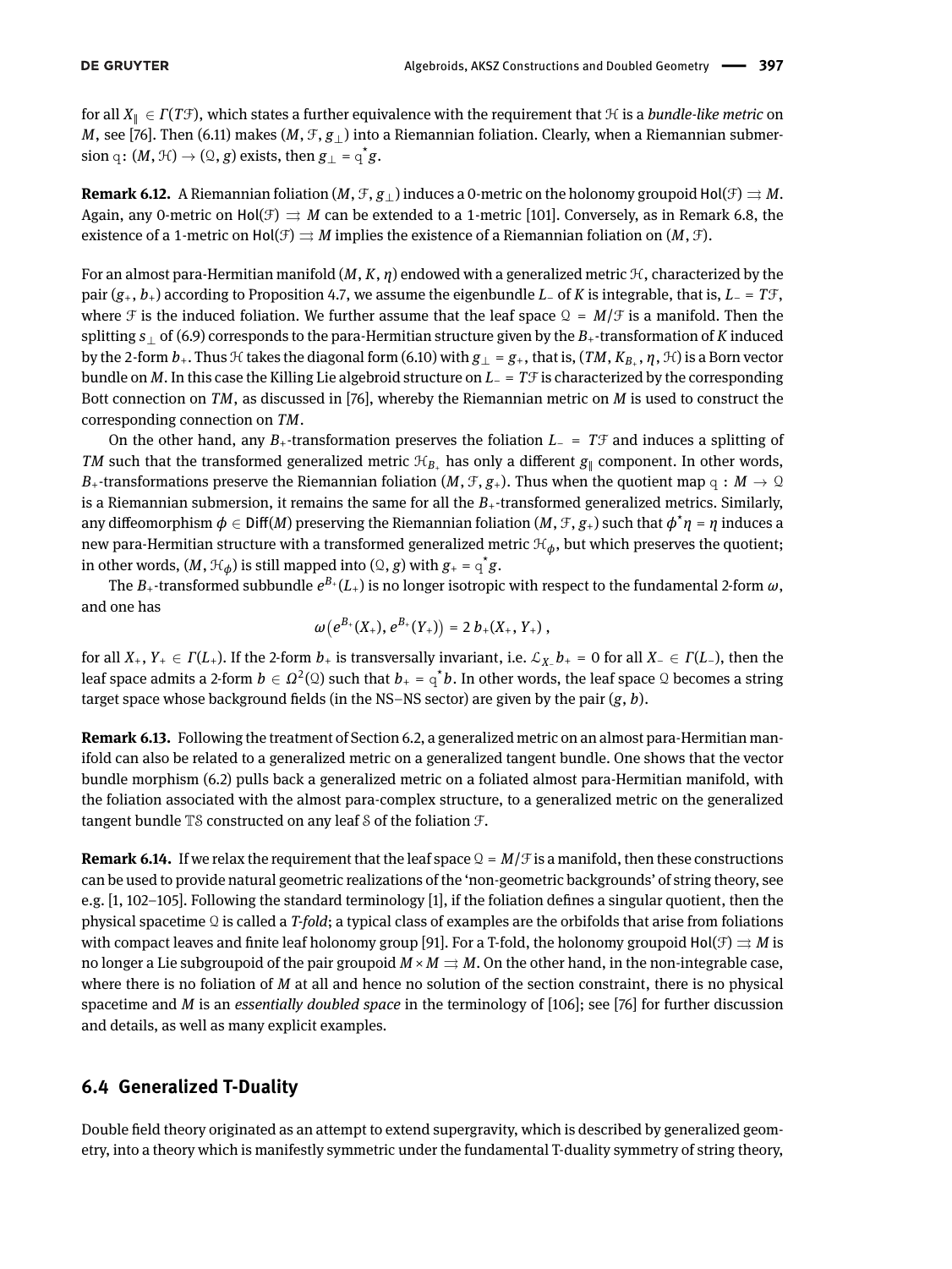for all $X_\parallel \in \Gamma(T\mathcal{F})$, which states a further equivalence with the requirement that $\mathcal{H}$ is a *bundle-like metric* on $M$, see [76]. Then (6.11) makes $(M, \mathcal{F}, g_\perp)$ into a Riemannian foliation. Clearly, when a Riemannian submersion $\mathrm{q}\colon (M, \mathcal{H}) \to (\mathcal{Q}, g)$ exists, then $g_\perp = \mathrm{q}^\star g$.

**Remark 6.12.** A Riemannian foliation $(M, \mathcal{F}, g_\perp)$ induces a 0-metric on the holonomy groupoid $\mathsf{Hol}(\mathcal{F}) \rightrightarrows M$. Again, any 0-metric on $\mathsf{Hol}(\mathcal{F}) \rightrightarrows M$ can be extended to a 1-metric [101]. Conversely, as in Remark 6.8, the existence of a 1-metric on $\mathsf{Hol}(\mathcal{F}) \rightrightarrows M$ implies the existence of a Riemannian foliation on $(M, \mathcal{F})$.

For an almost para-Hermitian manifold $(M, K, \eta)$ endowed with a generalized metric $\mathcal{H}$, characterized by the pair $(g_+, b_+)$ according to Proposition 4.7, we assume the eigenbundle $L_-$ of $K$ is integrable, that is, $L_- = T\mathcal{F}$, where $\mathcal{F}$ is the induced foliation. We further assume that the leaf space $\mathcal{Q} = M/\mathcal{F}$ is a manifold. Then the splitting $s_\perp$ of (6.9) corresponds to the para-Hermitian structure given by the $B_+$-transformation of $K$ induced by the 2-form $b_+$. Thus $\mathcal{H}$ takes the diagonal form (6.10) with $g_\perp = g_+$, that is, $(TM, K_{B_+}, \eta, \mathcal{H})$ is a Born vector bundle on $M$. In this case the Killing Lie algebroid structure on $L_- = T\mathcal{F}$ is characterized by the corresponding Bott connection on $TM$, as discussed in [76], whereby the Riemannian metric on $M$ is used to construct the corresponding connection on $TM$.

On the other hand, any $B_+$-transformation preserves the foliation $L_- = T\mathcal{F}$ and induces a splitting of $TM$ such that the transformed generalized metric $\mathcal{H}_{B_+}$ has only a different $g_\parallel$ component. In other words, $B_+$-transformations preserve the Riemannian foliation $(M, \mathcal{F}, g_+)$. Thus when the quotient map $\mathrm{q} : M \to \mathcal{Q}$ is a Riemannian submersion, it remains the same for all the $B_+$-transformed generalized metrics. Similarly, any diffeomorphism $\phi \in \mathsf{Diff}(M)$ preserving the Riemannian foliation $(M, \mathcal{F}, g_+)$ such that $\phi^\star\eta = \eta$ induces a new para-Hermitian structure with a transformed generalized metric $\mathcal{H}_\phi$, but which preserves the quotient; in other words, $(M, \mathcal{H}_\phi)$ is still mapped into $(\mathcal{Q}, g)$ with $g_+ = \mathrm{q}^\star g$.

The $B_+$-transformed subbundle $e^{B_+}(L_+)$ is no longer isotropic with respect to the fundamental 2-form $\omega$, and one has

$$\omega\big(e^{B_+}(X_+), e^{B_+}(Y_+)\big) = 2\, b_+(X_+, Y_+)\ ,$$

for all $X_+, Y_+ \in \Gamma(L_+)$. If the 2-form $b_+$ is transversally invariant, i.e. $\mathcal{L}_{X_-} b_+ = 0$ for all $X_- \in \Gamma(L_-)$, then the leaf space admits a 2-form $b \in \Omega^2(\mathcal{Q})$ such that $b_+ = \mathrm{q}^\star b$. In other words, the leaf space $\mathcal{Q}$ becomes a string target space whose background fields (in the NS–NS sector) are given by the pair $(g, b)$.

**Remark 6.13.** Following the treatment of Section 6.2, a generalized metric on an almost para-Hermitian manifold can also be related to a generalized metric on a generalized tangent bundle. One shows that the vector bundle morphism (6.2) pulls back a generalized metric on a foliated almost para-Hermitian manifold, with the foliation associated with the almost para-complex structure, to a generalized metric on the generalized tangent bundle $\mathbb{T}\mathcal{S}$ constructed on any leaf $\mathcal{S}$ of the foliation $\mathcal{F}$.

**Remark 6.14.** If we relax the requirement that the leaf space $\mathcal{Q} = M/\mathcal{F}$ is a manifold, then these constructions can be used to provide natural geometric realizations of the 'non-geometric backgrounds' of string theory, see e.g. [1, 102–105]. Following the standard terminology [1], if the foliation defines a singular quotient, then the physical spacetime $\mathcal{Q}$ is called a *T-fold*; a typical class of examples are the orbifolds that arise from foliations with compact leaves and finite leaf holonomy group [91]. For a T-fold, the holonomy groupoid $\mathsf{Hol}(\mathcal{F}) \rightrightarrows M$ is no longer a Lie subgroupoid of the pair groupoid $M \times M \rightrightarrows M$. On the other hand, in the non-integrable case, where there is no foliation of $M$ at all and hence no solution of the section constraint, there is no physical spacetime and $M$ is an *essentially doubled space* in the terminology of [106]; see [76] for further discussion and details, as well as many explicit examples.

## 6.4 Generalized T-Duality

Double field theory originated as an attempt to extend supergravity, which is described by generalized geometry, into a theory which is manifestly symmetric under the fundamental T-duality symmetry of string theory,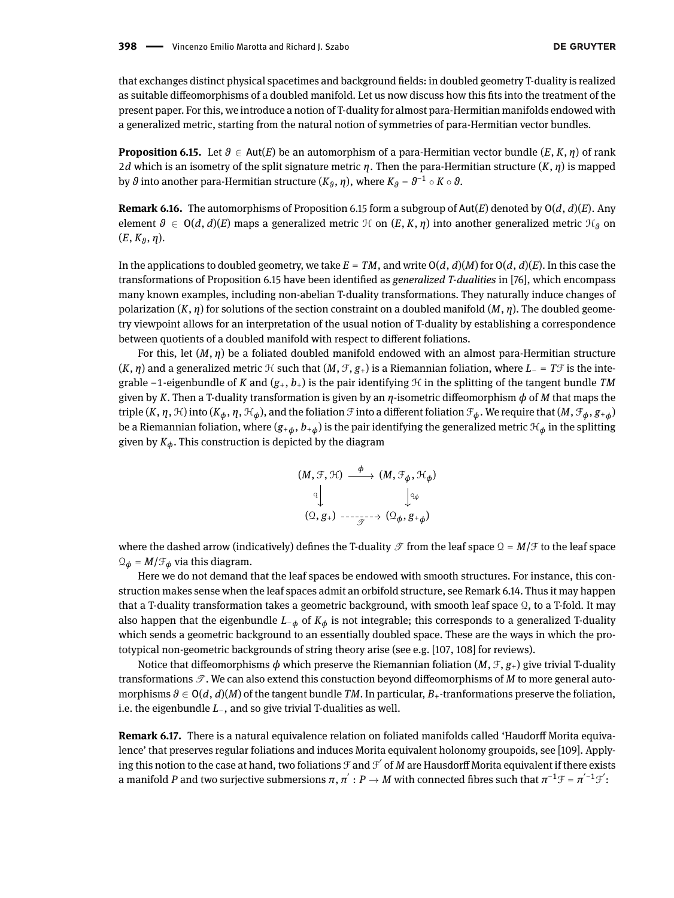that exchanges distinct physical spacetimes and background fields: in doubled geometry T-duality is realized as suitable diffeomorphisms of a doubled manifold. Let us now discuss how this fits into the treatment of the present paper. For this, we introduce a notion of T-duality for almost para-Hermitian manifolds endowed with a generalized metric, starting from the natural notion of symmetries of para-Hermitian vector bundles.

**Proposition 6.15.** Let $\vartheta \in \mathsf{Aut}(E)$ be an automorphism of a para-Hermitian vector bundle $(E, K, \eta)$ of rank $2d$ which is an isometry of the split signature metric $\eta$. Then the para-Hermitian structure $(K, \eta)$ is mapped by $\vartheta$ into another para-Hermitian structure $(K_\vartheta, \eta)$, where $K_\vartheta = \vartheta^{-1} \circ K \circ \vartheta$.

**Remark 6.16.** The automorphisms of Proposition 6.15 form a subgroup of $\mathsf{Aut}(E)$ denoted by $\mathsf{O}(d, d)(E)$. Any element $\vartheta \in \mathsf{O}(d, d)(E)$ maps a generalized metric $\mathcal{H}$ on $(E, K, \eta)$ into another generalized metric $\mathcal{H}_\vartheta$ on $(E, K_\vartheta, \eta)$.

In the applications to doubled geometry, we take $E = TM$, and write $\mathsf{O}(d, d)(M)$ for $\mathsf{O}(d, d)(E)$. In this case the transformations of Proposition 6.15 have been identified as *generalized T-dualities* in [76], which encompass many known examples, including non-abelian T-duality transformations. They naturally induce changes of polarization $(K, \eta)$ for solutions of the section constraint on a doubled manifold $(M, \eta)$. The doubled geometry viewpoint allows for an interpretation of the usual notion of T-duality by establishing a correspondence between quotients of a doubled manifold with respect to different foliations.

For this, let $(M, \eta)$ be a foliated doubled manifold endowed with an almost para-Hermitian structure $(K, \eta)$ and a generalized metric $\mathcal{H}$ such that $(M, \mathcal{F}, g_+)$ is a Riemannian foliation, where $L_- = T\mathcal{F}$ is the integrable $-1$-eigenbundle of $K$ and $(g_+, b_+)$ is the pair identifying $\mathcal{H}$ in the splitting of the tangent bundle $TM$ given by $K$. Then a T-duality transformation is given by an $\eta$-isometric diffeomorphism $\phi$ of $M$ that maps the triple $(K, \eta, \mathcal{H})$ into $(K_\phi, \eta, \mathcal{H}_\phi)$, and the foliation $\mathcal{F}$ into a different foliation $\mathcal{F}_\phi$. We require that $(M, \mathcal{F}_\phi, g_{+\phi})$ be a Riemannian foliation, where $(g_{+\phi}, b_{+\phi})$ is the pair identifying the generalized metric $\mathcal{H}_\phi$ in the splitting given by $K_\phi$. This construction is depicted by the diagram

$$
\begin{array}{ccc}
(M, \mathcal{F}, \mathcal{H}) & \xrightarrow{\ \phi\ } & (M, \mathcal{F}_\phi, \mathcal{H}_\phi) \\
\Big\downarrow{\scriptstyle q} & & \Big\downarrow{\scriptstyle q_\phi} \\
(\mathcal{Q}, g_+) & \underset{\mathscr{T}}{\dashrightarrow} & (\mathcal{Q}_\phi, g_{+\phi})
\end{array}
$$

where the dashed arrow (indicatively) defines the T-duality $\mathscr{T}$ from the leaf space $\mathcal{Q} = M/\mathcal{F}$ to the leaf space $\mathcal{Q}_\phi = M/\mathcal{F}_\phi$ via this diagram.

Here we do not demand that the leaf spaces be endowed with smooth structures. For instance, this construction makes sense when the leaf spaces admit an orbifold structure, see Remark 6.14. Thus it may happen that a T-duality transformation takes a geometric background, with smooth leaf space $\mathcal{Q}$, to a T-fold. It may also happen that the eigenbundle $L_{-\phi}$ of $K_\phi$ is not integrable; this corresponds to a generalized T-duality which sends a geometric background to an essentially doubled space. These are the ways in which the prototypical non-geometric backgrounds of string theory arise (see e.g. [107, 108] for reviews).

Notice that diffeomorphisms $\phi$ which preserve the Riemannian foliation $(M, \mathcal{F}, g_+)$ give trivial T-duality transformations $\mathscr{T}$. We can also extend this constuction beyond diffeomorphisms of $M$ to more general automorphisms $\vartheta \in \mathsf{O}(d, d)(M)$ of the tangent bundle $TM$. In particular, $B_+$-tranformations preserve the foliation, i.e. the eigenbundle $L_-$, and so give trivial T-dualities as well.

**Remark 6.17.** There is a natural equivalence relation on foliated manifolds called 'Haudorff Morita equivalence' that preserves regular foliations and induces Morita equivalent holonomy groupoids, see [109]. Applying this notion to the case at hand, two foliations $\mathcal{F}$ and $\mathcal{F}'$ of $M$ are Hausdorff Morita equivalent if there exists a manifold $P$ and two surjective submersions $\pi, \pi' : P \to M$ with connected fibres such that $\pi^{-1}\mathcal{F} = \pi'^{-1}\mathcal{F}'$: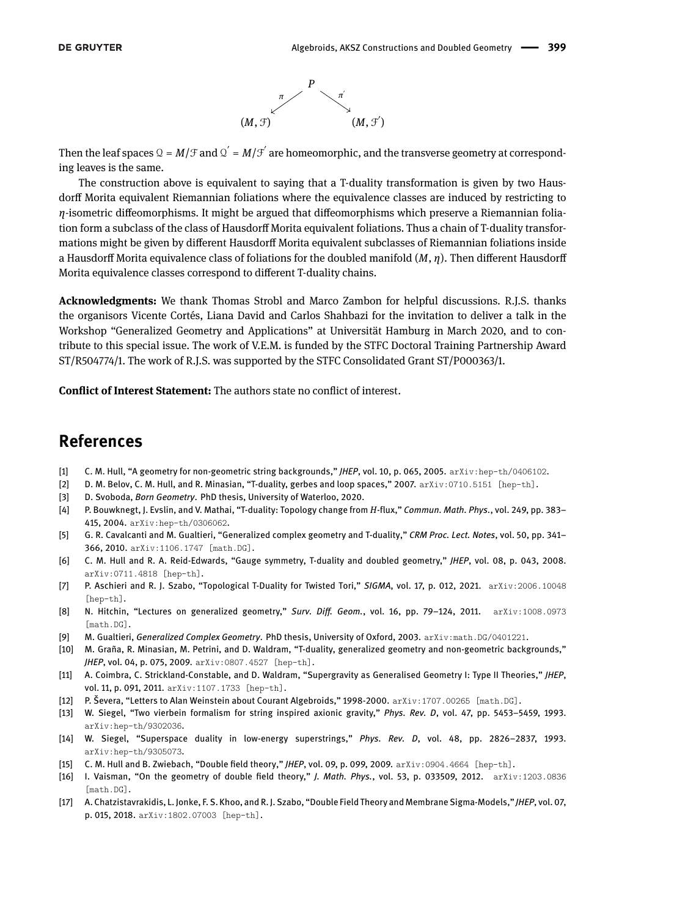$$
\begin{array}{ccc}
 & P & \\
 {}^{\pi}\swarrow & & \searrow^{\pi'} \\
(M, \mathcal{F}) & & (M, \mathcal{F}')
\end{array}
$$

Then the leaf spaces $\mathcal{Q} = M/\mathcal{F}$ and $\mathcal{Q}' = M/\mathcal{F}'$ are homeomorphic, and the transverse geometry at corresponding leaves is the same.

The construction above is equivalent to saying that a T-duality transformation is given by two Hausdorff Morita equivalent Riemannian foliations where the equivalence classes are induced by restricting to $\eta$-isometric diffeomorphisms. It might be argued that diffeomorphisms which preserve a Riemannian foliation form a subclass of the class of Hausdorff Morita equivalent foliations. Thus a chain of T-duality transformations might be given by different Hausdorff Morita equivalent subclasses of Riemannian foliations inside a Hausdorff Morita equivalence class of foliations for the doubled manifold $(M, \eta)$. Then different Hausdorff Morita equivalence classes correspond to different T-duality chains.

**Acknowledgments:** We thank Thomas Strobl and Marco Zambon for helpful discussions. R.J.S. thanks the organisors Vicente Cortés, Liana David and Carlos Shahbazi for the invitation to deliver a talk in the Workshop "Generalized Geometry and Applications" at Universität Hamburg in March 2020, and to contribute to this special issue. The work of V.E.M. is funded by the STFC Doctoral Training Partnership Award ST/R504774/1. The work of R.J.S. was supported by the STFC Consolidated Grant ST/P000363/1.

**Conflict of Interest Statement:** The authors state no conflict of interest.

## References

[1] C. M. Hull, "A geometry for non-geometric string backgrounds," *JHEP*, vol. 10, p. 065, 2005. arXiv:hep-th/0406102.

[2] D. M. Belov, C. M. Hull, and R. Minasian, "T-duality, gerbes and loop spaces," 2007. arXiv:0710.5151 [hep-th].

[3] D. Svoboda, *Born Geometry*. PhD thesis, University of Waterloo, 2020.

[4] P. Bouwknegt, J. Evslin, and V. Mathai, "T-duality: Topology change from $H$-flux," *Commun. Math. Phys.*, vol. 249, pp. 383–415, 2004. arXiv:hep-th/0306062.

[5] G. R. Cavalcanti and M. Gualtieri, "Generalized complex geometry and T-duality," *CRM Proc. Lect. Notes*, vol. 50, pp. 341–366, 2010. arXiv:1106.1747 [math.DG].

[6] C. M. Hull and R. A. Reid-Edwards, "Gauge symmetry, T-duality and doubled geometry," *JHEP*, vol. 08, p. 043, 2008. arXiv:0711.4818 [hep-th].

[7] P. Aschieri and R. J. Szabo, "Topological T-Duality for Twisted Tori," *SIGMA*, vol. 17, p. 012, 2021. arXiv:2006.10048 [hep-th].

[8] N. Hitchin, "Lectures on generalized geometry," *Surv. Diff. Geom.*, vol. 16, pp. 79–124, 2011. arXiv:1008.0973 [math.DG].

[9] M. Gualtieri, *Generalized Complex Geometry*. PhD thesis, University of Oxford, 2003. arXiv:math.DG/0401221.

[10] M. Graña, R. Minasian, M. Petrini, and D. Waldram, "T-duality, generalized geometry and non-geometric backgrounds," *JHEP*, vol. 04, p. 075, 2009. arXiv:0807.4527 [hep-th].

[11] A. Coimbra, C. Strickland-Constable, and D. Waldram, "Supergravity as Generalised Geometry I: Type II Theories," *JHEP*, vol. 11, p. 091, 2011. arXiv:1107.1733 [hep-th].

[12] P. Ševera, "Letters to Alan Weinstein about Courant Algebroids," 1998-2000. arXiv:1707.00265 [math.DG].

[13] W. Siegel, "Two vierbein formalism for string inspired axionic gravity," *Phys. Rev. D*, vol. 47, pp. 5453–5459, 1993. arXiv:hep-th/9302036.

[14] W. Siegel, "Superspace duality in low-energy superstrings," *Phys. Rev. D*, vol. 48, pp. 2826–2837, 1993. arXiv:hep-th/9305073.

[15] C. M. Hull and B. Zwiebach, "Double field theory," *JHEP*, vol. 09, p. 099, 2009. arXiv:0904.4664 [hep-th].

[16] I. Vaisman, "On the geometry of double field theory," *J. Math. Phys.*, vol. 53, p. 033509, 2012. arXiv:1203.0836 [math.DG].

[17] A. Chatzistavrakidis, L. Jonke, F. S. Khoo, and R. J. Szabo, "Double Field Theory and Membrane Sigma-Models," *JHEP*, vol. 07, p. 015, 2018. arXiv:1802.07003 [hep-th].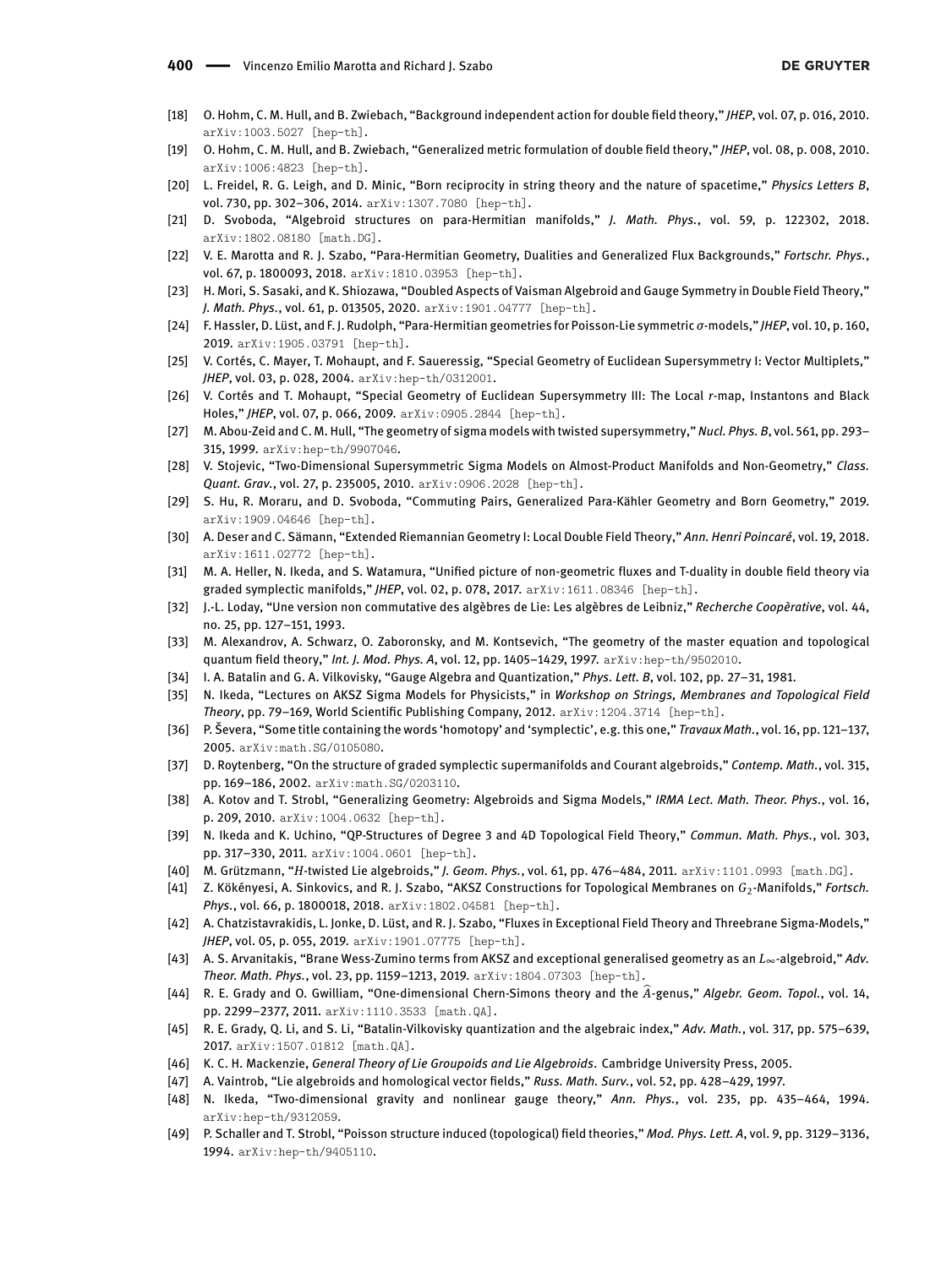[18] O. Hohm, C. M. Hull, and B. Zwiebach, "Background independent action for double field theory," *JHEP*, vol. 07, p. 016, 2010. arXiv:1003.5027 [hep-th].

[19] O. Hohm, C. M. Hull, and B. Zwiebach, "Generalized metric formulation of double field theory," *JHEP*, vol. 08, p. 008, 2010. arXiv:1006:4823 [hep-th].

[20] L. Freidel, R. G. Leigh, and D. Minic, "Born reciprocity in string theory and the nature of spacetime," *Physics Letters B*, vol. 730, pp. 302–306, 2014. arXiv:1307.7080 [hep-th].

[21] D. Svoboda, "Algebroid structures on para-Hermitian manifolds," *J. Math. Phys.*, vol. 59, p. 122302, 2018. arXiv:1802.08180 [math.DG].

[22] V. E. Marotta and R. J. Szabo, "Para-Hermitian Geometry, Dualities and Generalized Flux Backgrounds," *Fortschr. Phys.*, vol. 67, p. 1800093, 2018. arXiv:1810.03953 [hep-th].

[23] H. Mori, S. Sasaki, and K. Shiozawa, "Doubled Aspects of Vaisman Algebroid and Gauge Symmetry in Double Field Theory," *J. Math. Phys.*, vol. 61, p. 013505, 2020. arXiv:1901.04777 [hep-th].

[24] F. Hassler, D. Lüst, and F. J. Rudolph, "Para-Hermitian geometries for Poisson-Lie symmetric $\sigma$-models," *JHEP*, vol. 10, p. 160, 2019. arXiv:1905.03791 [hep-th].

[25] V. Cortés, C. Mayer, T. Mohaupt, and F. Saueressig, "Special Geometry of Euclidean Supersymmetry I: Vector Multiplets," *JHEP*, vol. 03, p. 028, 2004. arXiv:hep-th/0312001.

[26] V. Cortés and T. Mohaupt, "Special Geometry of Euclidean Supersymmetry III: The Local $r$-map, Instantons and Black Holes," *JHEP*, vol. 07, p. 066, 2009. arXiv:0905.2844 [hep-th].

[27] M. Abou-Zeid and C. M. Hull, "The geometry of sigma models with twisted supersymmetry," *Nucl. Phys. B*, vol. 561, pp. 293–315, 1999. arXiv:hep-th/9907046.

[28] V. Stojevic, "Two-Dimensional Supersymmetric Sigma Models on Almost-Product Manifolds and Non-Geometry," *Class. Quant. Grav.*, vol. 27, p. 235005, 2010. arXiv:0906.2028 [hep-th].

[29] S. Hu, R. Moraru, and D. Svoboda, "Commuting Pairs, Generalized Para-Kähler Geometry and Born Geometry," 2019. arXiv:1909.04646 [hep-th].

[30] A. Deser and C. Sämann, "Extended Riemannian Geometry I: Local Double Field Theory," *Ann. Henri Poincaré*, vol. 19, 2018. arXiv:1611.02772 [hep-th].

[31] M. A. Heller, N. Ikeda, and S. Watamura, "Unified picture of non-geometric fluxes and T-duality in double field theory via graded symplectic manifolds," *JHEP*, vol. 02, p. 078, 2017. arXiv:1611.08346 [hep-th].

[32] J.-L. Loday, "Une version non commutative des algèbres de Lie: Les algèbres de Leibniz," *Recherche Coopèrative*, vol. 44, no. 25, pp. 127–151, 1993.

[33] M. Alexandrov, A. Schwarz, O. Zaboronsky, and M. Kontsevich, "The geometry of the master equation and topological quantum field theory," *Int. J. Mod. Phys. A*, vol. 12, pp. 1405–1429, 1997. arXiv:hep-th/9502010.

[34] I. A. Batalin and G. A. Vilkovisky, "Gauge Algebra and Quantization," *Phys. Lett. B*, vol. 102, pp. 27–31, 1981.

[35] N. Ikeda, "Lectures on AKSZ Sigma Models for Physicists," in *Workshop on Strings, Membranes and Topological Field Theory*, pp. 79–169, World Scientific Publishing Company, 2012. arXiv:1204.3714 [hep-th].

[36] P. Ševera, "Some title containing the words 'homotopy' and 'symplectic', e.g. this one," *Travaux Math.*, vol. 16, pp. 121–137, 2005. arXiv:math.SG/0105080.

[37] D. Roytenberg, "On the structure of graded symplectic supermanifolds and Courant algebroids," *Contemp. Math.*, vol. 315, pp. 169–186, 2002. arXiv:math.SG/0203110.

[38] A. Kotov and T. Strobl, "Generalizing Geometry: Algebroids and Sigma Models," *IRMA Lect. Math. Theor. Phys.*, vol. 16, p. 209, 2010. arXiv:1004.0632 [hep-th].

[39] N. Ikeda and K. Uchino, "QP-Structures of Degree 3 and 4D Topological Field Theory," *Commun. Math. Phys.*, vol. 303, pp. 317–330, 2011. arXiv:1004.0601 [hep-th].

[40] M. Grützmann, "$H$-twisted Lie algebroids," *J. Geom. Phys.*, vol. 61, pp. 476–484, 2011. arXiv:1101.0993 [math.DG].

[41] Z. Kökényesi, A. Sinkovics, and R. J. Szabo, "AKSZ Constructions for Topological Membranes on $G_2$-Manifolds," *Fortsch. Phys.*, vol. 66, p. 1800018, 2018. arXiv:1802.04581 [hep-th].

[42] A. Chatzistavrakidis, L. Jonke, D. Lüst, and R. J. Szabo, "Fluxes in Exceptional Field Theory and Threebrane Sigma-Models," *JHEP*, vol. 05, p. 055, 2019. arXiv:1901.07775 [hep-th].

[43] A. S. Arvanitakis, "Brane Wess-Zumino terms from AKSZ and exceptional generalised geometry as an $L_\infty$-algebroid," *Adv. Theor. Math. Phys.*, vol. 23, pp. 1159–1213, 2019. arXiv:1804.07303 [hep-th].

[44] R. E. Grady and O. Gwilliam, "One-dimensional Chern-Simons theory and the $\widehat{A}$-genus," *Algebr. Geom. Topol.*, vol. 14, pp. 2299–2377, 2011. arXiv:1110.3533 [math.QA].

[45] R. E. Grady, Q. Li, and S. Li, "Batalin-Vilkovisky quantization and the algebraic index," *Adv. Math.*, vol. 317, pp. 575–639, 2017. arXiv:1507.01812 [math.QA].

[46] K. C. H. Mackenzie, *General Theory of Lie Groupoids and Lie Algebroids*. Cambridge University Press, 2005.

[47] A. Vaintrob, "Lie algebroids and homological vector fields," *Russ. Math. Surv.*, vol. 52, pp. 428–429, 1997.

[48] N. Ikeda, "Two-dimensional gravity and nonlinear gauge theory," *Ann. Phys.*, vol. 235, pp. 435–464, 1994. arXiv:hep-th/9312059.

[49] P. Schaller and T. Strobl, "Poisson structure induced (topological) field theories," *Mod. Phys. Lett. A*, vol. 9, pp. 3129–3136, 1994. arXiv:hep-th/9405110.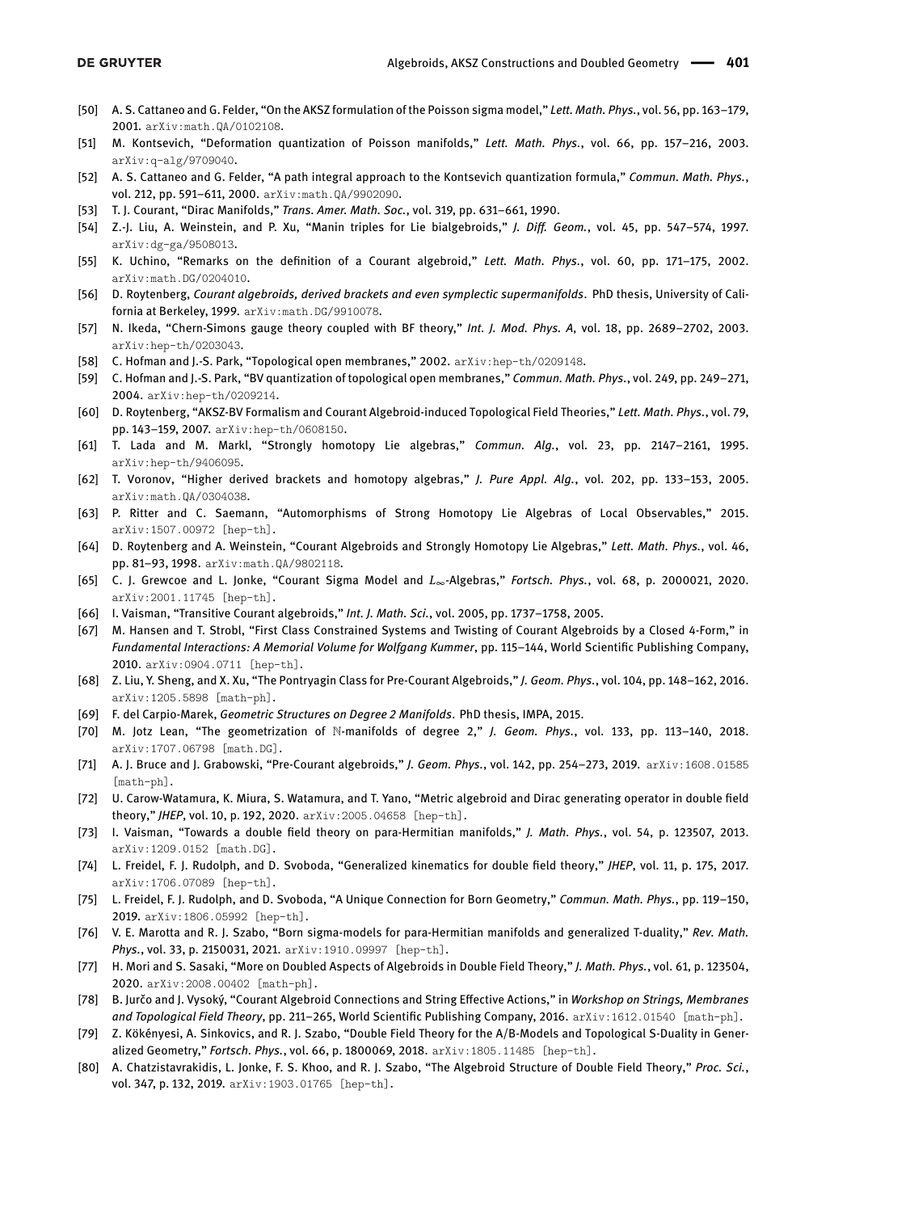[50] A. S. Cattaneo and G. Felder, "On the AKSZ formulation of the Poisson sigma model," *Lett. Math. Phys.*, vol. 56, pp. 163–179, 2001. arXiv:math.QA/0102108.

[51] M. Kontsevich, "Deformation quantization of Poisson manifolds," *Lett. Math. Phys.*, vol. 66, pp. 157–216, 2003. arXiv:q-alg/9709040.

[52] A. S. Cattaneo and G. Felder, "A path integral approach to the Kontsevich quantization formula," *Commun. Math. Phys.*, vol. 212, pp. 591–611, 2000. arXiv:math.QA/9902090.

[53] T. J. Courant, "Dirac Manifolds," *Trans. Amer. Math. Soc.*, vol. 319, pp. 631–661, 1990.

[54] Z.-J. Liu, A. Weinstein, and P. Xu, "Manin triples for Lie bialgebroids," *J. Diff. Geom.*, vol. 45, pp. 547–574, 1997. arXiv:dg-ga/9508013.

[55] K. Uchino, "Remarks on the definition of a Courant algebroid," *Lett. Math. Phys.*, vol. 60, pp. 171–175, 2002. arXiv:math.DG/0204010.

[56] D. Roytenberg, *Courant algebroids, derived brackets and even symplectic supermanifolds*. PhD thesis, University of California at Berkeley, 1999. arXiv:math.DG/9910078.

[57] N. Ikeda, "Chern-Simons gauge theory coupled with BF theory," *Int. J. Mod. Phys. A*, vol. 18, pp. 2689–2702, 2003. arXiv:hep-th/0203043.

[58] C. Hofman and J.-S. Park, "Topological open membranes," 2002. arXiv:hep-th/0209148.

[59] C. Hofman and J.-S. Park, "BV quantization of topological open membranes," *Commun. Math. Phys.*, vol. 249, pp. 249–271, 2004. arXiv:hep-th/0209214.

[60] D. Roytenberg, "AKSZ-BV Formalism and Courant Algebroid-induced Topological Field Theories," *Lett. Math. Phys.*, vol. 79, pp. 143–159, 2007. arXiv:hep-th/0608150.

[61] T. Lada and M. Markl, "Strongly homotopy Lie algebras," *Commun. Alg.*, vol. 23, pp. 2147–2161, 1995. arXiv:hep-th/9406095.

[62] T. Voronov, "Higher derived brackets and homotopy algebras," *J. Pure Appl. Alg.*, vol. 202, pp. 133–153, 2005. arXiv:math.QA/0304038.

[63] P. Ritter and C. Saemann, "Automorphisms of Strong Homotopy Lie Algebras of Local Observables," 2015. arXiv:1507.00972 [hep-th].

[64] D. Roytenberg and A. Weinstein, "Courant Algebroids and Strongly Homotopy Lie Algebras," *Lett. Math. Phys.*, vol. 46, pp. 81–93, 1998. arXiv:math.QA/9802118.

[65] C. J. Grewcoe and L. Jonke, "Courant Sigma Model and $L_\infty$-Algebras," *Fortsch. Phys.*, vol. 68, p. 2000021, 2020. arXiv:2001.11745 [hep-th].

[66] I. Vaisman, "Transitive Courant algebroids," *Int. J. Math. Sci.*, vol. 2005, pp. 1737–1758, 2005.

[67] M. Hansen and T. Strobl, "First Class Constrained Systems and Twisting of Courant Algebroids by a Closed 4-Form," in *Fundamental Interactions: A Memorial Volume for Wolfgang Kummer*, pp. 115–144, World Scientific Publishing Company, 2010. arXiv:0904.0711 [hep-th].

[68] Z. Liu, Y. Sheng, and X. Xu, "The Pontryagin Class for Pre-Courant Algebroids," *J. Geom. Phys.*, vol. 104, pp. 148–162, 2016. arXiv:1205.5898 [math-ph].

[69] F. del Carpio-Marek, *Geometric Structures on Degree 2 Manifolds*. PhD thesis, IMPA, 2015.

[70] M. Jotz Lean, "The geometrization of $\mathbb{N}$-manifolds of degree 2," *J. Geom. Phys.*, vol. 133, pp. 113–140, 2018. arXiv:1707.06798 [math.DG].

[71] A. J. Bruce and J. Grabowski, "Pre-Courant algebroids," *J. Geom. Phys.*, vol. 142, pp. 254–273, 2019. arXiv:1608.01585 [math-ph].

[72] U. Carow-Watamura, K. Miura, S. Watamura, and T. Yano, "Metric algebroid and Dirac generating operator in double field theory," *JHEP*, vol. 10, p. 192, 2020. arXiv:2005.04658 [hep-th].

[73] I. Vaisman, "Towards a double field theory on para-Hermitian manifolds," *J. Math. Phys.*, vol. 54, p. 123507, 2013. arXiv:1209.0152 [math.DG].

[74] L. Freidel, F. J. Rudolph, and D. Svoboda, "Generalized kinematics for double field theory," *JHEP*, vol. 11, p. 175, 2017. arXiv:1706.07089 [hep-th].

[75] L. Freidel, F. J. Rudolph, and D. Svoboda, "A Unique Connection for Born Geometry," *Commun. Math. Phys.*, pp. 119–150, 2019. arXiv:1806.05992 [hep-th].

[76] V. E. Marotta and R. J. Szabo, "Born sigma-models for para-Hermitian manifolds and generalized T-duality," *Rev. Math. Phys.*, vol. 33, p. 2150031, 2021. arXiv:1910.09997 [hep-th].

[77] H. Mori and S. Sasaki, "More on Doubled Aspects of Algebroids in Double Field Theory," *J. Math. Phys.*, vol. 61, p. 123504, 2020. arXiv:2008.00402 [math-ph].

[78] B. Jurčo and J. Vysoký, "Courant Algebroid Connections and String Effective Actions," in *Workshop on Strings, Membranes and Topological Field Theory*, pp. 211–265, World Scientific Publishing Company, 2016. arXiv:1612.01540 [math-ph].

[79] Z. Kökényesi, A. Sinkovics, and R. J. Szabo, "Double Field Theory for the A/B-Models and Topological S-Duality in Generalized Geometry," *Fortsch. Phys.*, vol. 66, p. 1800069, 2018. arXiv:1805.11485 [hep-th].

[80] A. Chatzistavrakidis, L. Jonke, F. S. Khoo, and R. J. Szabo, "The Algebroid Structure of Double Field Theory," *Proc. Sci.*, vol. 347, p. 132, 2019. arXiv:1903.01765 [hep-th].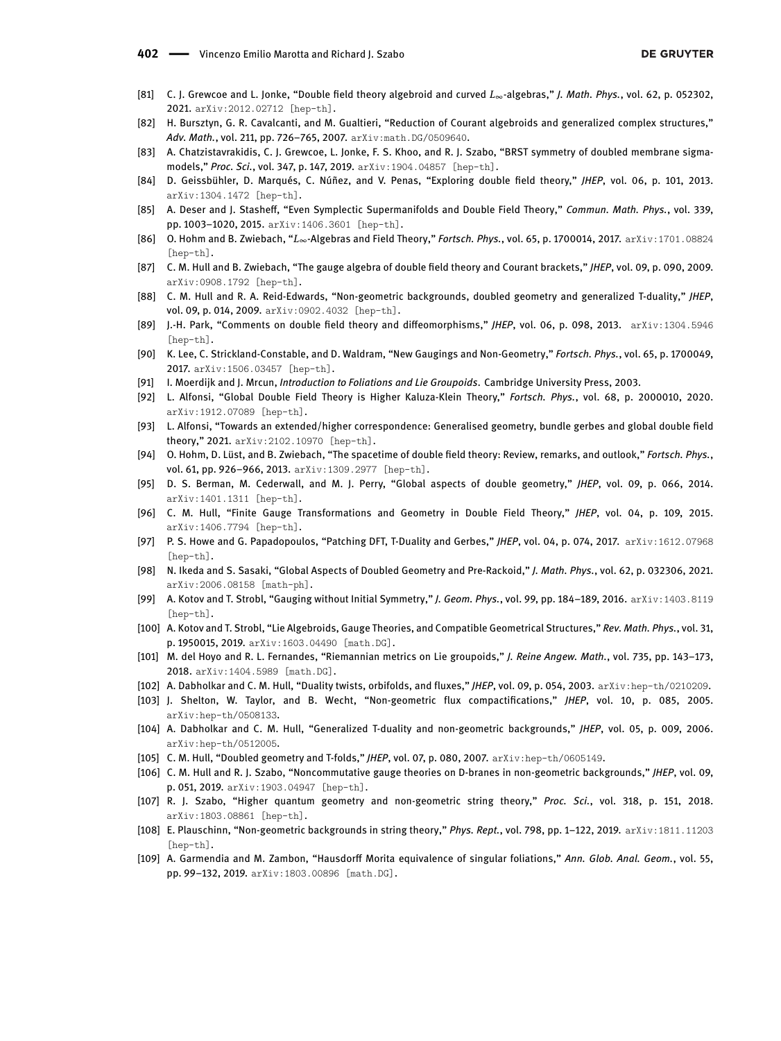[81] C. J. Grewcoe and L. Jonke, "Double field theory algebroid and curved $L_\infty$-algebras," *J. Math. Phys.*, vol. 62, p. 052302, 2021. arXiv:2012.02712 [hep-th].

[82] H. Bursztyn, G. R. Cavalcanti, and M. Gualtieri, "Reduction of Courant algebroids and generalized complex structures," *Adv. Math.*, vol. 211, pp. 726–765, 2007. arXiv:math.DG/0509640.

[83] A. Chatzistavrakidis, C. J. Grewcoe, L. Jonke, F. S. Khoo, and R. J. Szabo, "BRST symmetry of doubled membrane sigma-models," *Proc. Sci.*, vol. 347, p. 147, 2019. arXiv:1904.04857 [hep-th].

[84] D. Geissbühler, D. Marqués, C. Núñez, and V. Penas, "Exploring double field theory," *JHEP*, vol. 06, p. 101, 2013. arXiv:1304.1472 [hep-th].

[85] A. Deser and J. Stasheff, "Even Symplectic Supermanifolds and Double Field Theory," *Commun. Math. Phys.*, vol. 339, pp. 1003–1020, 2015. arXiv:1406.3601 [hep-th].

[86] O. Hohm and B. Zwiebach, "$L_\infty$-Algebras and Field Theory," *Fortsch. Phys.*, vol. 65, p. 1700014, 2017. arXiv:1701.08824 [hep-th].

[87] C. M. Hull and B. Zwiebach, "The gauge algebra of double field theory and Courant brackets," *JHEP*, vol. 09, p. 090, 2009. arXiv:0908.1792 [hep-th].

[88] C. M. Hull and R. A. Reid-Edwards, "Non-geometric backgrounds, doubled geometry and generalized T-duality," *JHEP*, vol. 09, p. 014, 2009. arXiv:0902.4032 [hep-th].

[89] J.-H. Park, "Comments on double field theory and diffeomorphisms," *JHEP*, vol. 06, p. 098, 2013. arXiv:1304.5946 [hep-th].

[90] K. Lee, C. Strickland-Constable, and D. Waldram, "New Gaugings and Non-Geometry," *Fortsch. Phys.*, vol. 65, p. 1700049, 2017. arXiv:1506.03457 [hep-th].

[91] I. Moerdijk and J. Mrcun, *Introduction to Foliations and Lie Groupoids*. Cambridge University Press, 2003.

[92] L. Alfonsi, "Global Double Field Theory is Higher Kaluza-Klein Theory," *Fortsch. Phys.*, vol. 68, p. 2000010, 2020. arXiv:1912.07089 [hep-th].

[93] L. Alfonsi, "Towards an extended/higher correspondence: Generalised geometry, bundle gerbes and global double field theory," 2021. arXiv:2102.10970 [hep-th].

[94] O. Hohm, D. Lüst, and B. Zwiebach, "The spacetime of double field theory: Review, remarks, and outlook," *Fortsch. Phys.*, vol. 61, pp. 926–966, 2013. arXiv:1309.2977 [hep-th].

[95] D. S. Berman, M. Cederwall, and M. J. Perry, "Global aspects of double geometry," *JHEP*, vol. 09, p. 066, 2014. arXiv:1401.1311 [hep-th].

[96] C. M. Hull, "Finite Gauge Transformations and Geometry in Double Field Theory," *JHEP*, vol. 04, p. 109, 2015. arXiv:1406.7794 [hep-th].

[97] P. S. Howe and G. Papadopoulos, "Patching DFT, T-Duality and Gerbes," *JHEP*, vol. 04, p. 074, 2017. arXiv:1612.07968 [hep-th].

[98] N. Ikeda and S. Sasaki, "Global Aspects of Doubled Geometry and Pre-Rackoid," *J. Math. Phys.*, vol. 62, p. 032306, 2021. arXiv:2006.08158 [math-ph].

[99] A. Kotov and T. Strobl, "Gauging without Initial Symmetry," *J. Geom. Phys.*, vol. 99, pp. 184–189, 2016. arXiv:1403.8119 [hep-th].

[100] A. Kotov and T. Strobl, "Lie Algebroids, Gauge Theories, and Compatible Geometrical Structures," *Rev. Math. Phys.*, vol. 31, p. 1950015, 2019. arXiv:1603.04490 [math.DG].

[101] M. del Hoyo and R. L. Fernandes, "Riemannian metrics on Lie groupoids," *J. Reine Angew. Math.*, vol. 735, pp. 143–173, 2018. arXiv:1404.5989 [math.DG].

[102] A. Dabholkar and C. M. Hull, "Duality twists, orbifolds, and fluxes," *JHEP*, vol. 09, p. 054, 2003. arXiv:hep-th/0210209.

[103] J. Shelton, W. Taylor, and B. Wecht, "Non-geometric flux compactifications," *JHEP*, vol. 10, p. 085, 2005. arXiv:hep-th/0508133.

[104] A. Dabholkar and C. M. Hull, "Generalized T-duality and non-geometric backgrounds," *JHEP*, vol. 05, p. 009, 2006. arXiv:hep-th/0512005.

[105] C. M. Hull, "Doubled geometry and T-folds," *JHEP*, vol. 07, p. 080, 2007. arXiv:hep-th/0605149.

[106] C. M. Hull and R. J. Szabo, "Noncommutative gauge theories on D-branes in non-geometric backgrounds," *JHEP*, vol. 09, p. 051, 2019. arXiv:1903.04947 [hep-th].

[107] R. J. Szabo, "Higher quantum geometry and non-geometric string theory," *Proc. Sci.*, vol. 318, p. 151, 2018. arXiv:1803.08861 [hep-th].

[108] E. Plauschinn, "Non-geometric backgrounds in string theory," *Phys. Rept.*, vol. 798, pp. 1–122, 2019. arXiv:1811.11203 [hep-th].

[109] A. Garmendia and M. Zambon, "Hausdorff Morita equivalence of singular foliations," *Ann. Glob. Anal. Geom.*, vol. 55, pp. 99–132, 2019. arXiv:1803.00896 [math.DG].